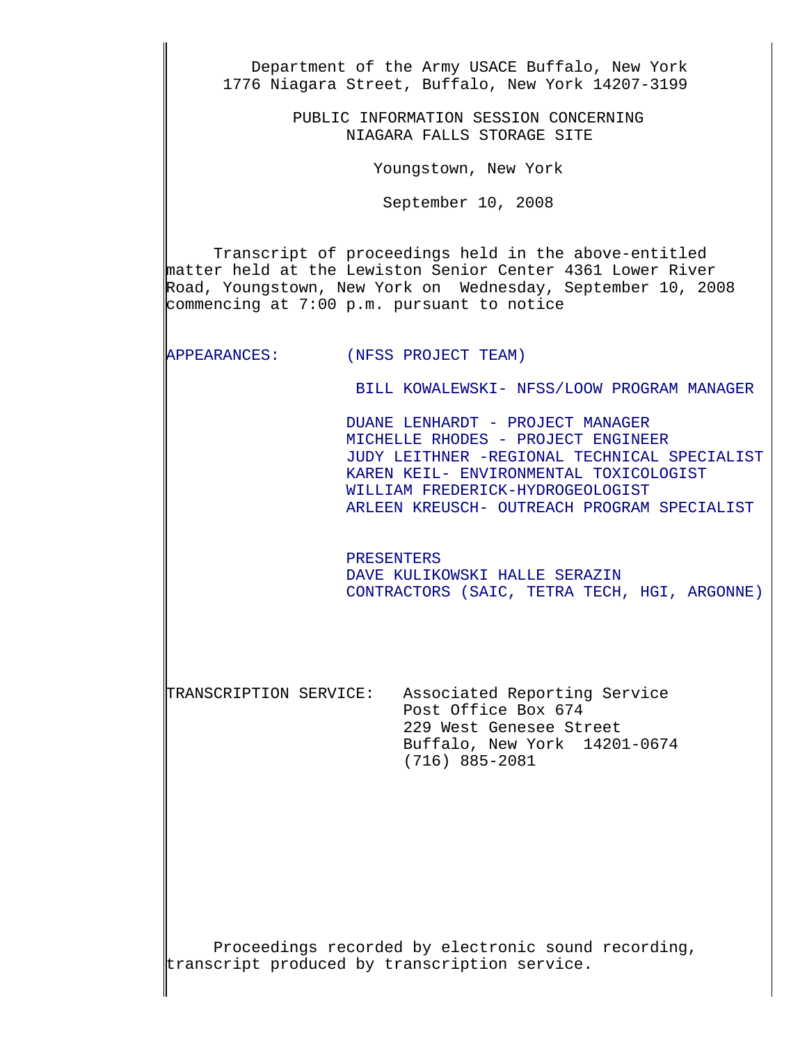Department of the Army USACE Buffalo, New York
1776 Niagara Street, Buffalo, New York 14207-3199

PUBLIC INFORMATION SESSION CONCERNING
NIAGARA FALLS STORAGE SITE

Youngstown, New York

September 10, 2008

Transcript of proceedings held in the above-entitled matter held at the Lewiston Senior Center 4361 Lower River Road, Youngstown, New York on Wednesday, September 10, 2008 commencing at 7:00 p.m. pursuant to notice

APPEARANCES: (NFSS PROJECT TEAM)

BILL KOWALEWSKI- NFSS/LOOW PROGRAM MANAGER

DUANE LENHARDT - PROJECT MANAGER
MICHELLE RHODES - PROJECT ENGINEER
JUDY LEITHNER -REGIONAL TECHNICAL SPECIALIST
KAREN KEIL- ENVIRONMENTAL TOXICOLOGIST
WILLIAM FREDERICK-HYDROGEOLOGIST
ARLEEN KREUSCH- OUTREACH PROGRAM SPECIALIST

PRESENTERS
DAVE KULIKOWSKI HALLE SERAZIN
CONTRACTORS (SAIC, TETRA TECH, HGI, ARGONNE)

TRANSCRIPTION SERVICE: Associated Reporting Service
Post Office Box 674
229 West Genesee Street
Buffalo, New York 14201-0674
(716) 885-2081

Proceedings recorded by electronic sound recording, transcript produced by transcription service.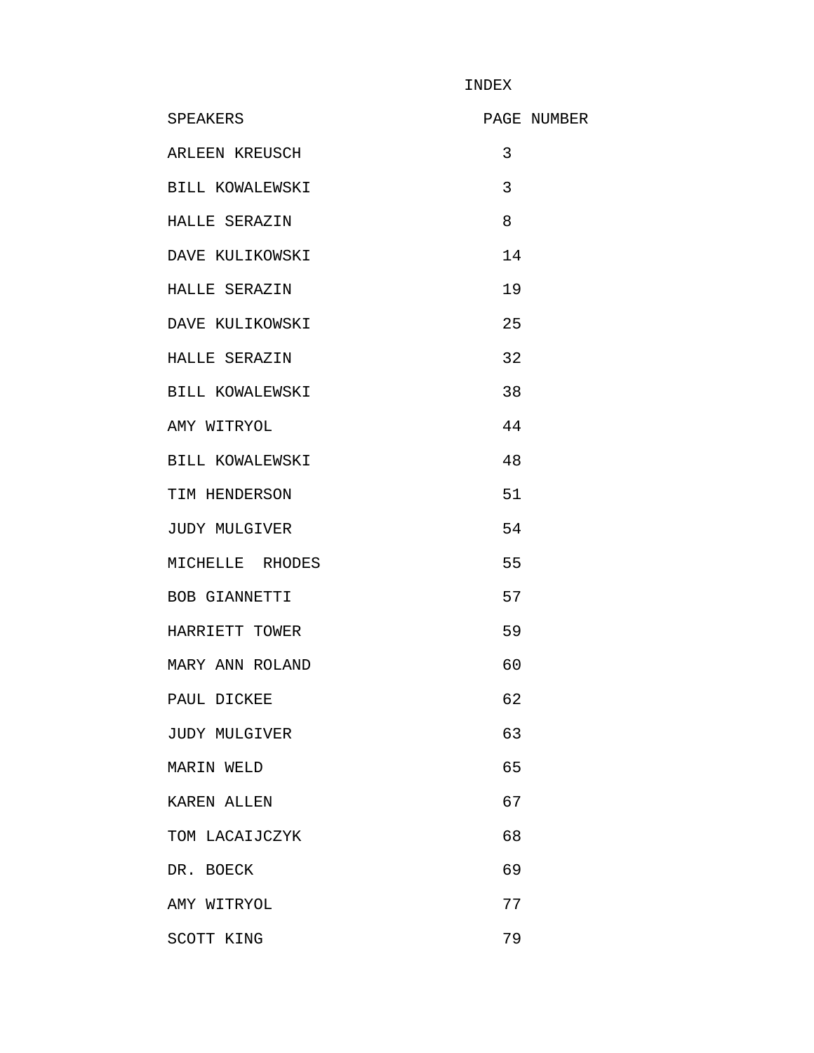# INDEX

| SPEAKERS | PAGE NUMBER |
| --- | --- |
| ARLEEN KREUSCH | 3 |
| BILL KOWALEWSKI | 3 |
| HALLE SERAZIN | 8 |
| DAVE KULIKOWSKI | 14 |
| HALLE SERAZIN | 19 |
| DAVE KULIKOWSKI | 25 |
| HALLE SERAZIN | 32 |
| BILL KOWALEWSKI | 38 |
| AMY WITRYOL | 44 |
| BILL KOWALEWSKI | 48 |
| TIM HENDERSON | 51 |
| JUDY MULGIVER | 54 |
| MICHELLE RHODES | 55 |
| BOB GIANNETTI | 57 |
| HARRIETT TOWER | 59 |
| MARY ANN ROLAND | 60 |
| PAUL DICKEE | 62 |
| JUDY MULGIVER | 63 |
| MARIN WELD | 65 |
| KAREN ALLEN | 67 |
| TOM LACAIJCZYK | 68 |
| DR. BOECK | 69 |
| AMY WITRYOL | 77 |
| SCOTT KING | 79 |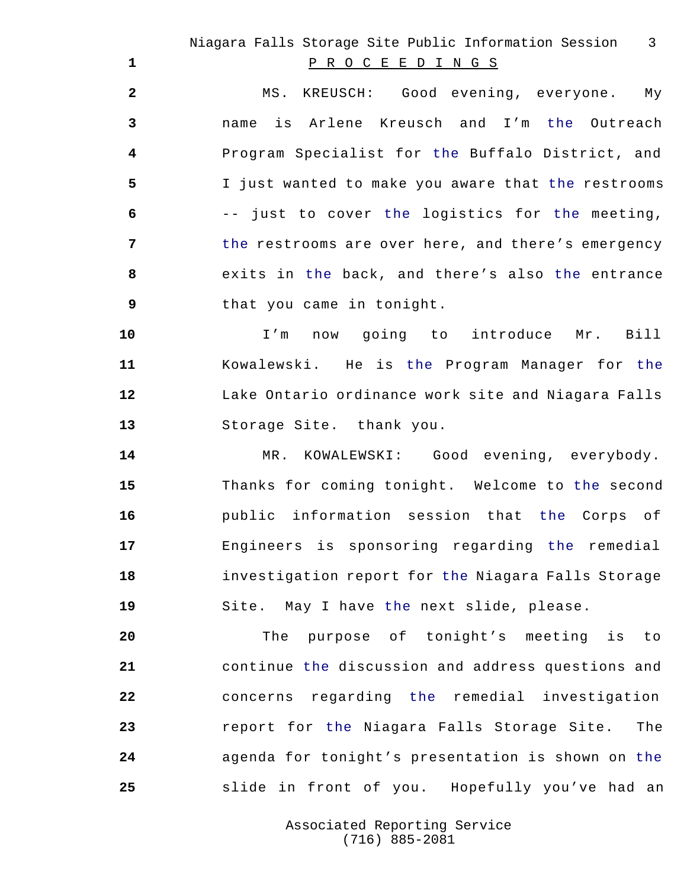P R O C E E D I N G S

MS. KREUSCH: Good evening, everyone. My name is Arlene Kreusch and I'm the Outreach Program Specialist for the Buffalo District, and I just wanted to make you aware that the restrooms -- just to cover the logistics for the meeting, the restrooms are over here, and there's emergency exits in the back, and there's also the entrance that you came in tonight.

I'm now going to introduce Mr. Bill Kowalewski. He is the Program Manager for the Lake Ontario ordinance work site and Niagara Falls Storage Site. thank you.

MR. KOWALEWSKI: Good evening, everybody. Thanks for coming tonight. Welcome to the second public information session that the Corps of Engineers is sponsoring regarding the remedial investigation report for the Niagara Falls Storage Site. May I have the next slide, please.

The purpose of tonight's meeting is to continue the discussion and address questions and concerns regarding the remedial investigation report for the Niagara Falls Storage Site. The agenda for tonight's presentation is shown on the slide in front of you. Hopefully you've had an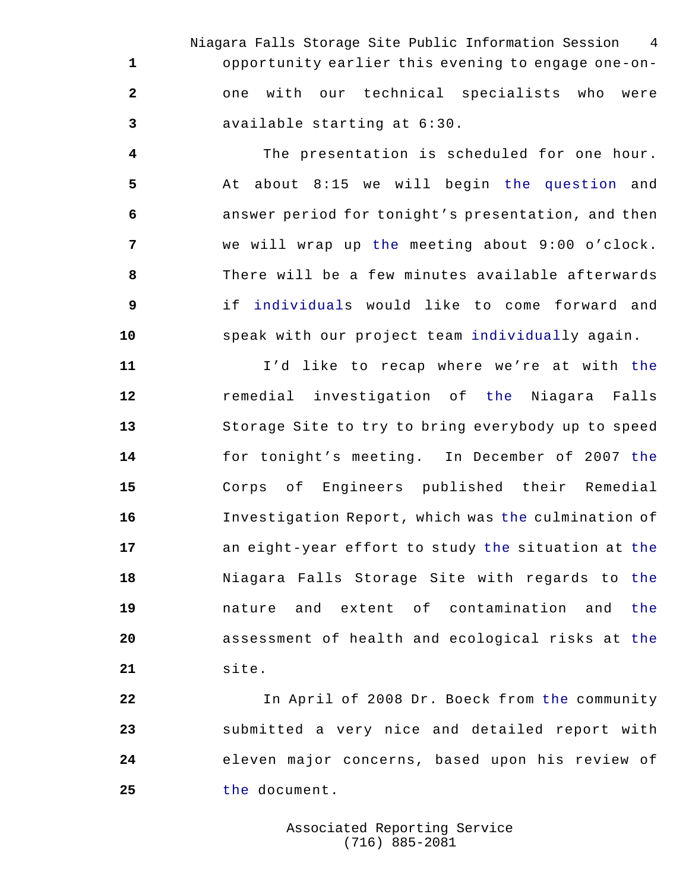opportunity earlier this evening to engage one-on-one with our technical specialists who were available starting at 6:30.

The presentation is scheduled for one hour. At about 8:15 we will begin the question and answer period for tonight's presentation, and then we will wrap up the meeting about 9:00 o'clock. There will be a few minutes available afterwards if individuals would like to come forward and speak with our project team individually again.

I'd like to recap where we're at with the remedial investigation of the Niagara Falls Storage Site to try to bring everybody up to speed for tonight's meeting. In December of 2007 the Corps of Engineers published their Remedial Investigation Report, which was the culmination of an eight-year effort to study the situation at the Niagara Falls Storage Site with regards to the nature and extent of contamination and the assessment of health and ecological risks at the site.

In April of 2008 Dr. Boeck from the community submitted a very nice and detailed report with eleven major concerns, based upon his review of the document.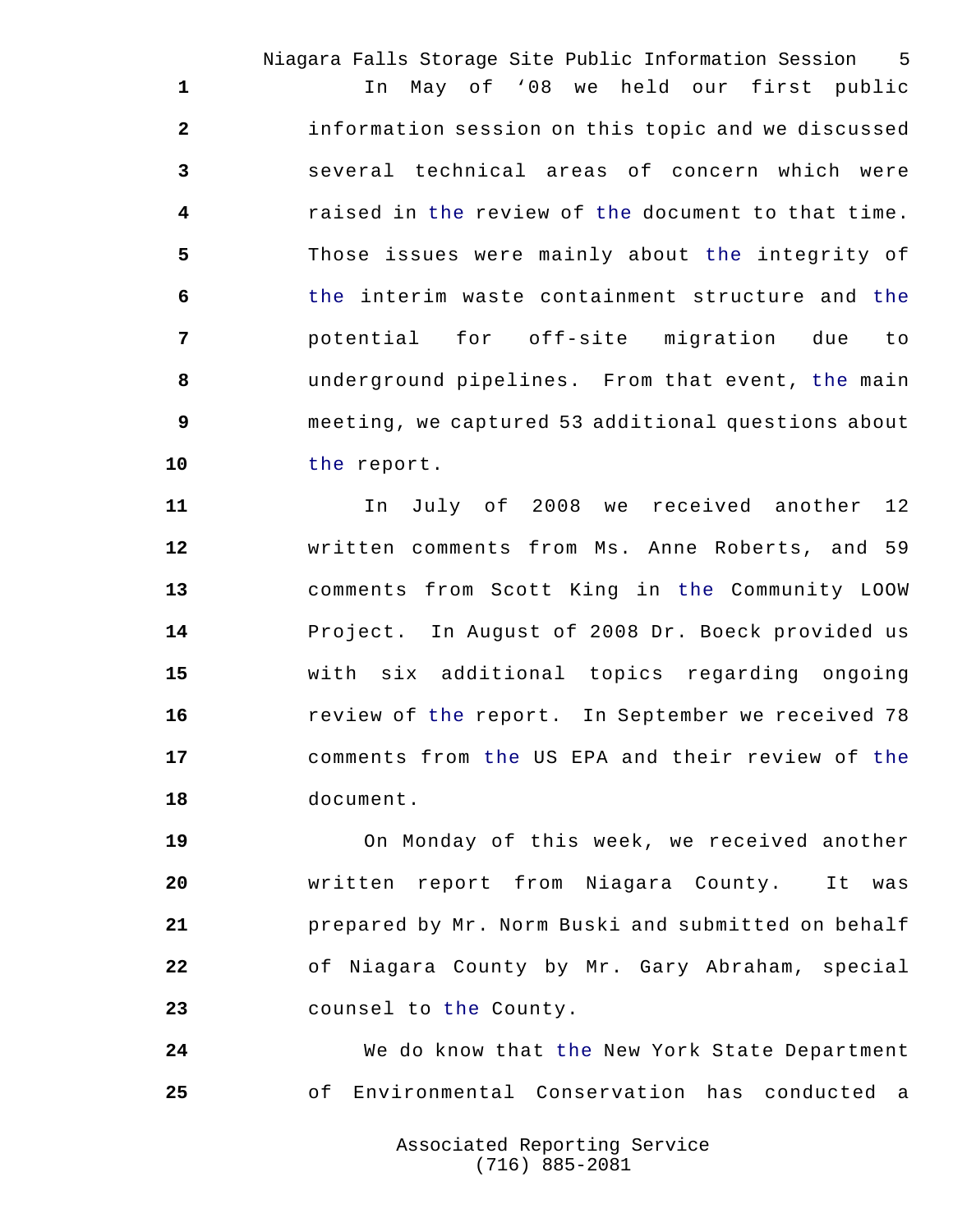In May of '08 we held our first public information session on this topic and we discussed several technical areas of concern which were raised in the review of the document to that time. Those issues were mainly about the integrity of the interim waste containment structure and the potential for off-site migration due to underground pipelines. From that event, the main meeting, we captured 53 additional questions about the report.

In July of 2008 we received another 12 written comments from Ms. Anne Roberts, and 59 comments from Scott King in the Community LOOW Project. In August of 2008 Dr. Boeck provided us with six additional topics regarding ongoing review of the report. In September we received 78 comments from the US EPA and their review of the document.

On Monday of this week, we received another written report from Niagara County. It was prepared by Mr. Norm Buski and submitted on behalf of Niagara County by Mr. Gary Abraham, special counsel to the County.

We do know that the New York State Department of Environmental Conservation has conducted a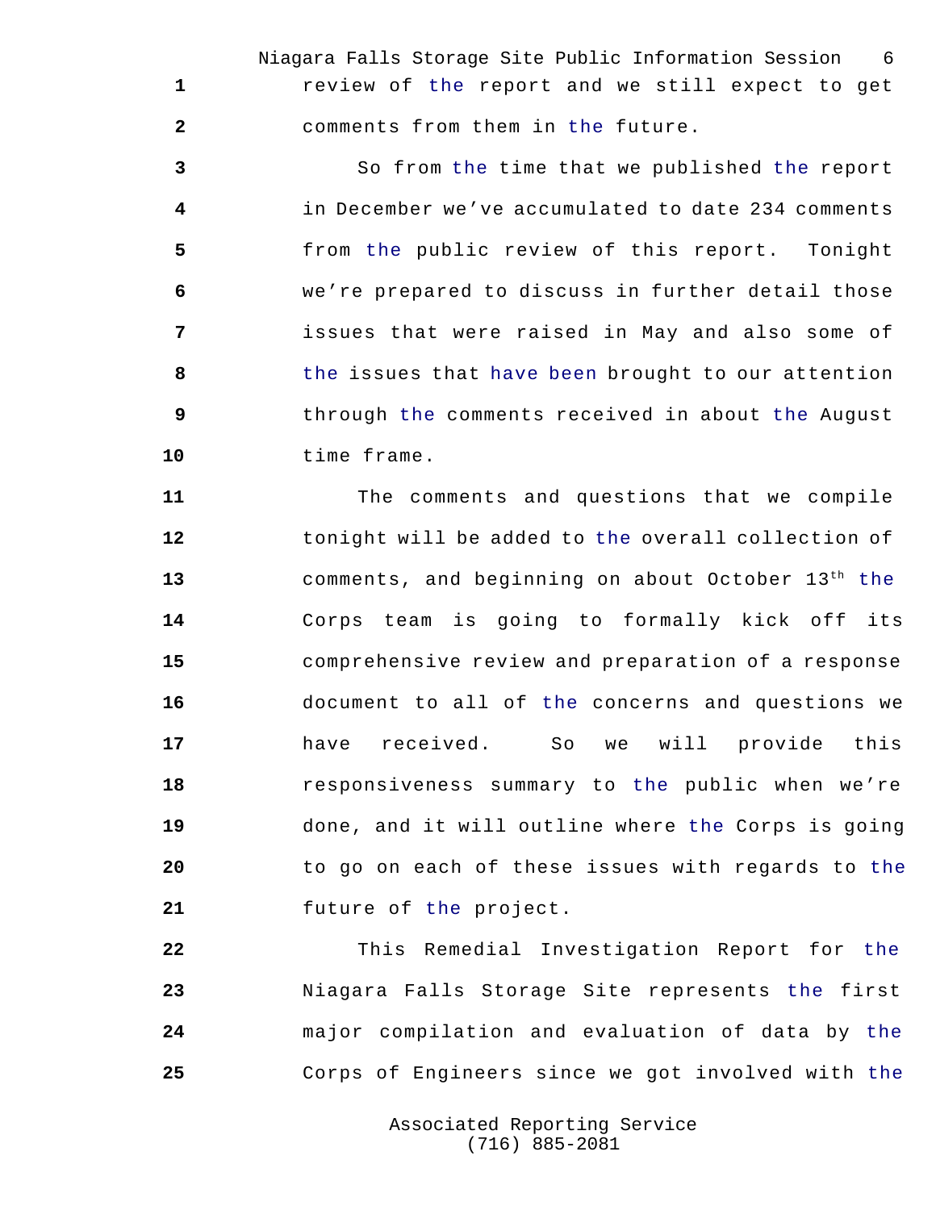1 review of the report and we still expect to get

2 comments from them in the future.

3 So from the time that we published the report

4 in December we've accumulated to date 234 comments

5 from the public review of this report. Tonight

6 we're prepared to discuss in further detail those

7 issues that were raised in May and also some of

8 the issues that have been brought to our attention

9 through the comments received in about the August

10 time frame.

11 The comments and questions that we compile

12 tonight will be added to the overall collection of

13 comments, and beginning on about October 13th the

14 Corps team is going to formally kick off its

15 comprehensive review and preparation of a response

16 document to all of the concerns and questions we

17 have received. So we will provide this

18 responsiveness summary to the public when we're

19 done, and it will outline where the Corps is going

20 to go on each of these issues with regards to the

21 future of the project.

22 This Remedial Investigation Report for the

23 Niagara Falls Storage Site represents the first

24 major compilation and evaluation of data by the

25 Corps of Engineers since we got involved with the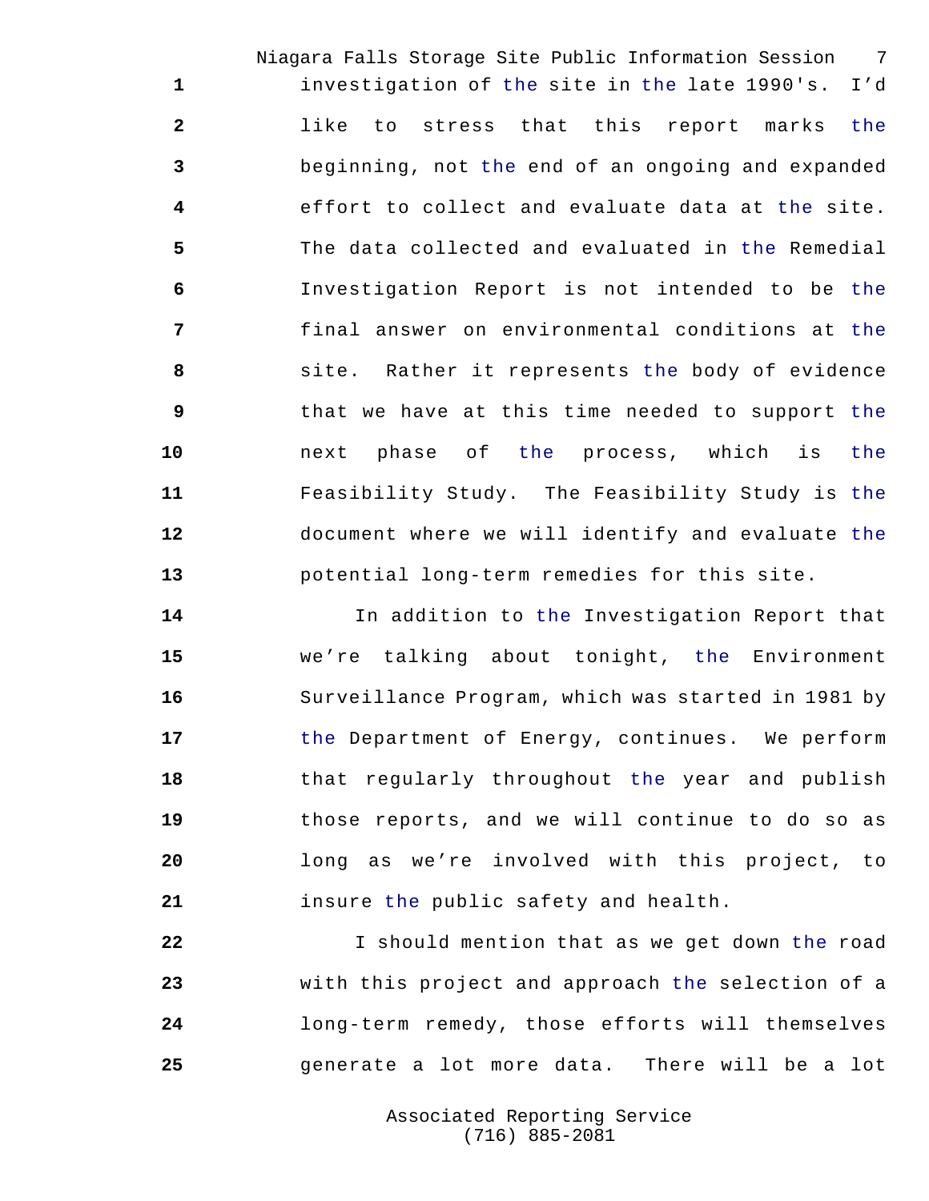investigation of the site in the late 1990's. I'd like to stress that this report marks the beginning, not the end of an ongoing and expanded effort to collect and evaluate data at the site. The data collected and evaluated in the Remedial Investigation Report is not intended to be the final answer on environmental conditions at the site. Rather it represents the body of evidence that we have at this time needed to support the next phase of the process, which is the Feasibility Study. The Feasibility Study is the document where we will identify and evaluate the potential long-term remedies for this site.

In addition to the Investigation Report that we're talking about tonight, the Environment Surveillance Program, which was started in 1981 by the Department of Energy, continues. We perform that regularly throughout the year and publish those reports, and we will continue to do so as long as we're involved with this project, to insure the public safety and health.

I should mention that as we get down the road with this project and approach the selection of a long-term remedy, those efforts will themselves generate a lot more data. There will be a lot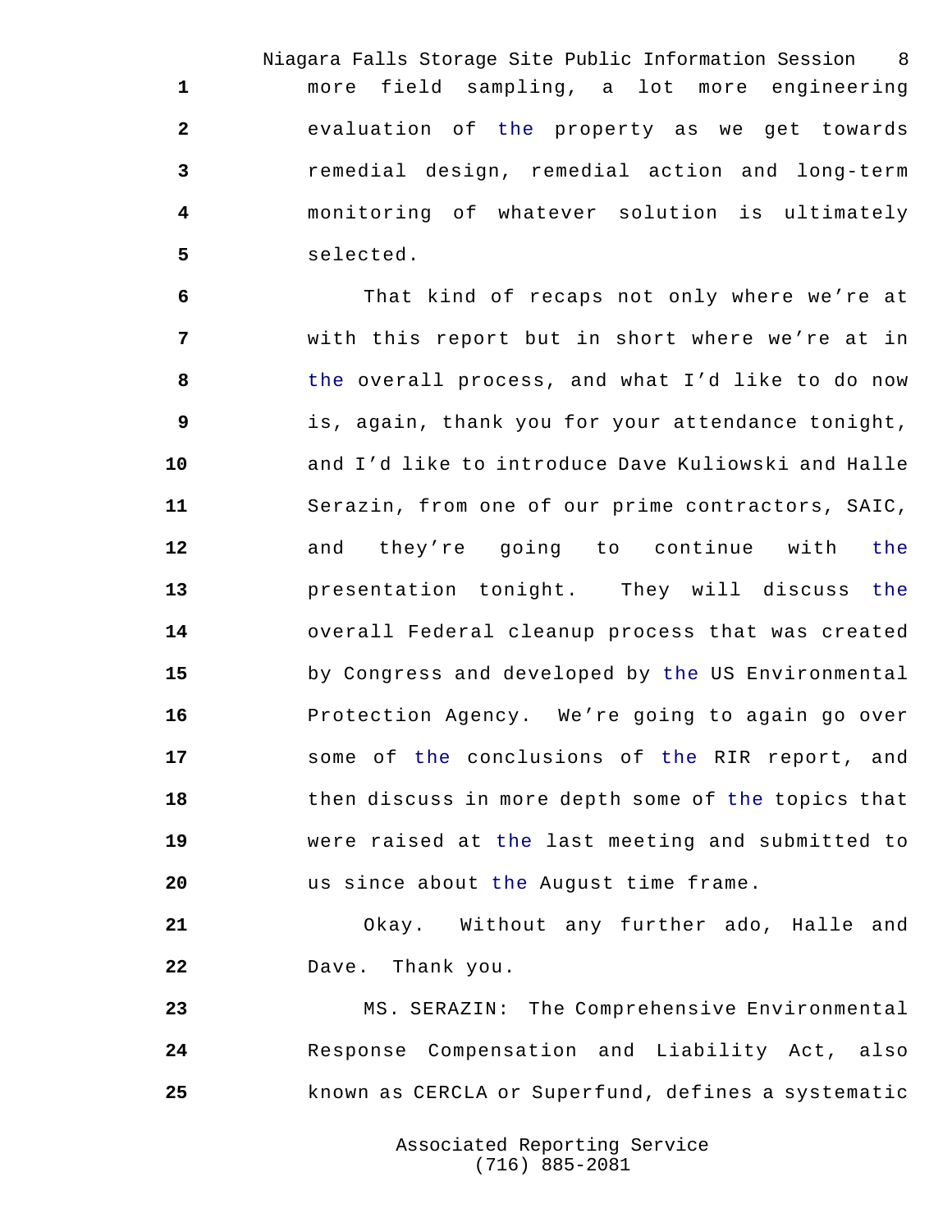more field sampling, a lot more engineering evaluation of the property as we get towards remedial design, remedial action and long-term monitoring of whatever solution is ultimately selected.

That kind of recaps not only where we're at with this report but in short where we're at in the overall process, and what I'd like to do now is, again, thank you for your attendance tonight, and I'd like to introduce Dave Kuliowski and Halle Serazin, from one of our prime contractors, SAIC, and they're going to continue with the presentation tonight. They will discuss the overall Federal cleanup process that was created by Congress and developed by the US Environmental Protection Agency. We're going to again go over some of the conclusions of the RIR report, and then discuss in more depth some of the topics that were raised at the last meeting and submitted to us since about the August time frame.

Okay. Without any further ado, Halle and Dave. Thank you.

MS. SERAZIN: The Comprehensive Environmental Response Compensation and Liability Act, also known as CERCLA or Superfund, defines a systematic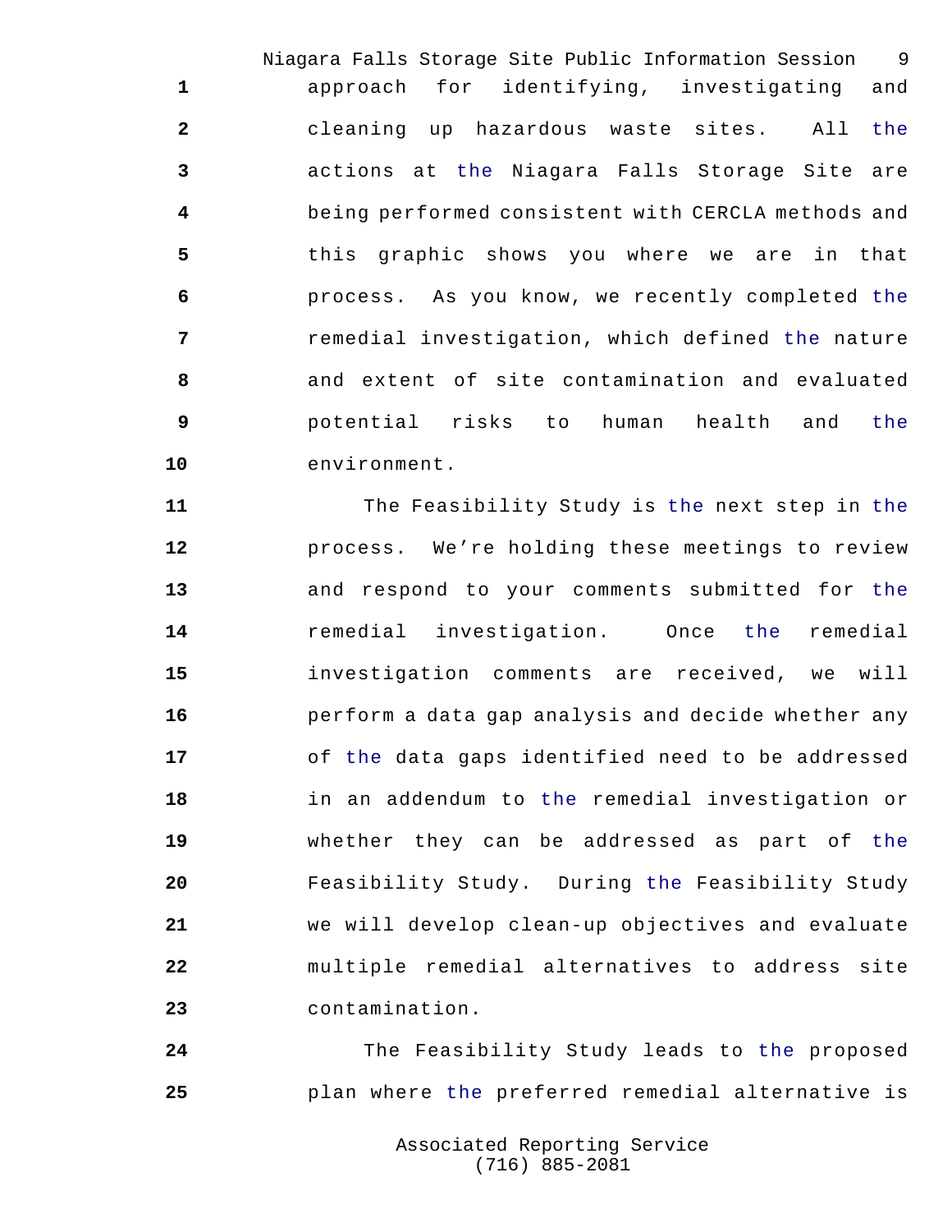approach for identifying, investigating and cleaning up hazardous waste sites. All the actions at the Niagara Falls Storage Site are being performed consistent with CERCLA methods and this graphic shows you where we are in that process. As you know, we recently completed the remedial investigation, which defined the nature and extent of site contamination and evaluated potential risks to human health and the environment.

The Feasibility Study is the next step in the process. We're holding these meetings to review and respond to your comments submitted for the remedial investigation. Once the remedial investigation comments are received, we will perform a data gap analysis and decide whether any of the data gaps identified need to be addressed in an addendum to the remedial investigation or whether they can be addressed as part of the Feasibility Study. During the Feasibility Study we will develop clean-up objectives and evaluate multiple remedial alternatives to address site contamination.

The Feasibility Study leads to the proposed plan where the preferred remedial alternative is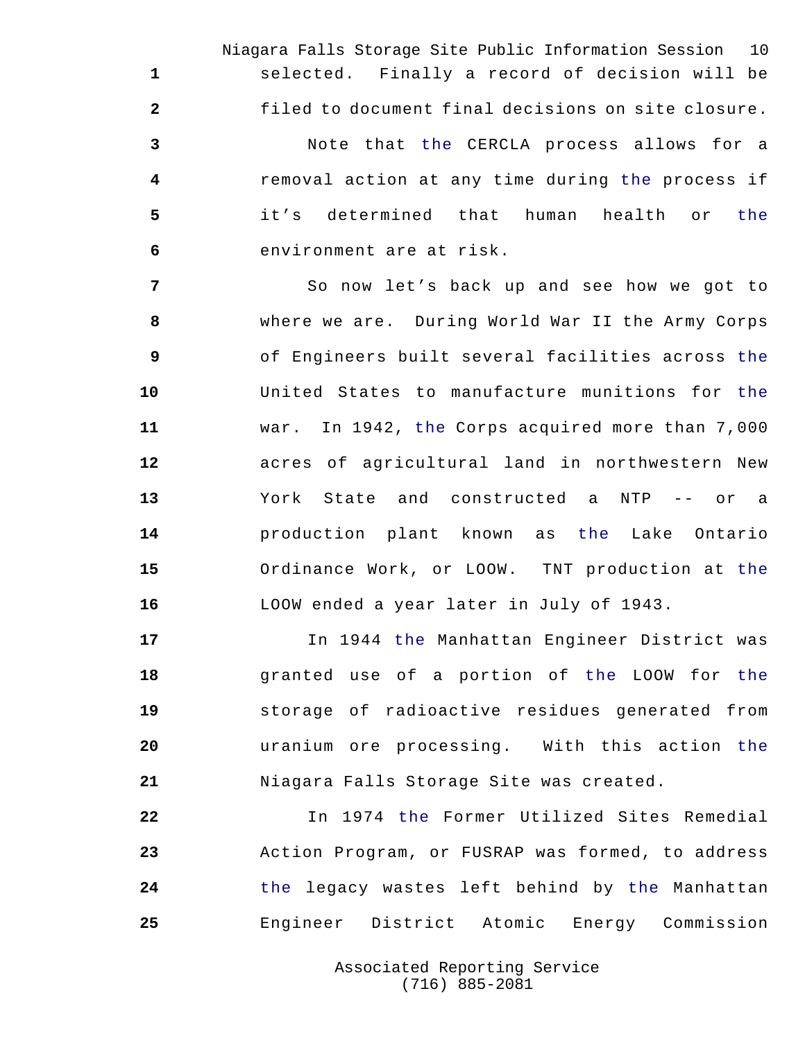selected. Finally a record of decision will be filed to document final decisions on site closure.

Note that the CERCLA process allows for a removal action at any time during the process if it's determined that human health or the environment are at risk.

So now let's back up and see how we got to where we are. During World War II the Army Corps of Engineers built several facilities across the United States to manufacture munitions for the war. In 1942, the Corps acquired more than 7,000 acres of agricultural land in northwestern New York State and constructed a NTP -- or a production plant known as the Lake Ontario Ordinance Work, or LOOW. TNT production at the LOOW ended a year later in July of 1943.

In 1944 the Manhattan Engineer District was granted use of a portion of the LOOW for the storage of radioactive residues generated from uranium ore processing. With this action the Niagara Falls Storage Site was created.

In 1974 the Former Utilized Sites Remedial Action Program, or FUSRAP was formed, to address the legacy wastes left behind by the Manhattan Engineer District Atomic Energy Commission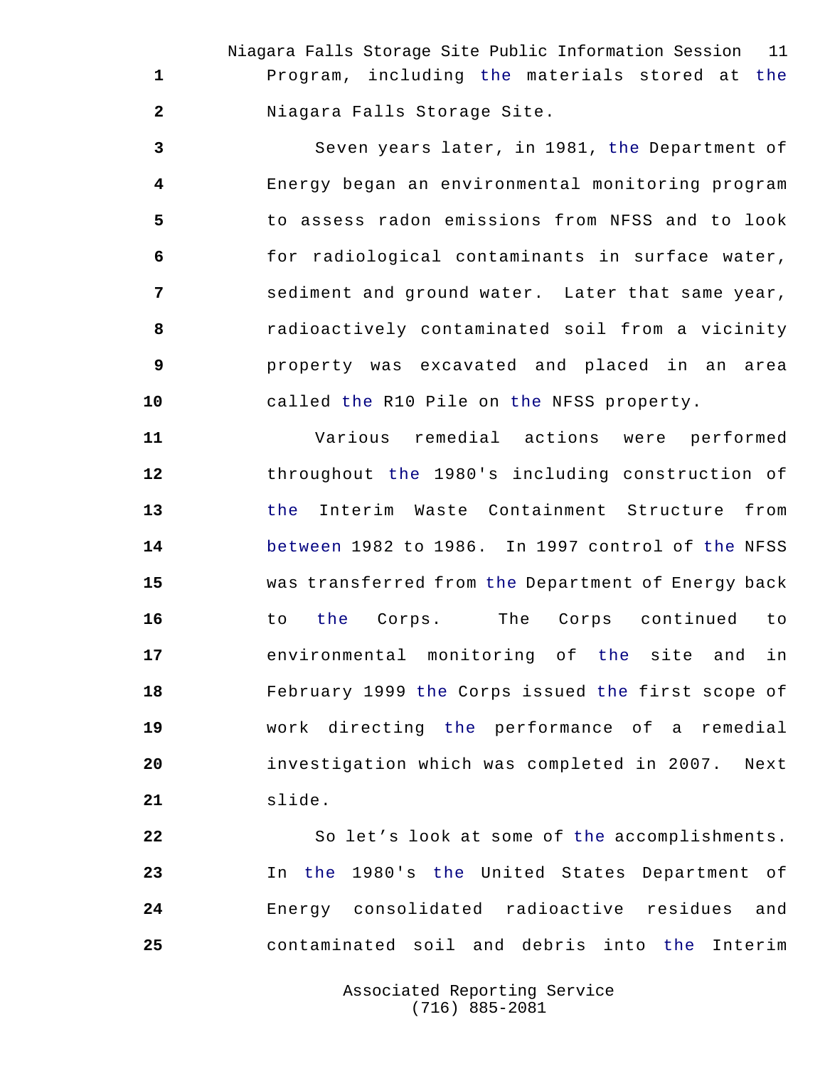Program, including the materials stored at the Niagara Falls Storage Site.

Seven years later, in 1981, the Department of Energy began an environmental monitoring program to assess radon emissions from NFSS and to look for radiological contaminants in surface water, sediment and ground water. Later that same year, radioactively contaminated soil from a vicinity property was excavated and placed in an area called the R10 Pile on the NFSS property.

Various remedial actions were performed throughout the 1980's including construction of the Interim Waste Containment Structure from between 1982 to 1986. In 1997 control of the NFSS was transferred from the Department of Energy back to the Corps. The Corps continued to environmental monitoring of the site and in February 1999 the Corps issued the first scope of work directing the performance of a remedial investigation which was completed in 2007. Next slide.

So let's look at some of the accomplishments. In the 1980's the United States Department of Energy consolidated radioactive residues and contaminated soil and debris into the Interim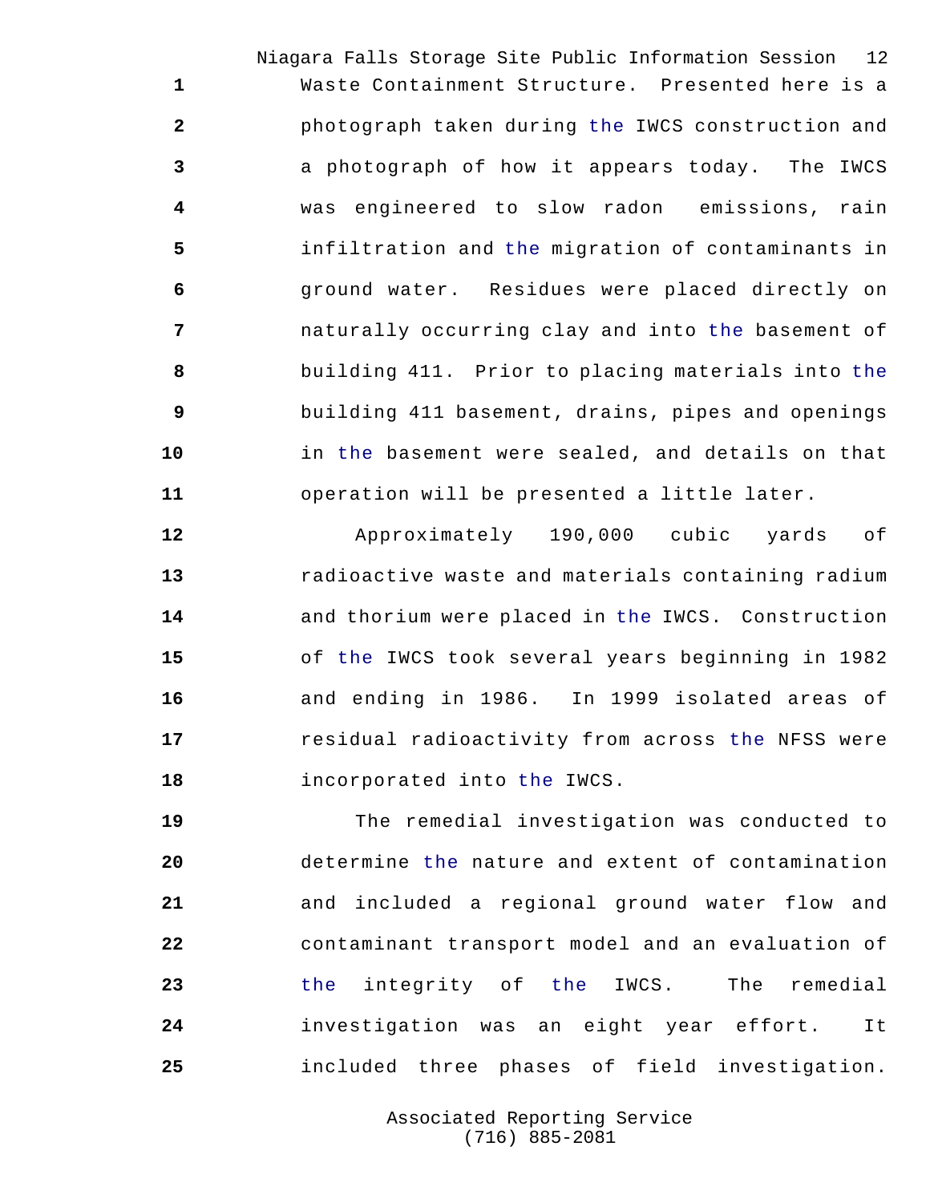Waste Containment Structure. Presented here is a photograph taken during the IWCS construction and a photograph of how it appears today. The IWCS was engineered to slow radon emissions, rain infiltration and the migration of contaminants in ground water. Residues were placed directly on naturally occurring clay and into the basement of building 411. Prior to placing materials into the building 411 basement, drains, pipes and openings in the basement were sealed, and details on that operation will be presented a little later.

Approximately 190,000 cubic yards of radioactive waste and materials containing radium and thorium were placed in the IWCS. Construction of the IWCS took several years beginning in 1982 and ending in 1986. In 1999 isolated areas of residual radioactivity from across the NFSS were incorporated into the IWCS.

The remedial investigation was conducted to determine the nature and extent of contamination and included a regional ground water flow and contaminant transport model and an evaluation of the integrity of the IWCS. The remedial investigation was an eight year effort. It included three phases of field investigation.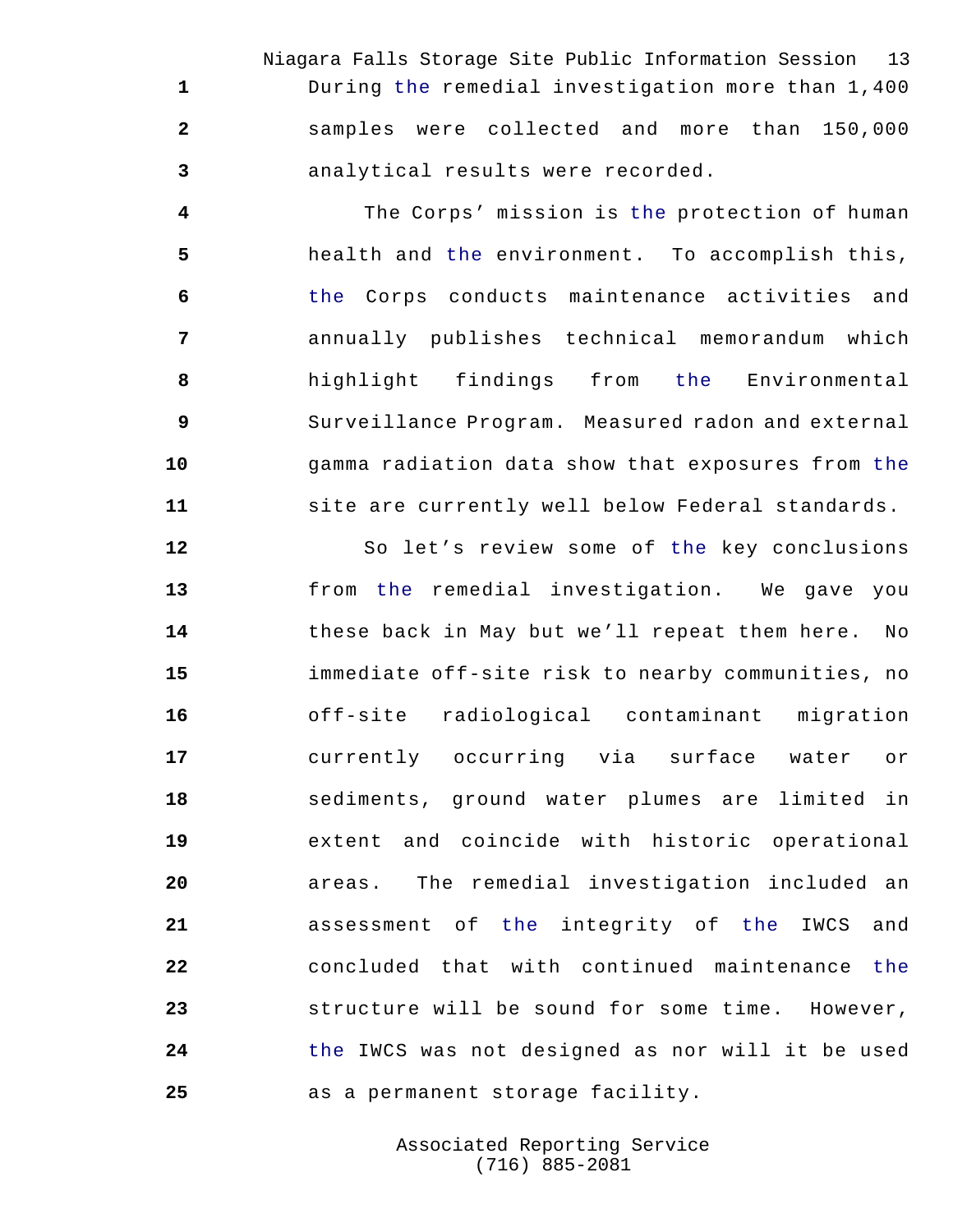During the remedial investigation more than 1,400 samples were collected and more than 150,000 analytical results were recorded.

The Corps' mission is the protection of human health and the environment. To accomplish this, the Corps conducts maintenance activities and annually publishes technical memorandum which highlight findings from the Environmental Surveillance Program. Measured radon and external gamma radiation data show that exposures from the site are currently well below Federal standards.

So let's review some of the key conclusions from the remedial investigation. We gave you these back in May but we'll repeat them here. No immediate off-site risk to nearby communities, no off-site radiological contaminant migration currently occurring via surface water or sediments, ground water plumes are limited in extent and coincide with historic operational areas. The remedial investigation included an assessment of the integrity of the IWCS and concluded that with continued maintenance the structure will be sound for some time. However, the IWCS was not designed as nor will it be used as a permanent storage facility.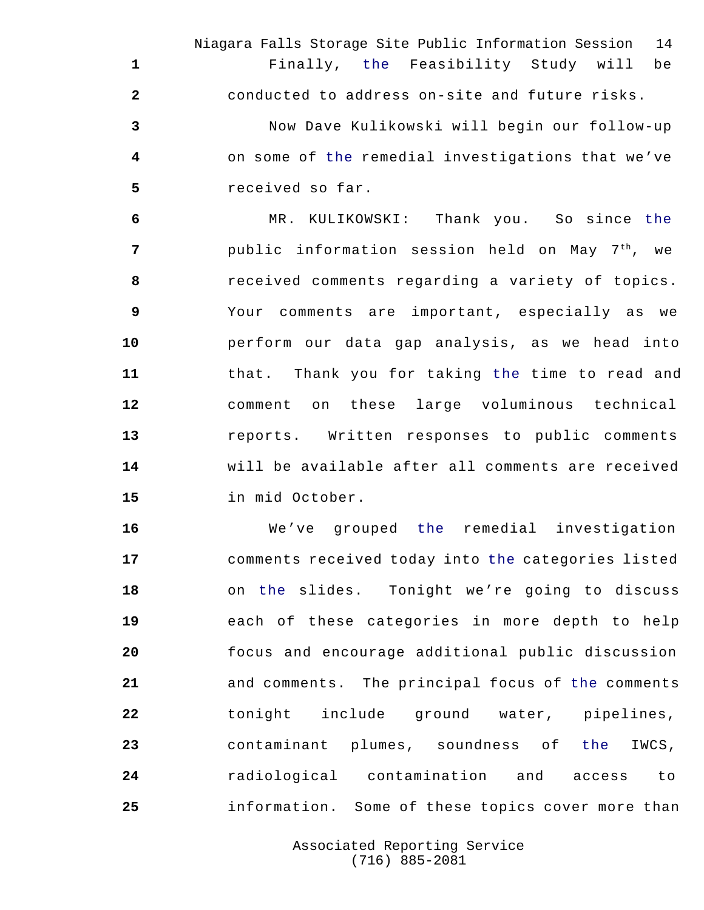Finally, the Feasibility Study will be conducted to address on-site and future risks.

Now Dave Kulikowski will begin our follow-up on some of the remedial investigations that we've received so far.

MR. KULIKOWSKI: Thank you. So since the public information session held on May 7th, we received comments regarding a variety of topics. Your comments are important, especially as we perform our data gap analysis, as we head into that. Thank you for taking the time to read and comment on these large voluminous technical reports. Written responses to public comments will be available after all comments are received in mid October.

We've grouped the remedial investigation comments received today into the categories listed on the slides. Tonight we're going to discuss each of these categories in more depth to help focus and encourage additional public discussion and comments. The principal focus of the comments tonight include ground water, pipelines, contaminant plumes, soundness of the IWCS, radiological contamination and access to information. Some of these topics cover more than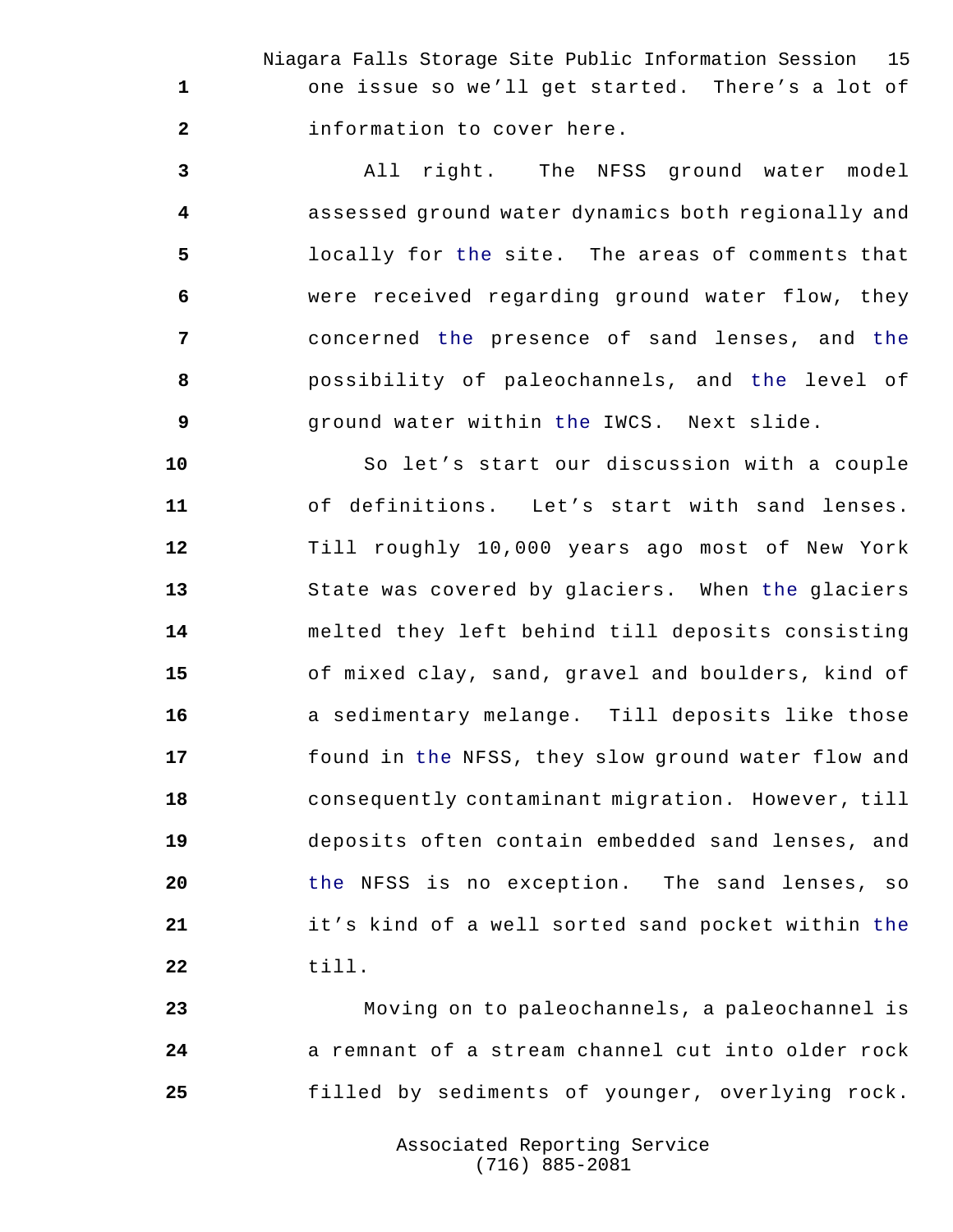one issue so we'll get started. There's a lot of information to cover here.

All right. The NFSS ground water model assessed ground water dynamics both regionally and locally for the site. The areas of comments that were received regarding ground water flow, they concerned the presence of sand lenses, and the possibility of paleochannels, and the level of ground water within the IWCS. Next slide.

So let's start our discussion with a couple of definitions. Let's start with sand lenses. Till roughly 10,000 years ago most of New York State was covered by glaciers. When the glaciers melted they left behind till deposits consisting of mixed clay, sand, gravel and boulders, kind of a sedimentary melange. Till deposits like those found in the NFSS, they slow ground water flow and consequently contaminant migration. However, till deposits often contain embedded sand lenses, and the NFSS is no exception. The sand lenses, so it's kind of a well sorted sand pocket within the till.

Moving on to paleochannels, a paleochannel is a remnant of a stream channel cut into older rock filled by sediments of younger, overlying rock.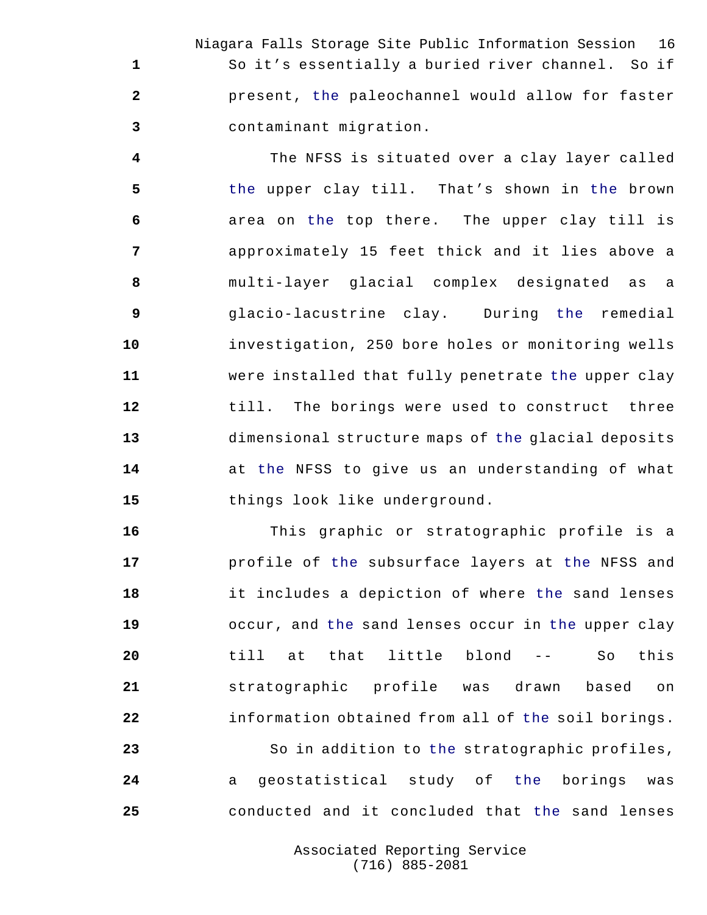So it's essentially a buried river channel. So if present, the paleochannel would allow for faster contaminant migration.

The NFSS is situated over a clay layer called the upper clay till. That's shown in the brown area on the top there. The upper clay till is approximately 15 feet thick and it lies above a multi-layer glacial complex designated as a glacio-lacustrine clay. During the remedial investigation, 250 bore holes or monitoring wells were installed that fully penetrate the upper clay till. The borings were used to construct three dimensional structure maps of the glacial deposits at the NFSS to give us an understanding of what things look like underground.

This graphic or stratographic profile is a profile of the subsurface layers at the NFSS and it includes a depiction of where the sand lenses occur, and the sand lenses occur in the upper clay till at that little blond -- So this stratographic profile was drawn based on information obtained from all of the soil borings.

So in addition to the stratographic profiles, a geostatistical study of the borings was conducted and it concluded that the sand lenses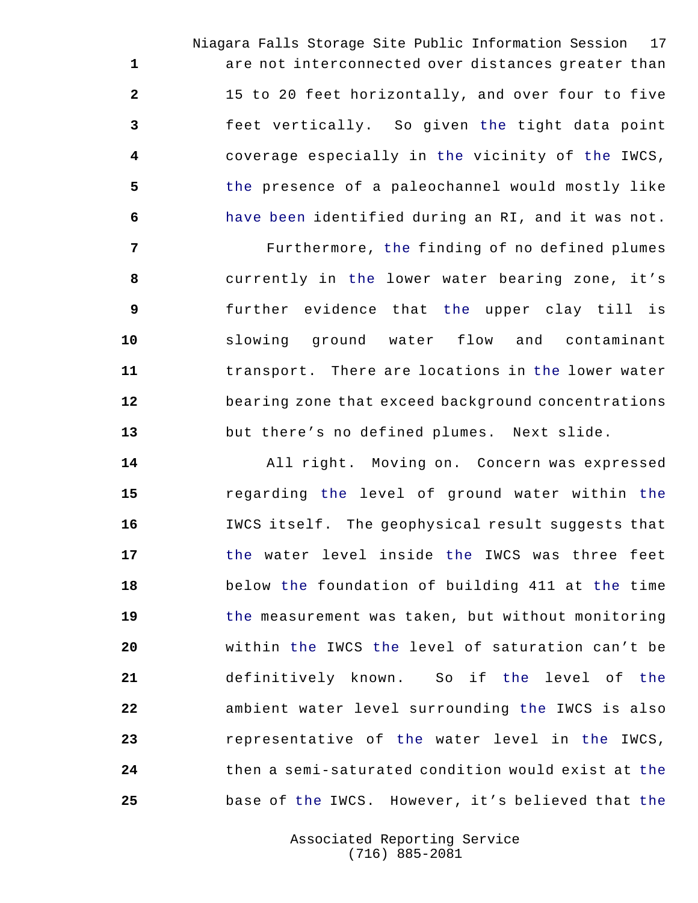are not interconnected over distances greater than 15 to 20 feet horizontally, and over four to five feet vertically. So given the tight data point coverage especially in the vicinity of the IWCS, the presence of a paleochannel would mostly like have been identified during an RI, and it was not.

Furthermore, the finding of no defined plumes currently in the lower water bearing zone, it's further evidence that the upper clay till is slowing ground water flow and contaminant transport. There are locations in the lower water bearing zone that exceed background concentrations but there's no defined plumes. Next slide.

All right. Moving on. Concern was expressed regarding the level of ground water within the IWCS itself. The geophysical result suggests that the water level inside the IWCS was three feet below the foundation of building 411 at the time the measurement was taken, but without monitoring within the IWCS the level of saturation can't be definitively known. So if the level of the ambient water level surrounding the IWCS is also representative of the water level in the IWCS, then a semi-saturated condition would exist at the base of the IWCS. However, it's believed that the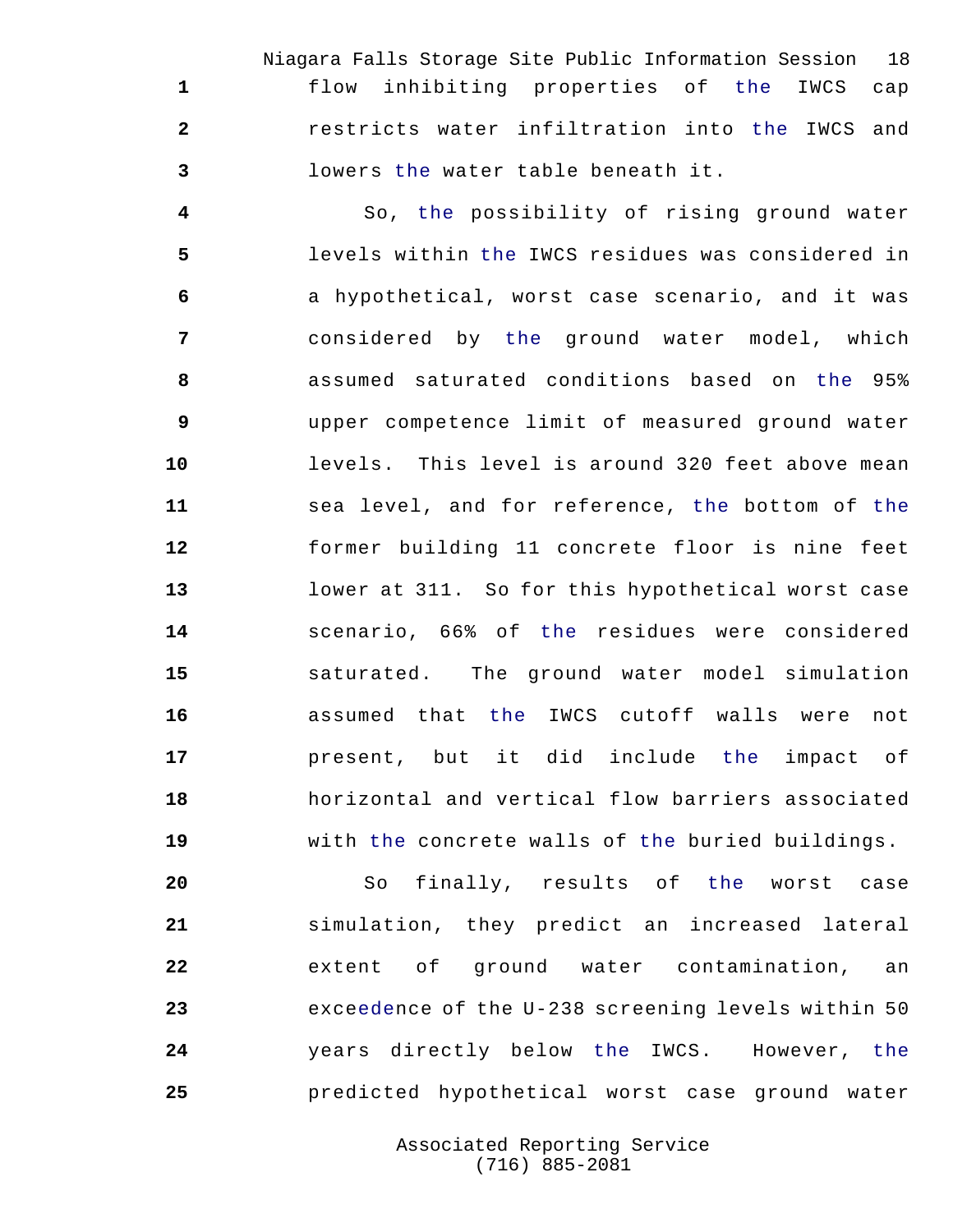flow inhibiting properties of the IWCS cap restricts water infiltration into the IWCS and lowers the water table beneath it.

So, the possibility of rising ground water levels within the IWCS residues was considered in a hypothetical, worst case scenario, and it was considered by the ground water model, which assumed saturated conditions based on the 95% upper competence limit of measured ground water levels. This level is around 320 feet above mean sea level, and for reference, the bottom of the former building 11 concrete floor is nine feet lower at 311. So for this hypothetical worst case scenario, 66% of the residues were considered saturated. The ground water model simulation assumed that the IWCS cutoff walls were not present, but it did include the impact of horizontal and vertical flow barriers associated with the concrete walls of the buried buildings.

So finally, results of the worst case simulation, they predict an increased lateral extent of ground water contamination, an exceeedence of the U-238 screening levels within 50 years directly below the IWCS. However, the predicted hypothetical worst case ground water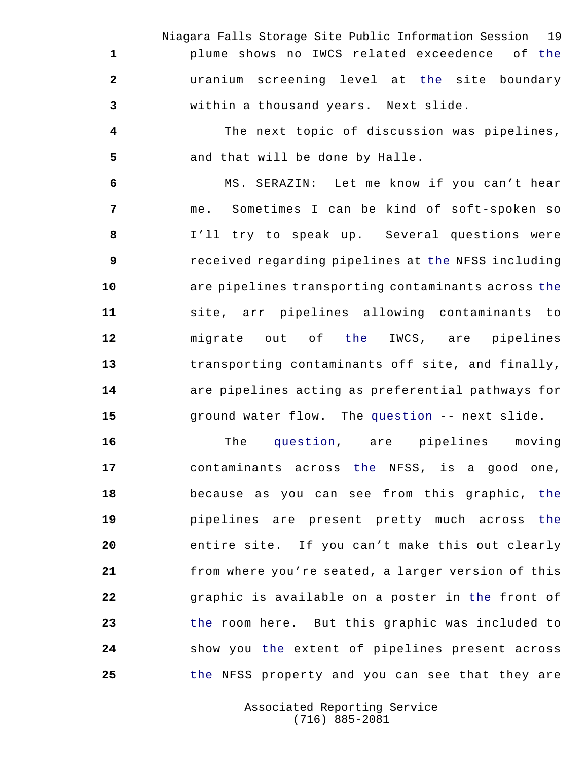plume shows no IWCS related exceedence of the uranium screening level at the site boundary within a thousand years. Next slide.

The next topic of discussion was pipelines, and that will be done by Halle.

MS. SERAZIN: Let me know if you can't hear me. Sometimes I can be kind of soft-spoken so I'll try to speak up. Several questions were received regarding pipelines at the NFSS including are pipelines transporting contaminants across the site, arr pipelines allowing contaminants to migrate out of the IWCS, are pipelines transporting contaminants off site, and finally, are pipelines acting as preferential pathways for ground water flow. The question -- next slide.

The question, are pipelines moving contaminants across the NFSS, is a good one, because as you can see from this graphic, the pipelines are present pretty much across the entire site. If you can't make this out clearly from where you're seated, a larger version of this graphic is available on a poster in the front of the room here. But this graphic was included to show you the extent of pipelines present across the NFSS property and you can see that they are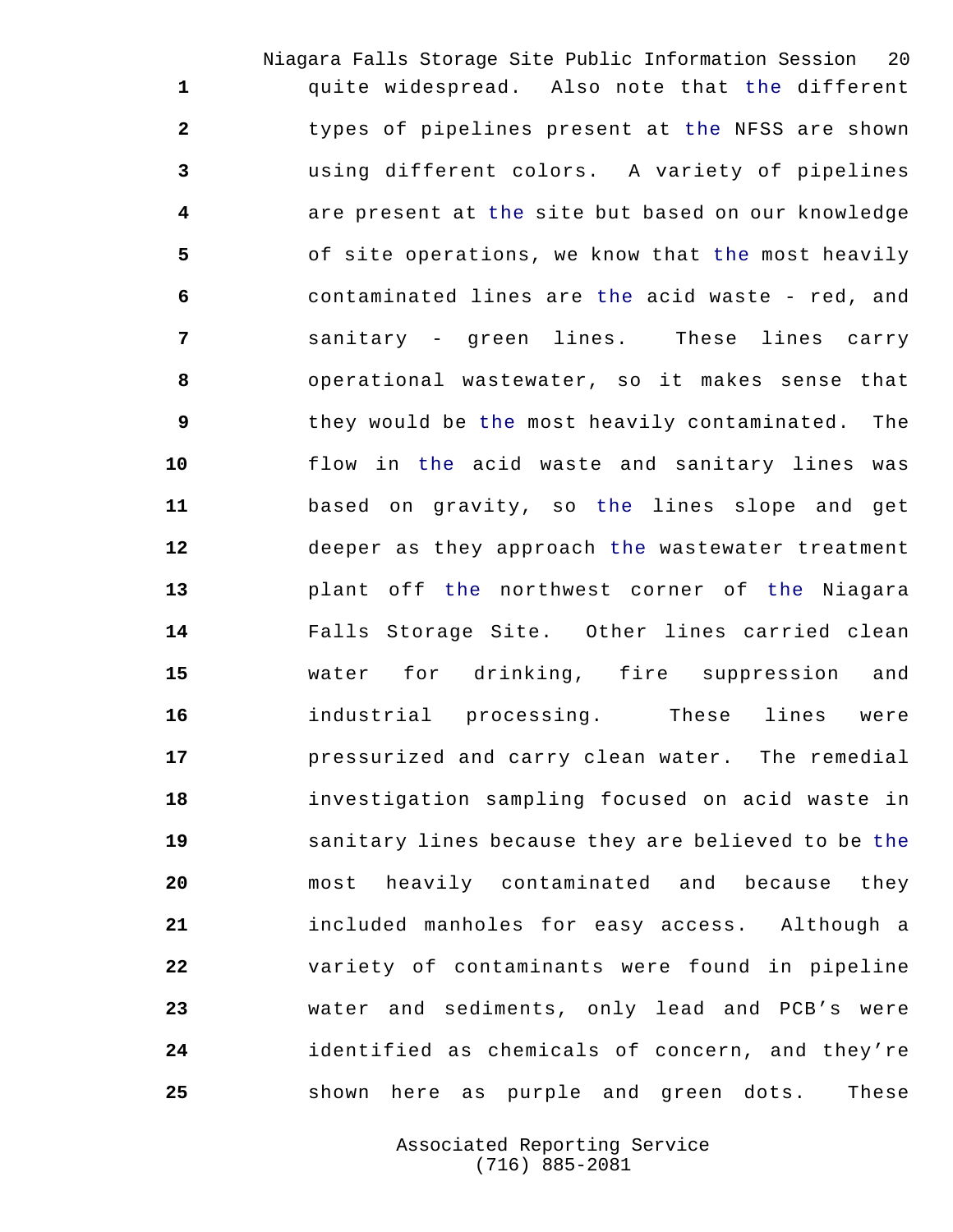quite widespread. Also note that the different types of pipelines present at the NFSS are shown using different colors. A variety of pipelines are present at the site but based on our knowledge of site operations, we know that the most heavily contaminated lines are the acid waste - red, and sanitary - green lines. These lines carry operational wastewater, so it makes sense that they would be the most heavily contaminated. The flow in the acid waste and sanitary lines was based on gravity, so the lines slope and get deeper as they approach the wastewater treatment plant off the northwest corner of the Niagara Falls Storage Site. Other lines carried clean water for drinking, fire suppression and industrial processing. These lines were pressurized and carry clean water. The remedial investigation sampling focused on acid waste in sanitary lines because they are believed to be the most heavily contaminated and because they included manholes for easy access. Although a variety of contaminants were found in pipeline water and sediments, only lead and PCB's were identified as chemicals of concern, and they're shown here as purple and green dots. These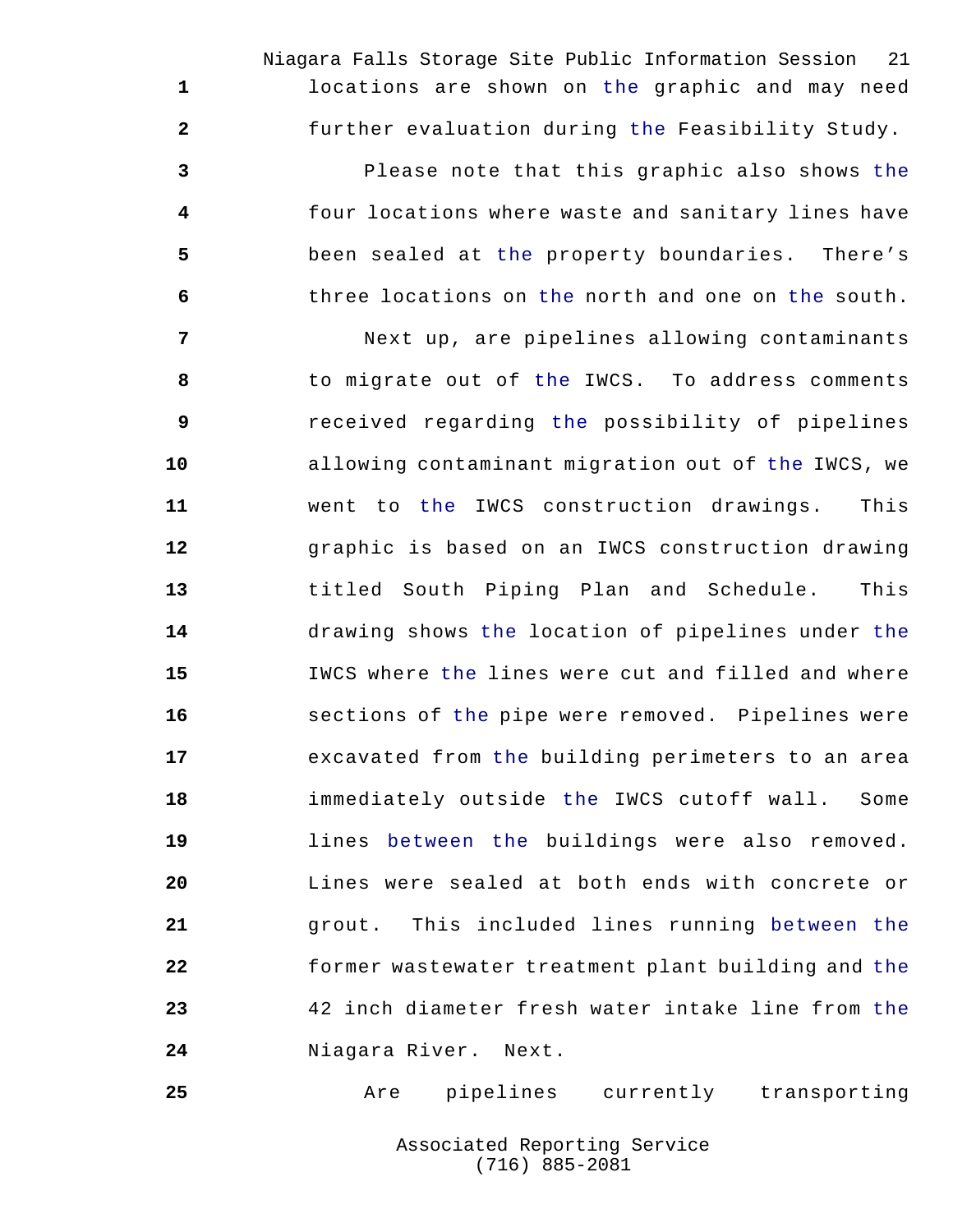locations are shown on the graphic and may need further evaluation during the Feasibility Study.

Please note that this graphic also shows the four locations where waste and sanitary lines have been sealed at the property boundaries. There's three locations on the north and one on the south.

Next up, are pipelines allowing contaminants to migrate out of the IWCS. To address comments received regarding the possibility of pipelines allowing contaminant migration out of the IWCS, we went to the IWCS construction drawings. This graphic is based on an IWCS construction drawing titled South Piping Plan and Schedule. This drawing shows the location of pipelines under the IWCS where the lines were cut and filled and where sections of the pipe were removed. Pipelines were excavated from the building perimeters to an area immediately outside the IWCS cutoff wall. Some lines between the buildings were also removed. Lines were sealed at both ends with concrete or grout. This included lines running between the former wastewater treatment plant building and the 42 inch diameter fresh water intake line from the Niagara River. Next.

Are pipelines currently transporting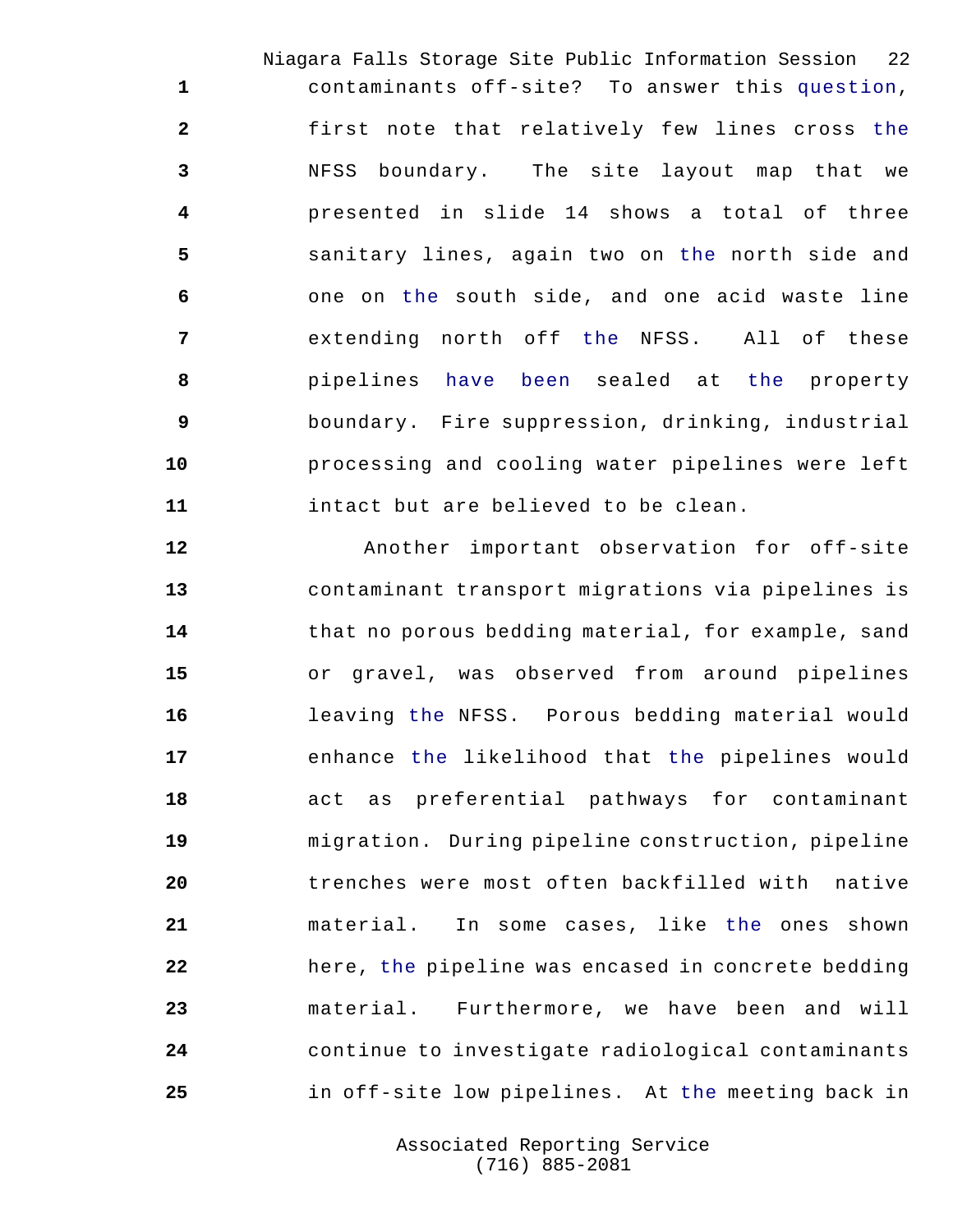contaminants off-site? To answer this question, first note that relatively few lines cross the NFSS boundary. The site layout map that we presented in slide 14 shows a total of three sanitary lines, again two on the north side and one on the south side, and one acid waste line extending north off the NFSS. All of these pipelines have been sealed at the property boundary. Fire suppression, drinking, industrial processing and cooling water pipelines were left intact but are believed to be clean.

Another important observation for off-site contaminant transport migrations via pipelines is that no porous bedding material, for example, sand or gravel, was observed from around pipelines leaving the NFSS. Porous bedding material would enhance the likelihood that the pipelines would act as preferential pathways for contaminant migration. During pipeline construction, pipeline trenches were most often backfilled with native material. In some cases, like the ones shown here, the pipeline was encased in concrete bedding material. Furthermore, we have been and will continue to investigate radiological contaminants in off-site low pipelines. At the meeting back in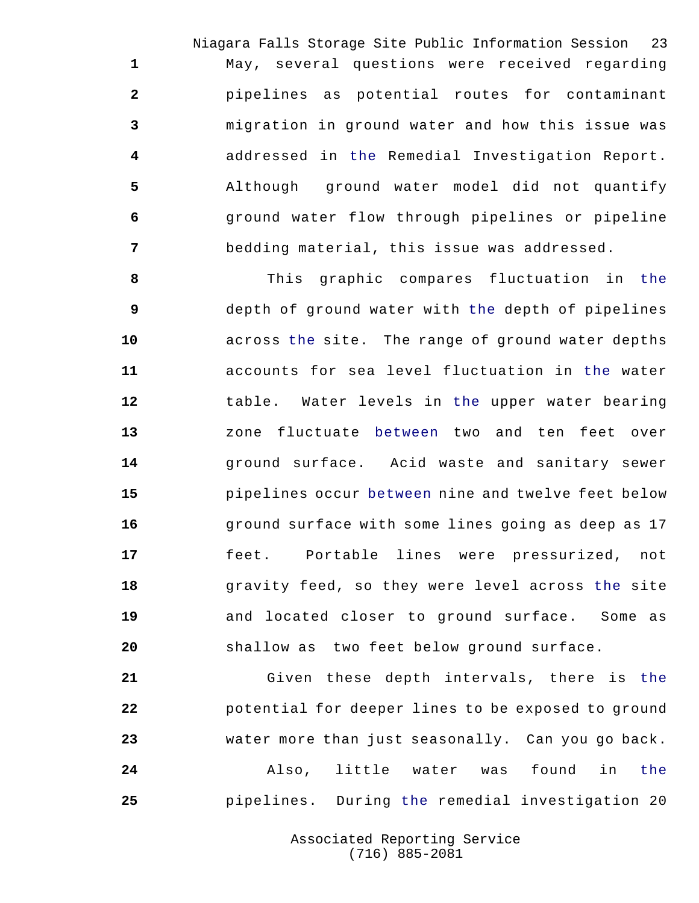May, several questions were received regarding pipelines as potential routes for contaminant migration in ground water and how this issue was addressed in the Remedial Investigation Report. Although ground water model did not quantify ground water flow through pipelines or pipeline bedding material, this issue was addressed.

This graphic compares fluctuation in the depth of ground water with the depth of pipelines across the site. The range of ground water depths accounts for sea level fluctuation in the water table. Water levels in the upper water bearing zone fluctuate between two and ten feet over ground surface. Acid waste and sanitary sewer pipelines occur between nine and twelve feet below ground surface with some lines going as deep as 17 feet. Portable lines were pressurized, not gravity feed, so they were level across the site and located closer to ground surface. Some as shallow as two feet below ground surface.

Given these depth intervals, there is the potential for deeper lines to be exposed to ground water more than just seasonally. Can you go back.

Also, little water was found in the pipelines. During the remedial investigation 20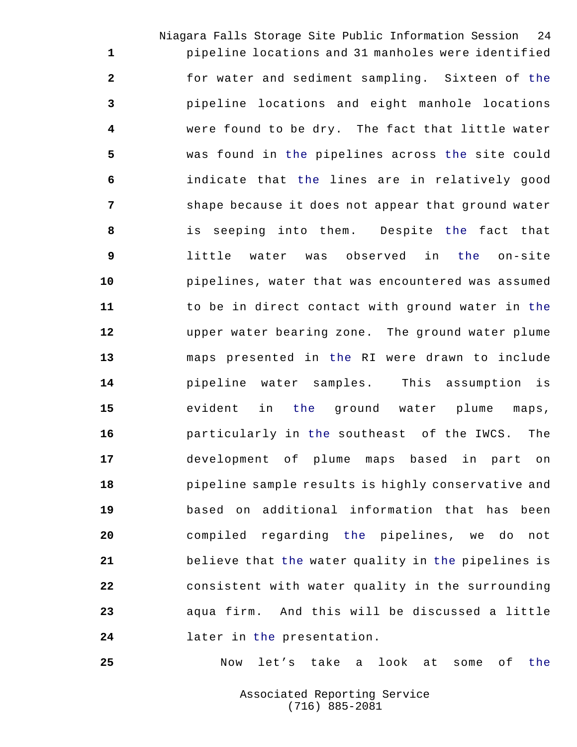pipeline locations and 31 manholes were identified for water and sediment sampling. Sixteen of the pipeline locations and eight manhole locations were found to be dry. The fact that little water was found in the pipelines across the site could indicate that the lines are in relatively good shape because it does not appear that ground water is seeping into them. Despite the fact that little water was observed in the on-site pipelines, water that was encountered was assumed to be in direct contact with ground water in the upper water bearing zone. The ground water plume maps presented in the RI were drawn to include pipeline water samples. This assumption is evident in the ground water plume maps, particularly in the southeast of the IWCS. The development of plume maps based in part on pipeline sample results is highly conservative and based on additional information that has been compiled regarding the pipelines, we do not believe that the water quality in the pipelines is consistent with water quality in the surrounding aqua firm. And this will be discussed a little later in the presentation.

Now let's take a look at some of the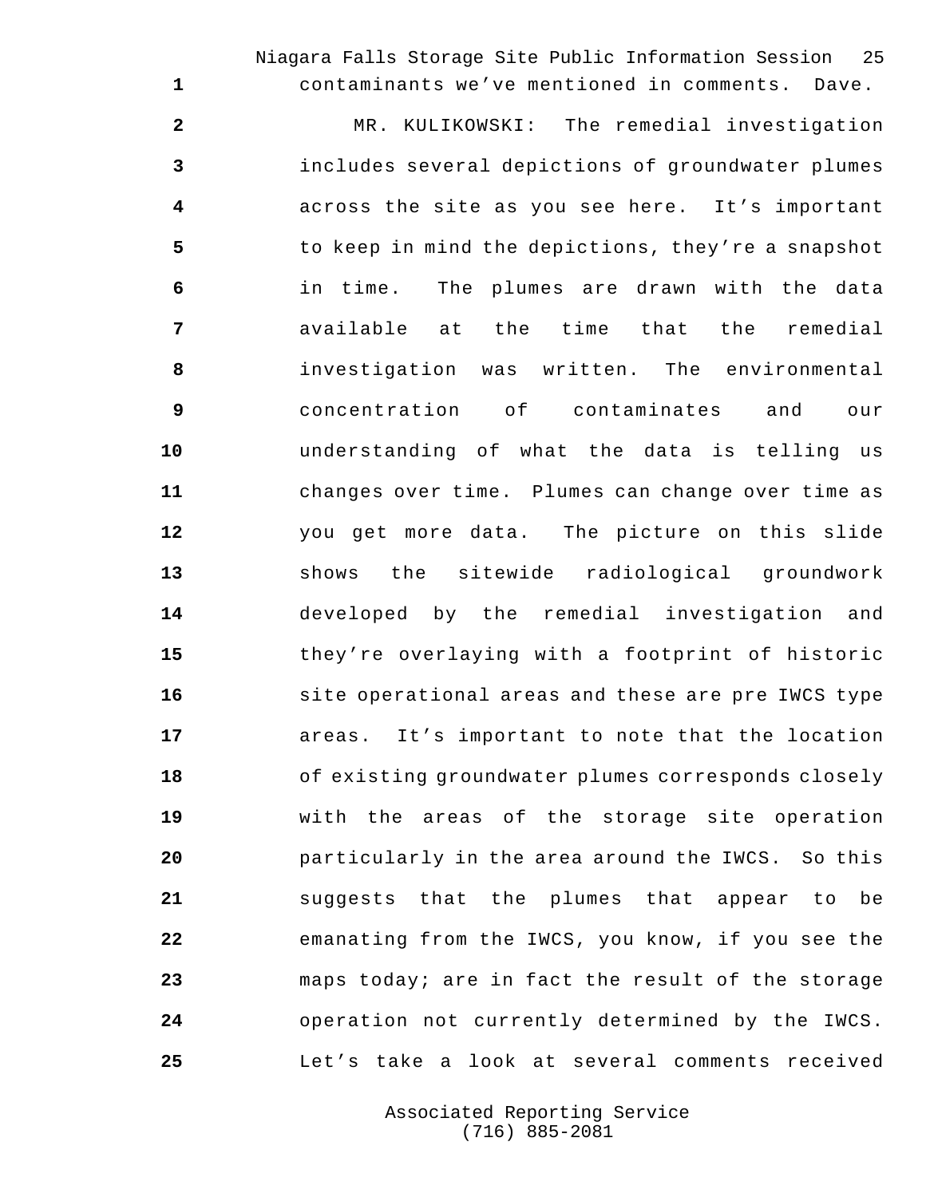contaminants we've mentioned in comments. Dave.

MR. KULIKOWSKI: The remedial investigation includes several depictions of groundwater plumes across the site as you see here. It's important to keep in mind the depictions, they're a snapshot in time. The plumes are drawn with the data available at the time that the remedial investigation was written. The environmental concentration of contaminates and our understanding of what the data is telling us changes over time. Plumes can change over time as you get more data. The picture on this slide shows the sitewide radiological groundwork developed by the remedial investigation and they're overlaying with a footprint of historic site operational areas and these are pre IWCS type areas. It's important to note that the location of existing groundwater plumes corresponds closely with the areas of the storage site operation particularly in the area around the IWCS. So this suggests that the plumes that appear to be emanating from the IWCS, you know, if you see the maps today; are in fact the result of the storage operation not currently determined by the IWCS. Let's take a look at several comments received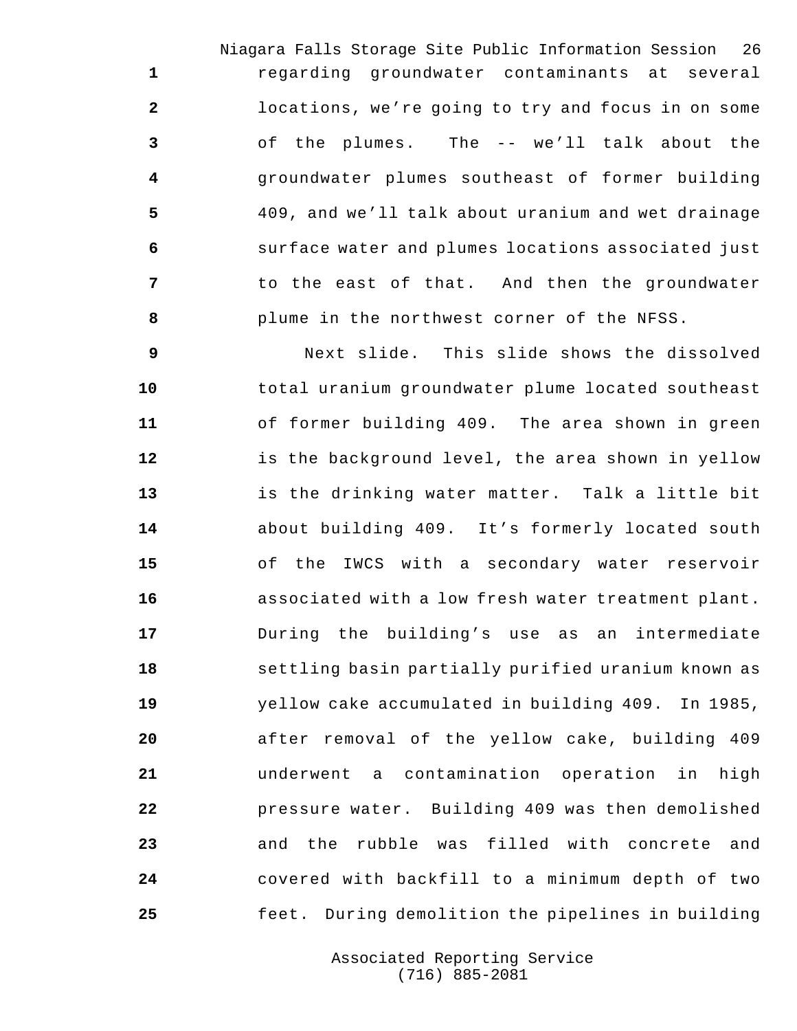regarding groundwater contaminants at several locations, we’re going to try and focus in on some of the plumes. The -- we’ll talk about the groundwater plumes southeast of former building 409, and we’ll talk about uranium and wet drainage surface water and plumes locations associated just to the east of that. And then the groundwater plume in the northwest corner of the NFSS.

Next slide. This slide shows the dissolved total uranium groundwater plume located southeast of former building 409. The area shown in green is the background level, the area shown in yellow is the drinking water matter. Talk a little bit about building 409. It’s formerly located south of the IWCS with a secondary water reservoir associated with a low fresh water treatment plant. During the building’s use as an intermediate settling basin partially purified uranium known as yellow cake accumulated in building 409. In 1985, after removal of the yellow cake, building 409 underwent a contamination operation in high pressure water. Building 409 was then demolished and the rubble was filled with concrete and covered with backfill to a minimum depth of two feet. During demolition the pipelines in building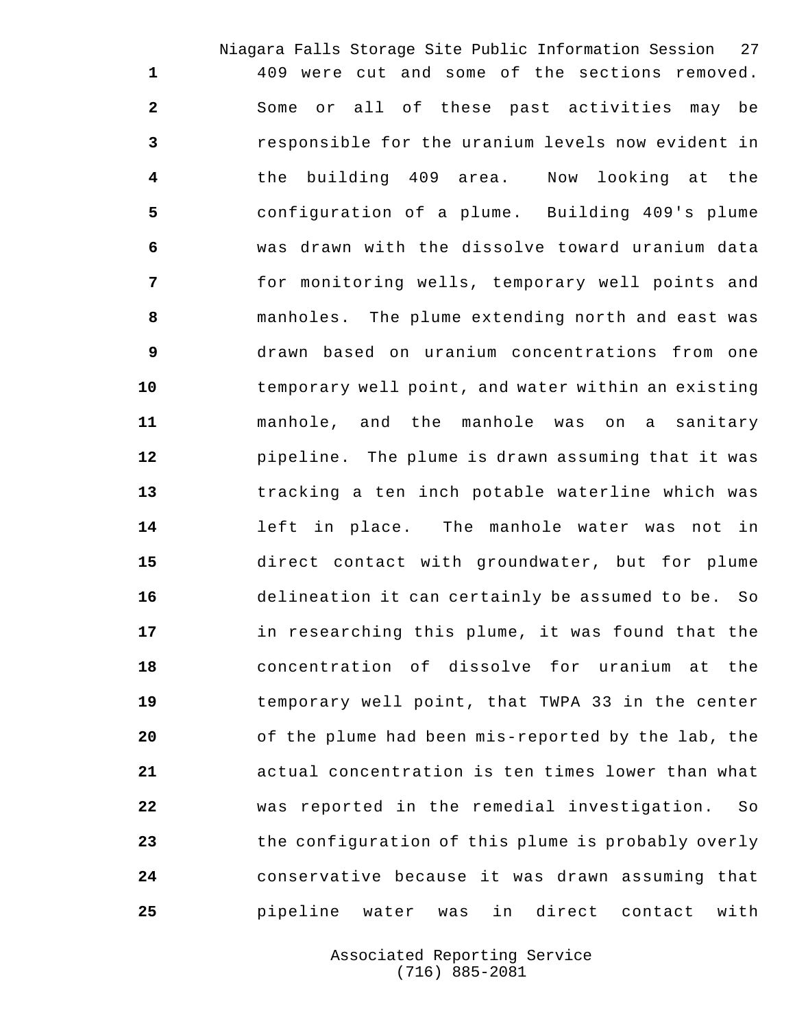409 were cut and some of the sections removed. Some or all of these past activities may be responsible for the uranium levels now evident in the building 409 area. Now looking at the configuration of a plume. Building 409's plume was drawn with the dissolve toward uranium data for monitoring wells, temporary well points and manholes. The plume extending north and east was drawn based on uranium concentrations from one temporary well point, and water within an existing manhole, and the manhole was on a sanitary pipeline. The plume is drawn assuming that it was tracking a ten inch potable waterline which was left in place. The manhole water was not in direct contact with groundwater, but for plume delineation it can certainly be assumed to be. So in researching this plume, it was found that the concentration of dissolve for uranium at the temporary well point, that TWPA 33 in the center of the plume had been mis-reported by the lab, the actual concentration is ten times lower than what was reported in the remedial investigation. So the configuration of this plume is probably overly conservative because it was drawn assuming that pipeline water was in direct contact with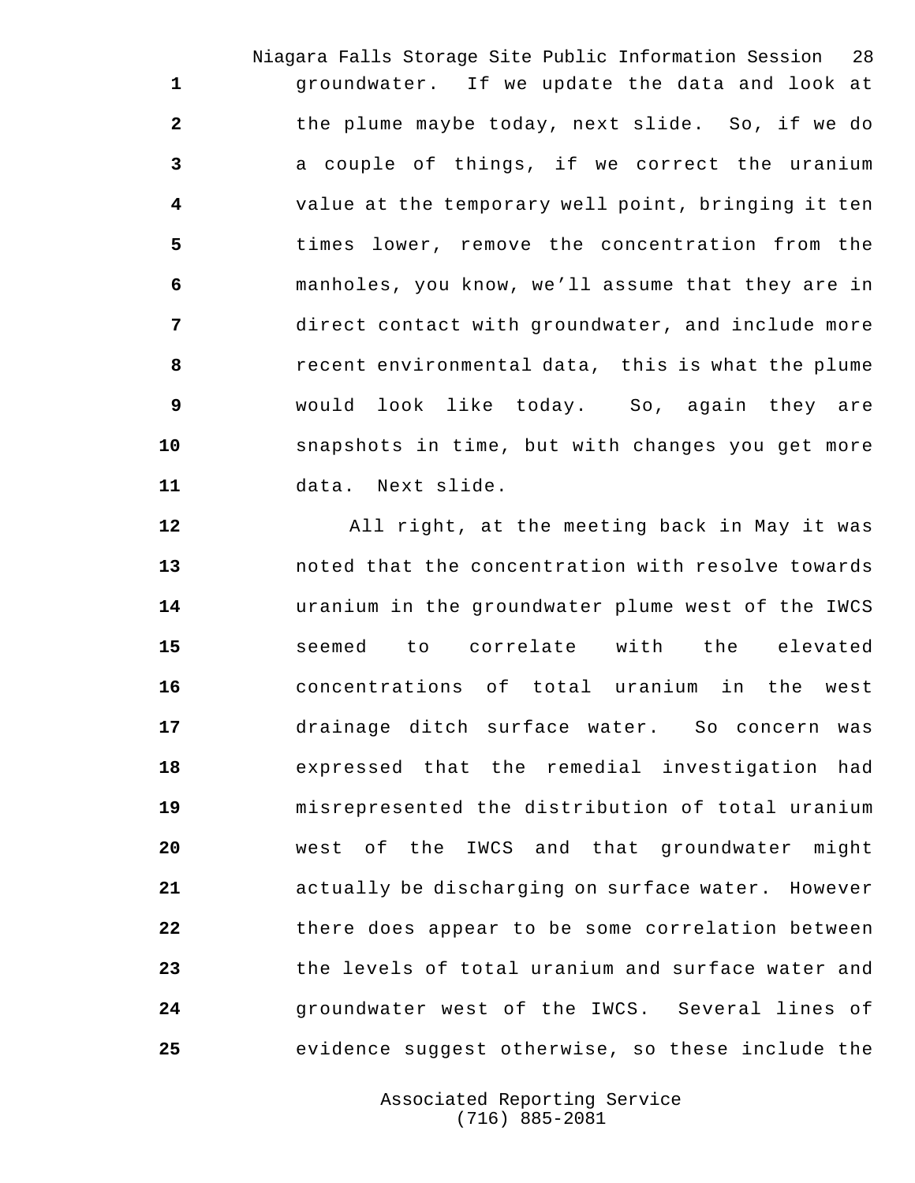groundwater. If we update the data and look at the plume maybe today, next slide. So, if we do a couple of things, if we correct the uranium value at the temporary well point, bringing it ten times lower, remove the concentration from the manholes, you know, we'll assume that they are in direct contact with groundwater, and include more recent environmental data, this is what the plume would look like today. So, again they are snapshots in time, but with changes you get more data. Next slide.

All right, at the meeting back in May it was noted that the concentration with resolve towards uranium in the groundwater plume west of the IWCS seemed to correlate with the elevated concentrations of total uranium in the west drainage ditch surface water. So concern was expressed that the remedial investigation had misrepresented the distribution of total uranium west of the IWCS and that groundwater might actually be discharging on surface water. However there does appear to be some correlation between the levels of total uranium and surface water and groundwater west of the IWCS. Several lines of evidence suggest otherwise, so these include the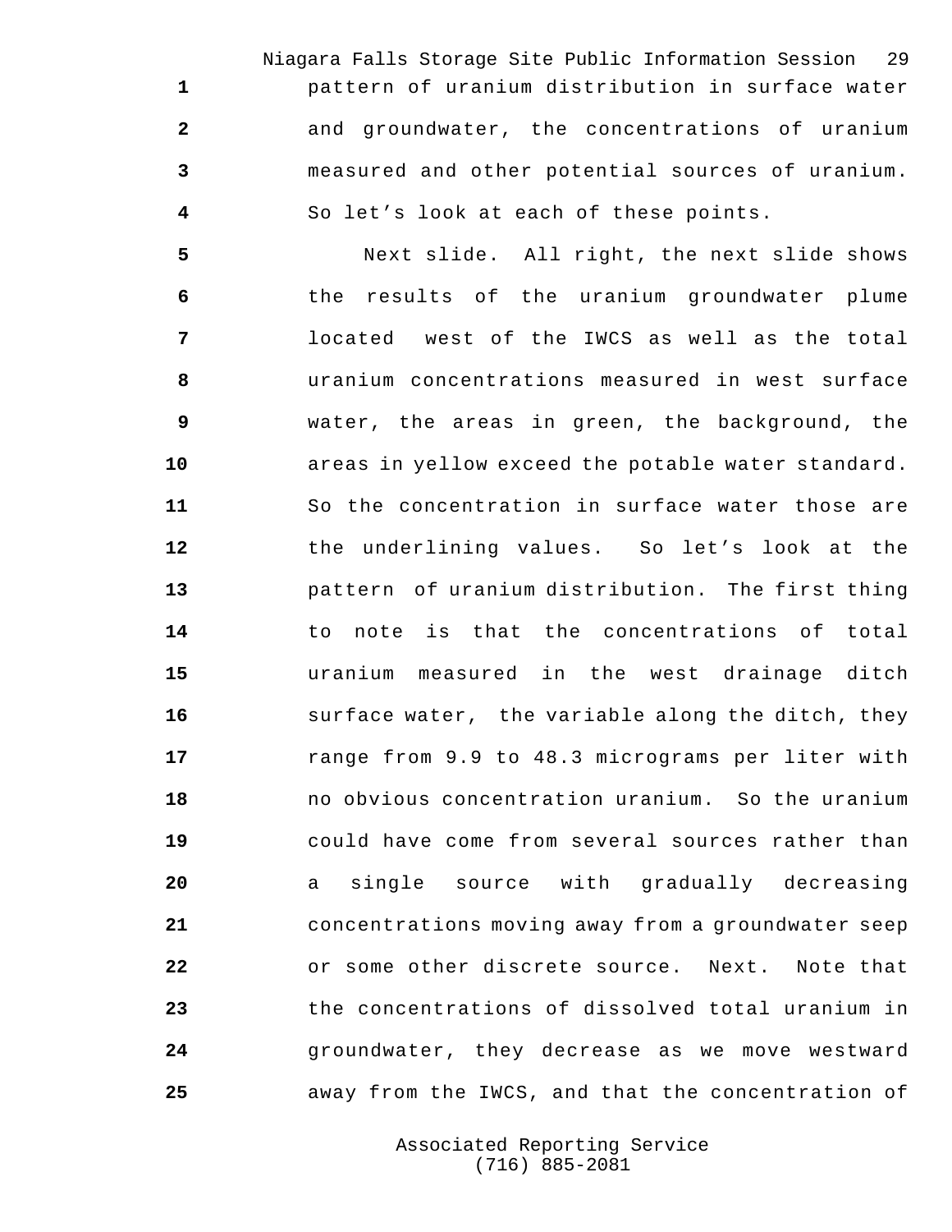pattern of uranium distribution in surface water and groundwater, the concentrations of uranium measured and other potential sources of uranium. So let’s look at each of these points.

Next slide. All right, the next slide shows the results of the uranium groundwater plume located west of the IWCS as well as the total uranium concentrations measured in west surface water, the areas in green, the background, the areas in yellow exceed the potable water standard. So the concentration in surface water those are the underlining values. So let’s look at the pattern of uranium distribution. The first thing to note is that the concentrations of total uranium measured in the west drainage ditch surface water, the variable along the ditch, they range from 9.9 to 48.3 micrograms per liter with no obvious concentration uranium. So the uranium could have come from several sources rather than a single source with gradually decreasing concentrations moving away from a groundwater seep or some other discrete source. Next. Note that the concentrations of dissolved total uranium in groundwater, they decrease as we move westward away from the IWCS, and that the concentration of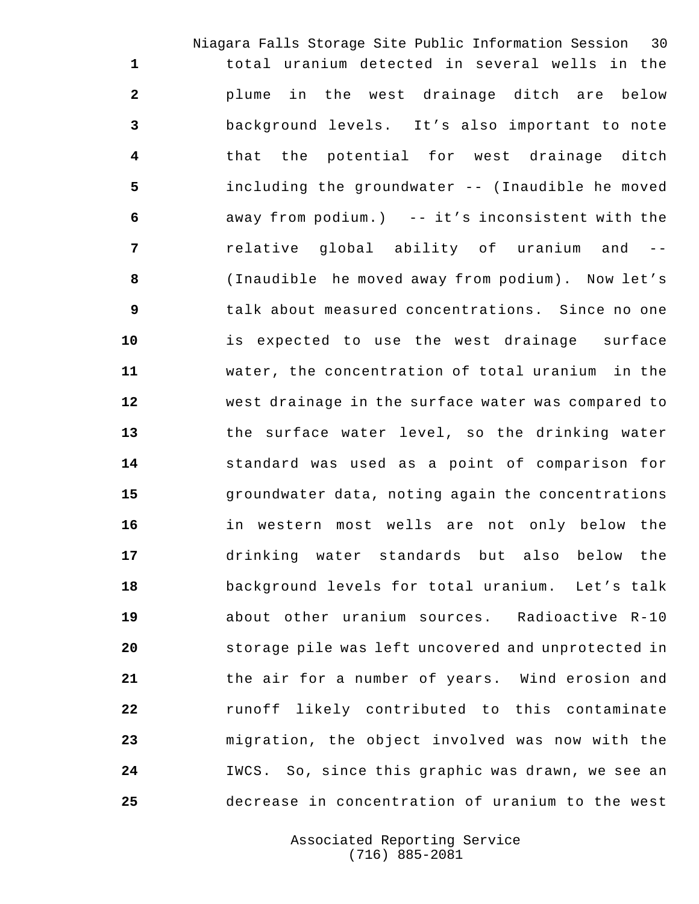total uranium detected in several wells in the plume in the west drainage ditch are below background levels. It's also important to note that the potential for west drainage ditch including the groundwater -- (Inaudible he moved away from podium.) -- it's inconsistent with the relative global ability of uranium and -- (Inaudible he moved away from podium). Now let's talk about measured concentrations. Since no one is expected to use the west drainage surface water, the concentration of total uranium in the west drainage in the surface water was compared to the surface water level, so the drinking water standard was used as a point of comparison for groundwater data, noting again the concentrations in western most wells are not only below the drinking water standards but also below the background levels for total uranium. Let's talk about other uranium sources. Radioactive R-10 storage pile was left uncovered and unprotected in the air for a number of years. Wind erosion and runoff likely contributed to this contaminate migration, the object involved was now with the IWCS. So, since this graphic was drawn, we see an decrease in concentration of uranium to the west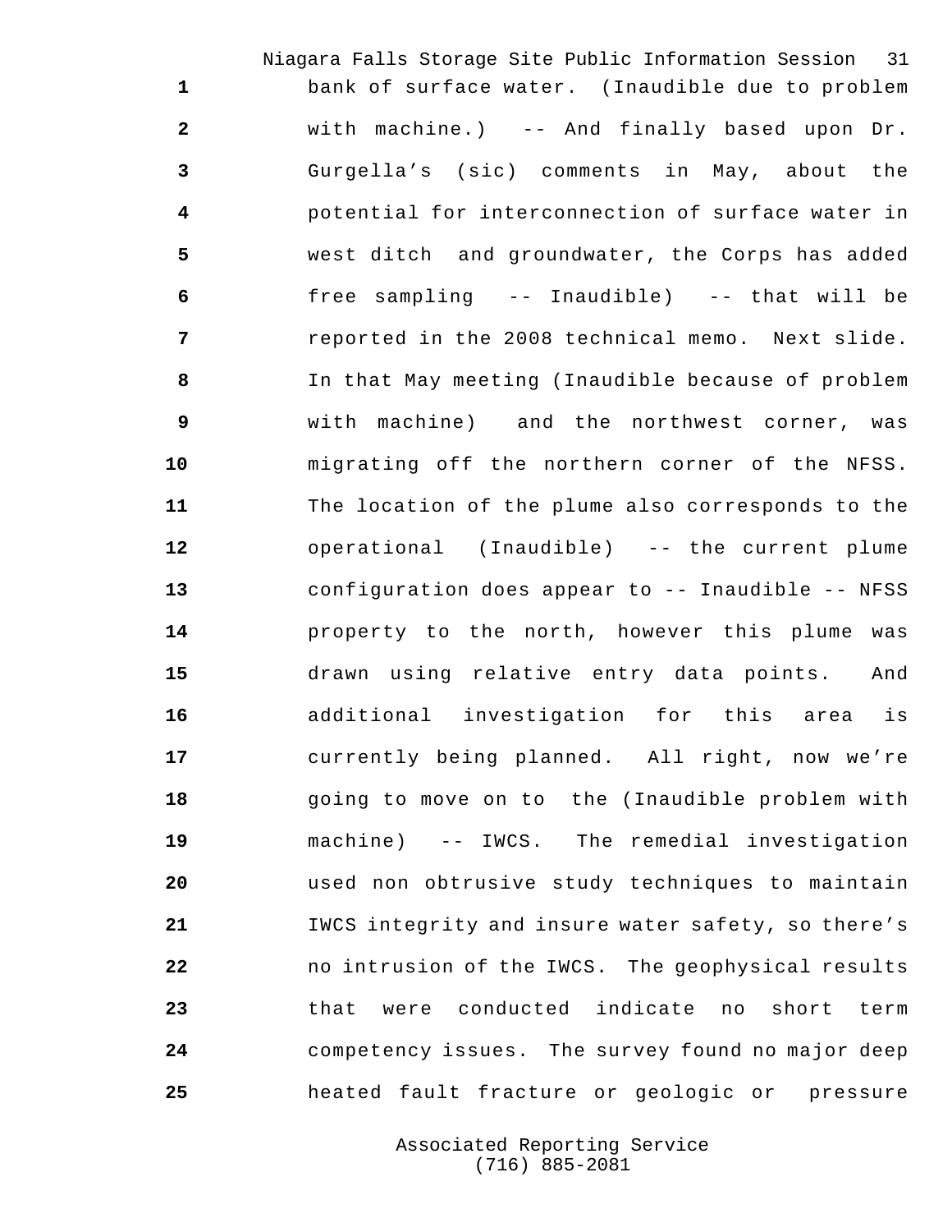bank of surface water. (Inaudible due to problem with machine.) -- And finally based upon Dr. Gurgella's (sic) comments in May, about the potential for interconnection of surface water in west ditch and groundwater, the Corps has added free sampling -- Inaudible) -- that will be reported in the 2008 technical memo. Next slide. In that May meeting (Inaudible because of problem with machine) and the northwest corner, was migrating off the northern corner of the NFSS. The location of the plume also corresponds to the operational (Inaudible) -- the current plume configuration does appear to -- Inaudible -- NFSS property to the north, however this plume was drawn using relative entry data points. And additional investigation for this area is currently being planned. All right, now we're going to move on to the (Inaudible problem with machine) -- IWCS. The remedial investigation used non obtrusive study techniques to maintain IWCS integrity and insure water safety, so there's no intrusion of the IWCS. The geophysical results that were conducted indicate no short term competency issues. The survey found no major deep heated fault fracture or geologic or pressure

Associated Reporting Service
(716) 885-2081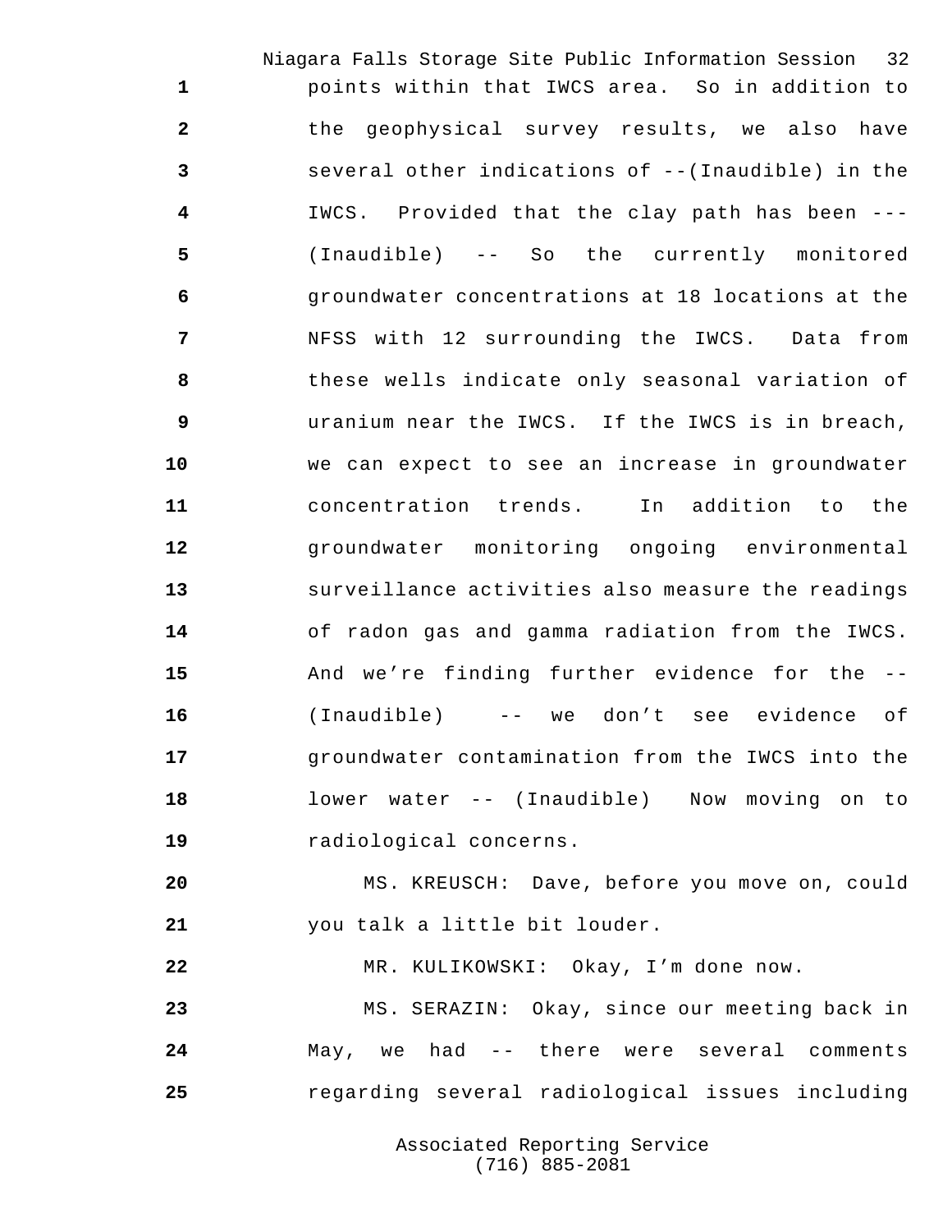points within that IWCS area. So in addition to the geophysical survey results, we also have several other indications of --(Inaudible) in the IWCS. Provided that the clay path has been --- (Inaudible) -- So the currently monitored groundwater concentrations at 18 locations at the NFSS with 12 surrounding the IWCS. Data from these wells indicate only seasonal variation of uranium near the IWCS. If the IWCS is in breach, we can expect to see an increase in groundwater concentration trends. In addition to the groundwater monitoring ongoing environmental surveillance activities also measure the readings of radon gas and gamma radiation from the IWCS. And we're finding further evidence for the -- (Inaudible) -- we don't see evidence of groundwater contamination from the IWCS into the lower water -- (Inaudible) Now moving on to radiological concerns.

MS. KREUSCH: Dave, before you move on, could you talk a little bit louder.

MR. KULIKOWSKI: Okay, I'm done now.

MS. SERAZIN: Okay, since our meeting back in May, we had -- there were several comments regarding several radiological issues including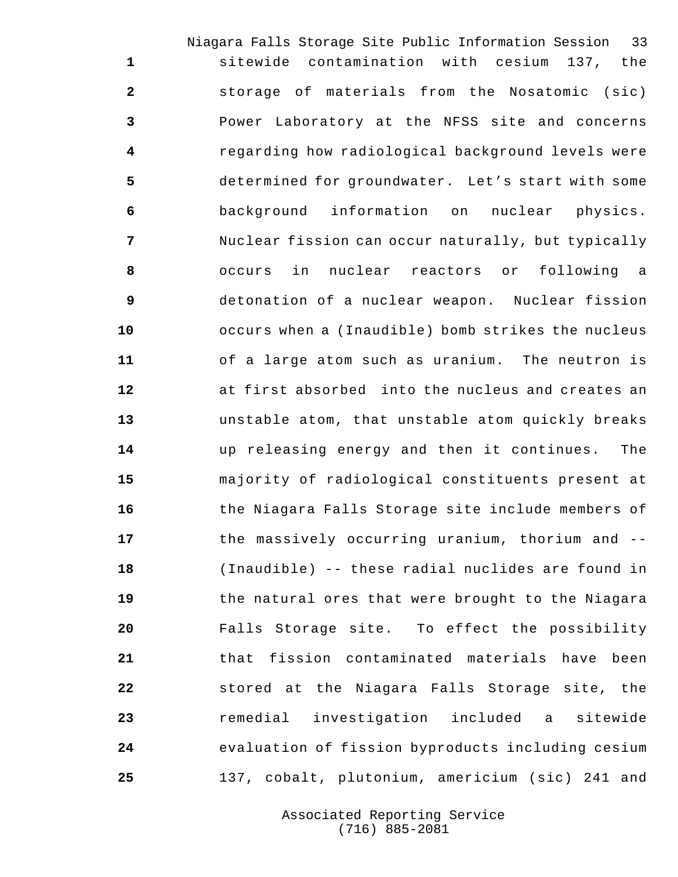sitewide contamination with cesium 137, the storage of materials from the Nosatomic (sic) Power Laboratory at the NFSS site and concerns regarding how radiological background levels were determined for groundwater. Let's start with some background information on nuclear physics. Nuclear fission can occur naturally, but typically occurs in nuclear reactors or following a detonation of a nuclear weapon. Nuclear fission occurs when a (Inaudible) bomb strikes the nucleus of a large atom such as uranium. The neutron is at first absorbed into the nucleus and creates an unstable atom, that unstable atom quickly breaks up releasing energy and then it continues. The majority of radiological constituents present at the Niagara Falls Storage site include members of the massively occurring uranium, thorium and -- (Inaudible) -- these radial nuclides are found in the natural ores that were brought to the Niagara Falls Storage site. To effect the possibility that fission contaminated materials have been stored at the Niagara Falls Storage site, the remedial investigation included a sitewide evaluation of fission byproducts including cesium 137, cobalt, plutonium, americium (sic) 241 and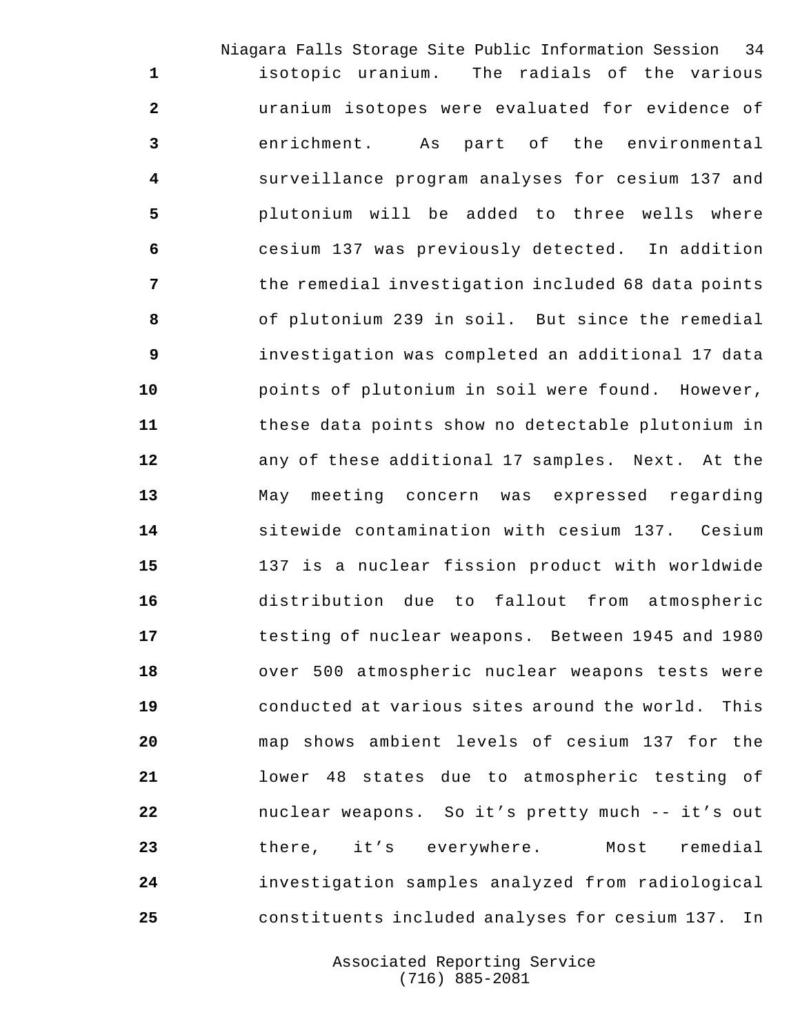isotopic uranium. The radials of the various uranium isotopes were evaluated for evidence of enrichment. As part of the environmental surveillance program analyses for cesium 137 and plutonium will be added to three wells where cesium 137 was previously detected. In addition the remedial investigation included 68 data points of plutonium 239 in soil. But since the remedial investigation was completed an additional 17 data points of plutonium in soil were found. However, these data points show no detectable plutonium in any of these additional 17 samples. Next. At the May meeting concern was expressed regarding sitewide contamination with cesium 137. Cesium 137 is a nuclear fission product with worldwide distribution due to fallout from atmospheric testing of nuclear weapons. Between 1945 and 1980 over 500 atmospheric nuclear weapons tests were conducted at various sites around the world. This map shows ambient levels of cesium 137 for the lower 48 states due to atmospheric testing of nuclear weapons. So it’s pretty much -- it’s out there, it’s everywhere. Most remedial investigation samples analyzed from radiological constituents included analyses for cesium 137. In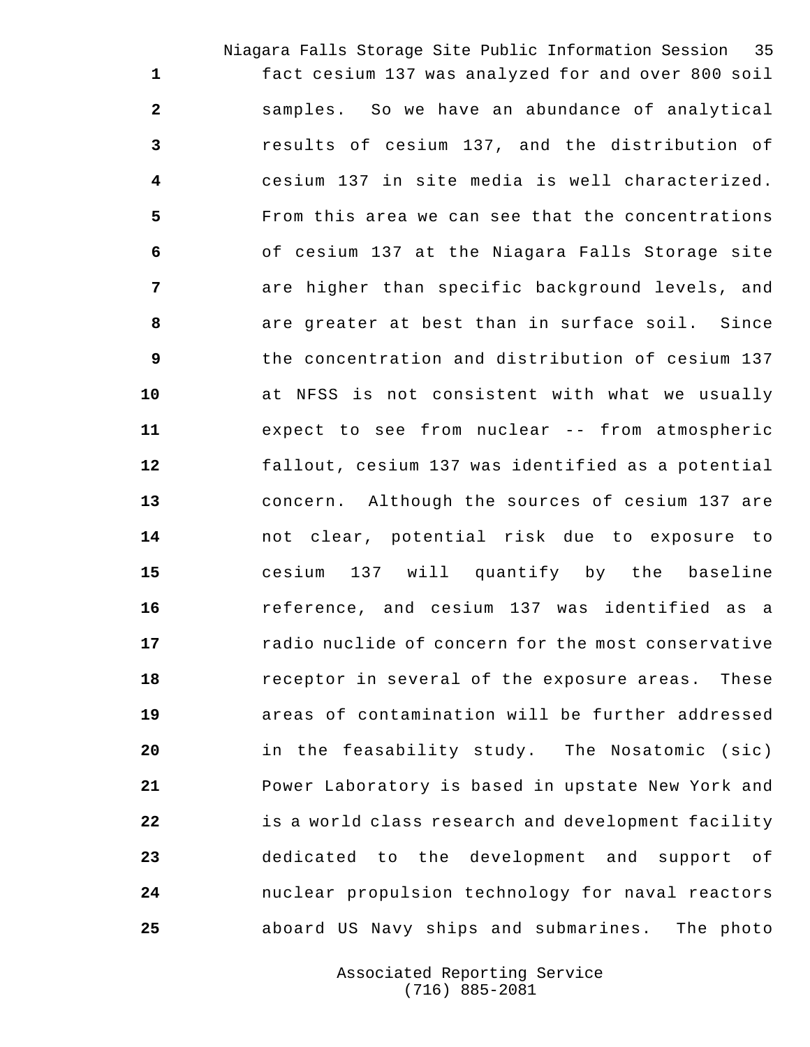fact cesium 137 was analyzed for and over 800 soil samples. So we have an abundance of analytical results of cesium 137, and the distribution of cesium 137 in site media is well characterized. From this area we can see that the concentrations of cesium 137 at the Niagara Falls Storage site are higher than specific background levels, and are greater at best than in surface soil. Since the concentration and distribution of cesium 137 at NFSS is not consistent with what we usually expect to see from nuclear -- from atmospheric fallout, cesium 137 was identified as a potential concern. Although the sources of cesium 137 are not clear, potential risk due to exposure to cesium 137 will quantify by the baseline reference, and cesium 137 was identified as a radio nuclide of concern for the most conservative receptor in several of the exposure areas. These areas of contamination will be further addressed in the feasability study. The Nosatomic (sic) Power Laboratory is based in upstate New York and is a world class research and development facility dedicated to the development and support of nuclear propulsion technology for naval reactors aboard US Navy ships and submarines. The photo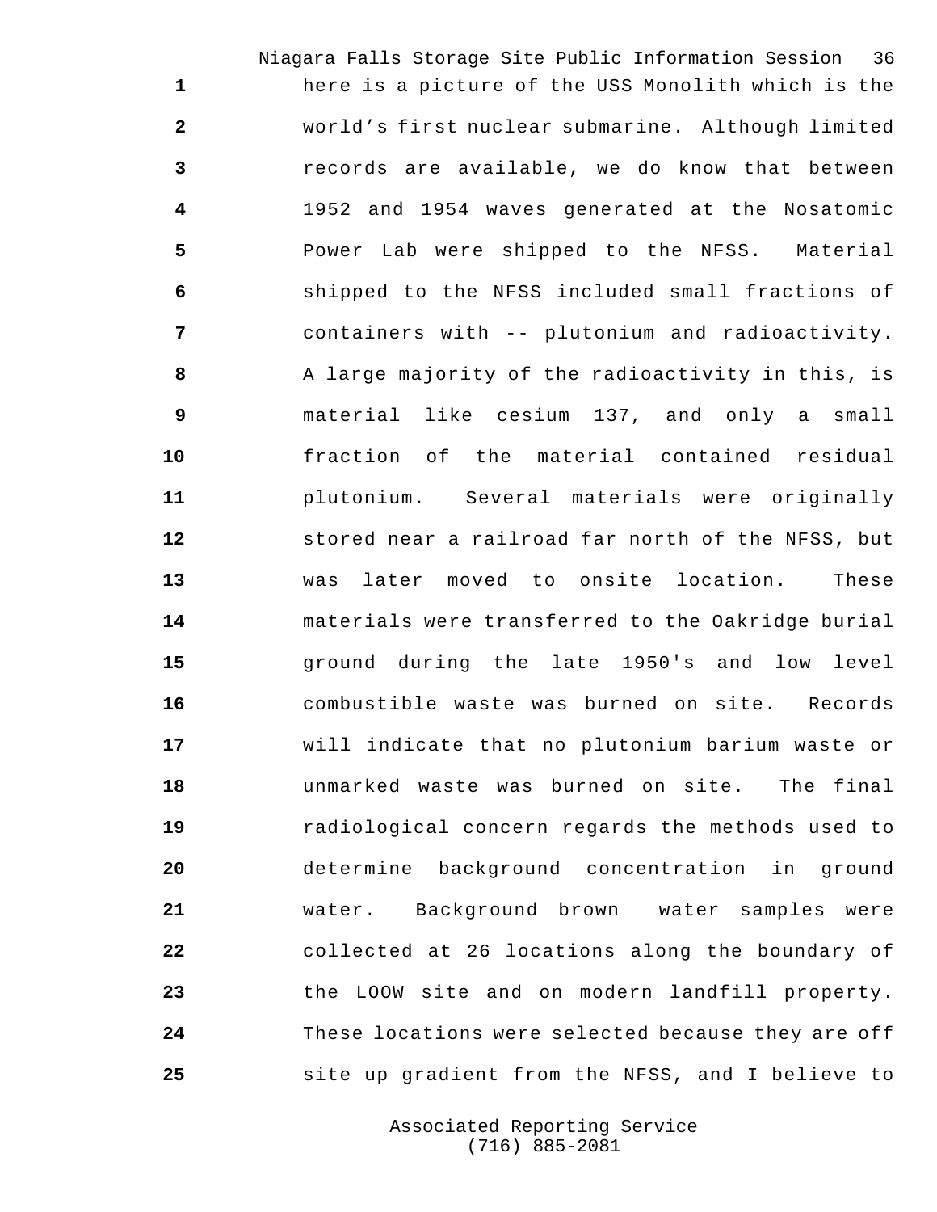here is a picture of the USS Monolith which is the world's first nuclear submarine. Although limited records are available, we do know that between 1952 and 1954 waves generated at the Nosatomic Power Lab were shipped to the NFSS. Material shipped to the NFSS included small fractions of containers with -- plutonium and radioactivity. A large majority of the radioactivity in this, is material like cesium 137, and only a small fraction of the material contained residual plutonium. Several materials were originally stored near a railroad far north of the NFSS, but was later moved to onsite location. These materials were transferred to the Oakridge burial ground during the late 1950's and low level combustible waste was burned on site. Records will indicate that no plutonium barium waste or unmarked waste was burned on site. The final radiological concern regards the methods used to determine background concentration in ground water. Background brown water samples were collected at 26 locations along the boundary of the LOOW site and on modern landfill property. These locations were selected because they are off site up gradient from the NFSS, and I believe to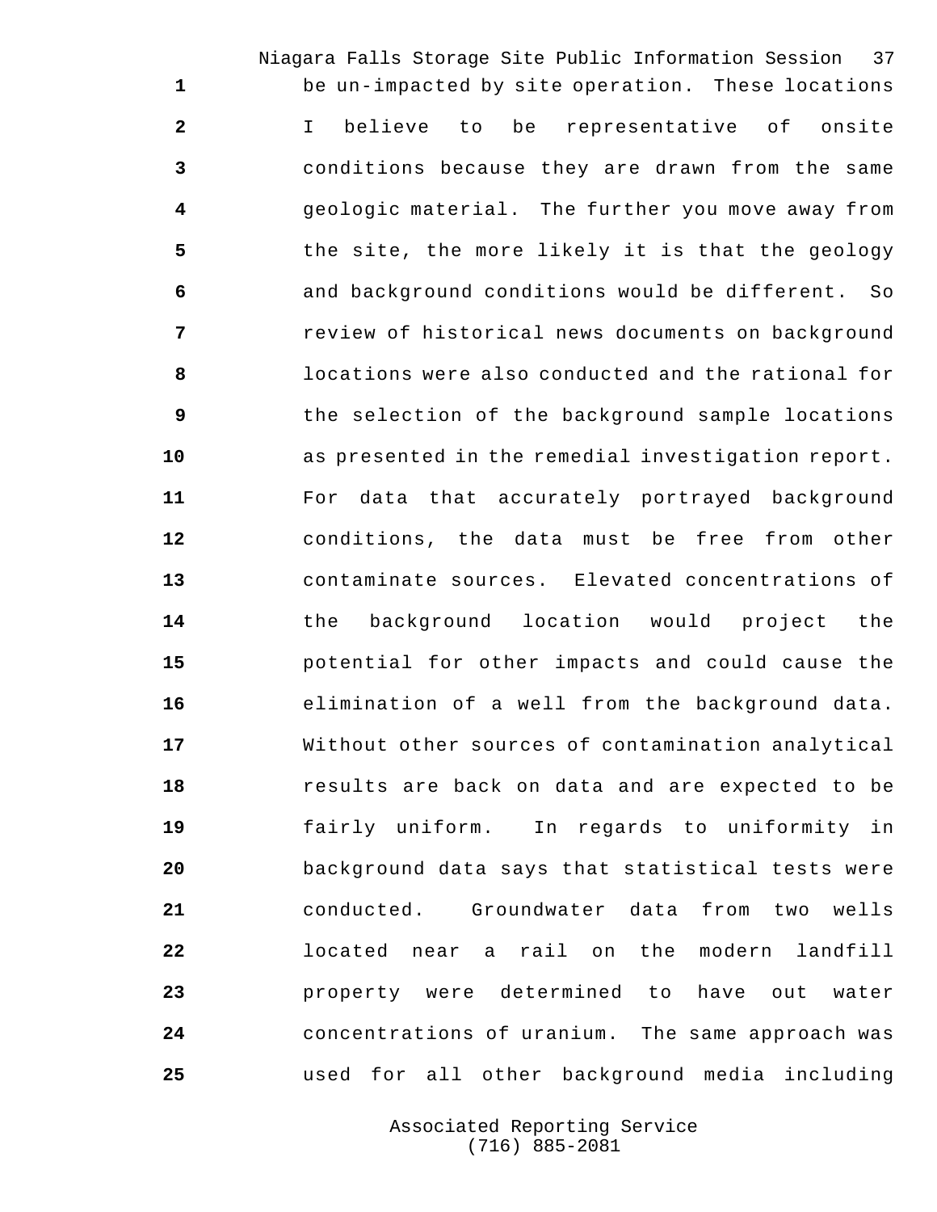be un-impacted by site operation. These locations I believe to be representative of onsite conditions because they are drawn from the same geologic material. The further you move away from the site, the more likely it is that the geology and background conditions would be different. So review of historical news documents on background locations were also conducted and the rational for the selection of the background sample locations as presented in the remedial investigation report. For data that accurately portrayed background conditions, the data must be free from other contaminate sources. Elevated concentrations of the background location would project the potential for other impacts and could cause the elimination of a well from the background data. Without other sources of contamination analytical results are back on data and are expected to be fairly uniform. In regards to uniformity in background data says that statistical tests were conducted. Groundwater data from two wells located near a rail on the modern landfill property were determined to have out water concentrations of uranium. The same approach was used for all other background media including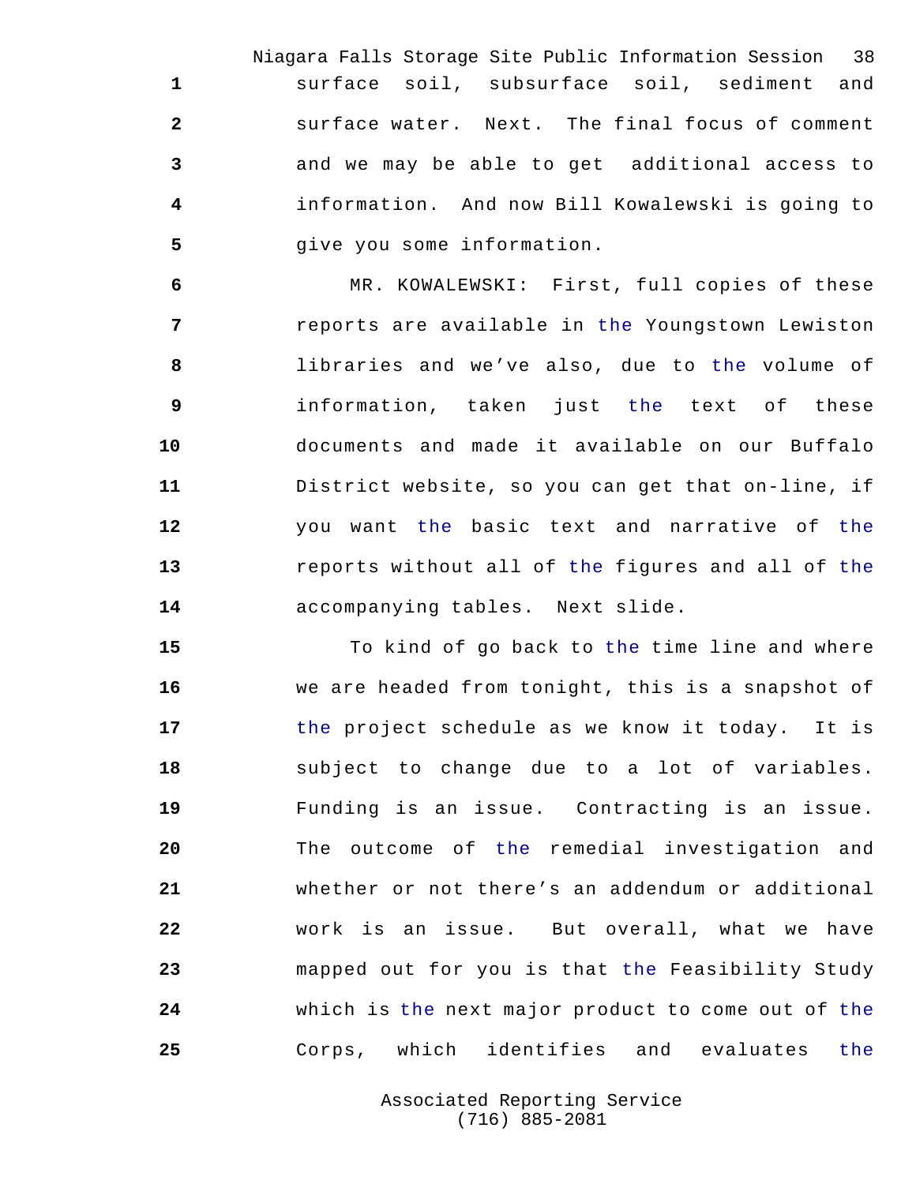surface soil, subsurface soil, sediment and surface water. Next. The final focus of comment and we may be able to get additional access to information. And now Bill Kowalewski is going to give you some information.

MR. KOWALEWSKI: First, full copies of these reports are available in the Youngstown Lewiston libraries and we've also, due to the volume of information, taken just the text of these documents and made it available on our Buffalo District website, so you can get that on-line, if you want the basic text and narrative of the reports without all of the figures and all of the accompanying tables. Next slide.

To kind of go back to the time line and where we are headed from tonight, this is a snapshot of the project schedule as we know it today. It is subject to change due to a lot of variables. Funding is an issue. Contracting is an issue. The outcome of the remedial investigation and whether or not there's an addendum or additional work is an issue. But overall, what we have mapped out for you is that the Feasibility Study which is the next major product to come out of the Corps, which identifies and evaluates the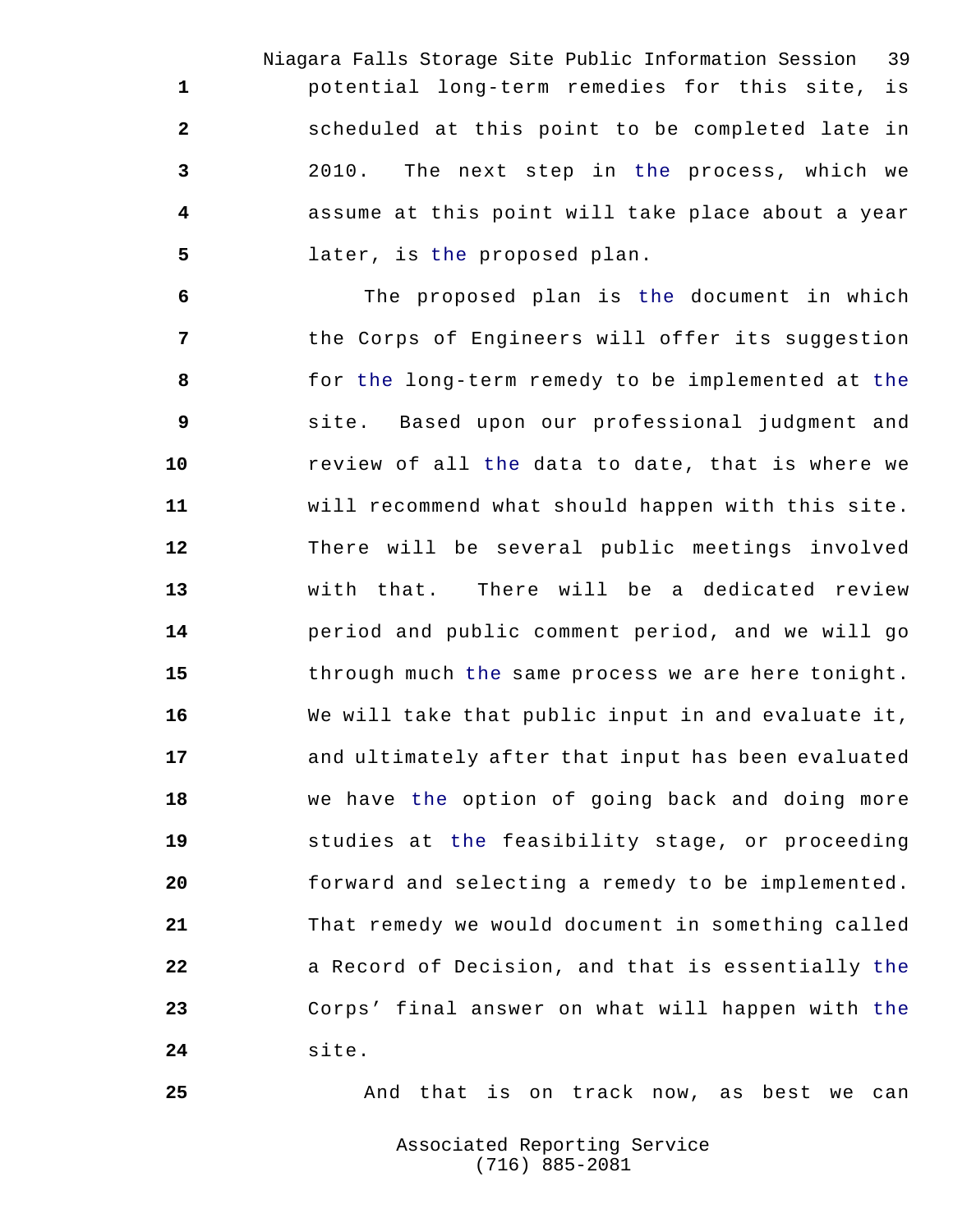potential long-term remedies for this site, is scheduled at this point to be completed late in 2010. The next step in the process, which we assume at this point will take place about a year later, is the proposed plan.

The proposed plan is the document in which the Corps of Engineers will offer its suggestion for the long-term remedy to be implemented at the site. Based upon our professional judgment and review of all the data to date, that is where we will recommend what should happen with this site. There will be several public meetings involved with that. There will be a dedicated review period and public comment period, and we will go through much the same process we are here tonight. We will take that public input in and evaluate it, and ultimately after that input has been evaluated we have the option of going back and doing more studies at the feasibility stage, or proceeding forward and selecting a remedy to be implemented. That remedy we would document in something called a Record of Decision, and that is essentially the Corps' final answer on what will happen with the site.

And that is on track now, as best we can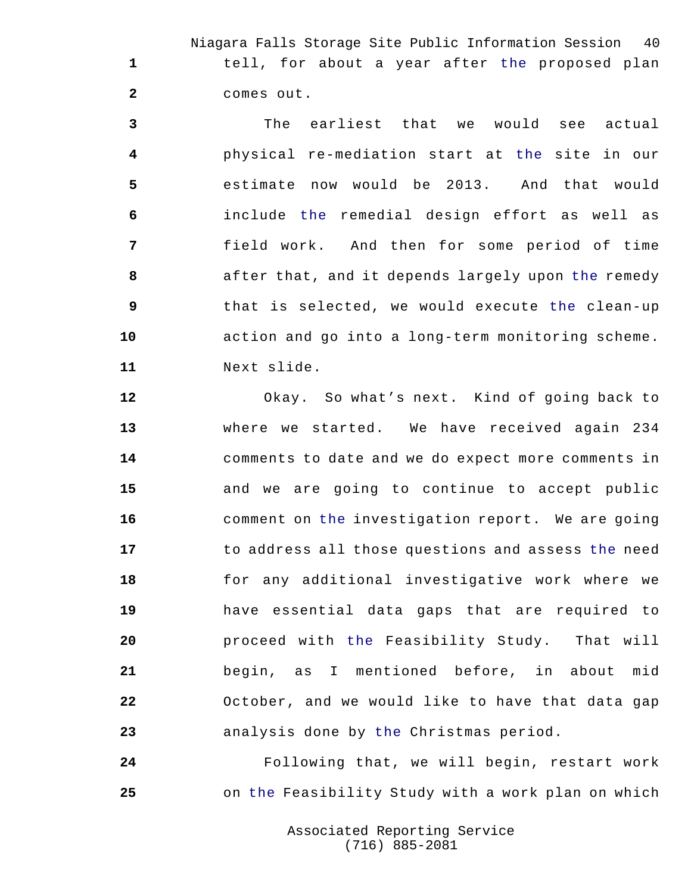tell, for about a year after the proposed plan comes out.

The earliest that we would see actual physical re-mediation start at the site in our estimate now would be 2013. And that would include the remedial design effort as well as field work. And then for some period of time after that, and it depends largely upon the remedy that is selected, we would execute the clean-up action and go into a long-term monitoring scheme. Next slide.

Okay. So what's next. Kind of going back to where we started. We have received again 234 comments to date and we do expect more comments in and we are going to continue to accept public comment on the investigation report. We are going to address all those questions and assess the need for any additional investigative work where we have essential data gaps that are required to proceed with the Feasibility Study. That will begin, as I mentioned before, in about mid October, and we would like to have that data gap analysis done by the Christmas period.

Following that, we will begin, restart work on the Feasibility Study with a work plan on which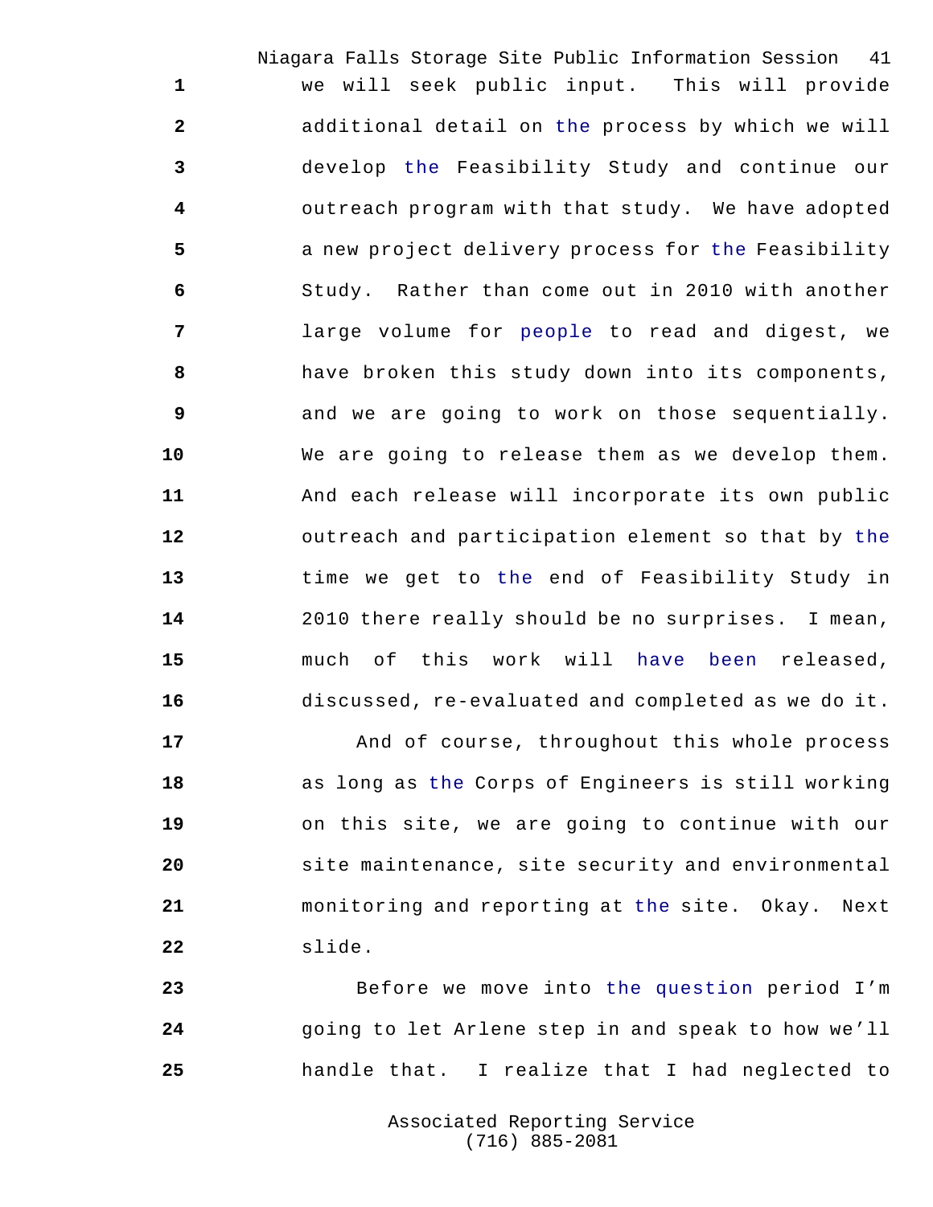we will seek public input. This will provide additional detail on the process by which we will develop the Feasibility Study and continue our outreach program with that study. We have adopted a new project delivery process for the Feasibility Study. Rather than come out in 2010 with another large volume for people to read and digest, we have broken this study down into its components, and we are going to work on those sequentially. We are going to release them as we develop them. And each release will incorporate its own public outreach and participation element so that by the time we get to the end of Feasibility Study in 2010 there really should be no surprises. I mean, much of this work will have been released, discussed, re-evaluated and completed as we do it.

And of course, throughout this whole process as long as the Corps of Engineers is still working on this site, we are going to continue with our site maintenance, site security and environmental monitoring and reporting at the site. Okay. Next slide.

Before we move into the question period I'm going to let Arlene step in and speak to how we'll handle that. I realize that I had neglected to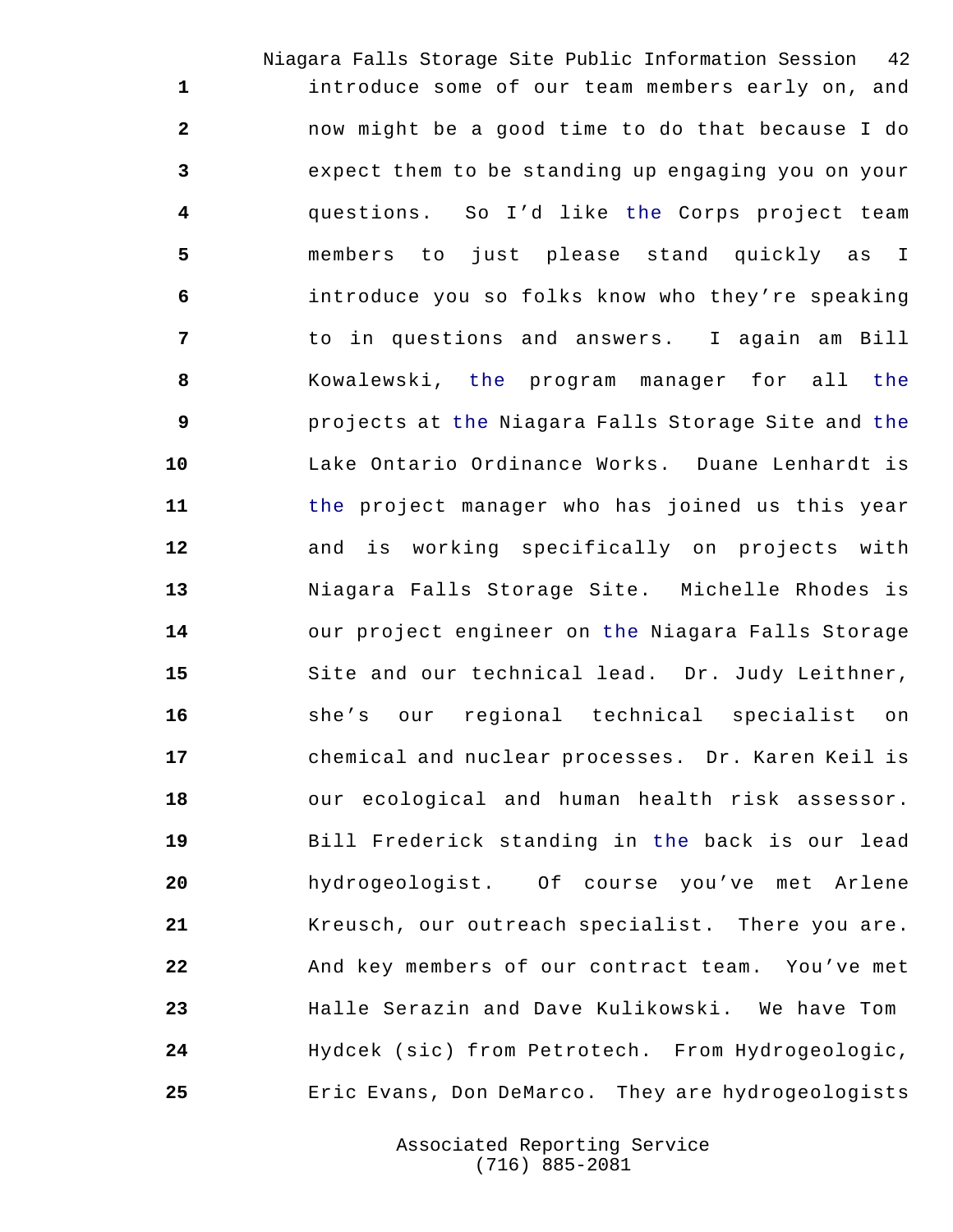introduce some of our team members early on, and now might be a good time to do that because I do expect them to be standing up engaging you on your questions. So I'd like the Corps project team members to just please stand quickly as I introduce you so folks know who they're speaking to in questions and answers. I again am Bill Kowalewski, the program manager for all the projects at the Niagara Falls Storage Site and the Lake Ontario Ordinance Works. Duane Lenhardt is the project manager who has joined us this year and is working specifically on projects with Niagara Falls Storage Site. Michelle Rhodes is our project engineer on the Niagara Falls Storage Site and our technical lead. Dr. Judy Leithner, she's our regional technical specialist on chemical and nuclear processes. Dr. Karen Keil is our ecological and human health risk assessor. Bill Frederick standing in the back is our lead hydrogeologist. Of course you've met Arlene Kreusch, our outreach specialist. There you are. And key members of our contract team. You've met Halle Serazin and Dave Kulikowski. We have Tom Hydcek (sic) from Petrotech. From Hydrogeologic, Eric Evans, Don DeMarco. They are hydrogeologists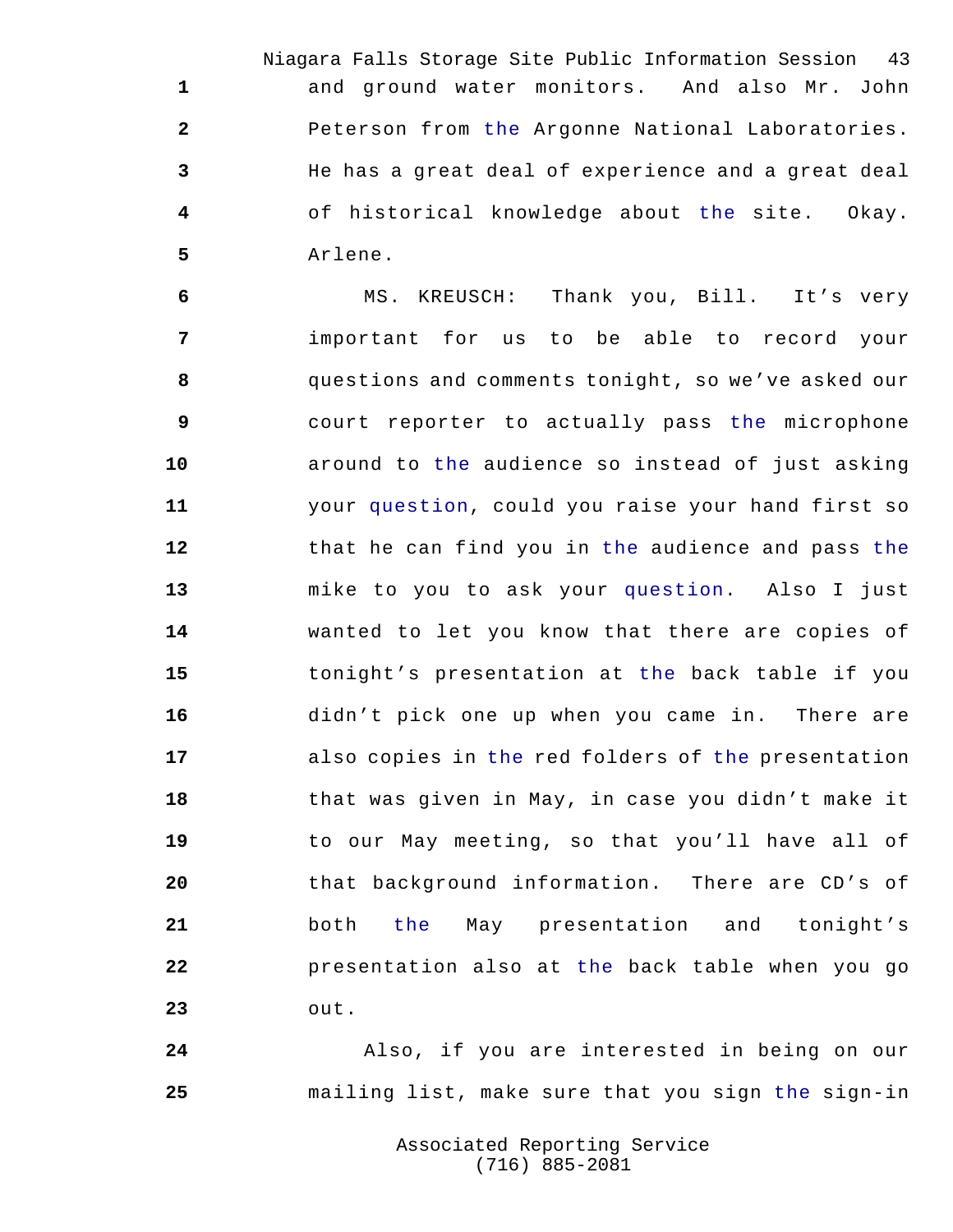and ground water monitors. And also Mr. John Peterson from the Argonne National Laboratories. He has a great deal of experience and a great deal of historical knowledge about the site. Okay. Arlene.

MS. KREUSCH: Thank you, Bill. It's very important for us to be able to record your questions and comments tonight, so we've asked our court reporter to actually pass the microphone around to the audience so instead of just asking your question, could you raise your hand first so that he can find you in the audience and pass the mike to you to ask your question. Also I just wanted to let you know that there are copies of tonight's presentation at the back table if you didn't pick one up when you came in. There are also copies in the red folders of the presentation that was given in May, in case you didn't make it to our May meeting, so that you'll have all of that background information. There are CD's of both the May presentation and tonight's presentation also at the back table when you go out.

Also, if you are interested in being on our mailing list, make sure that you sign the sign-in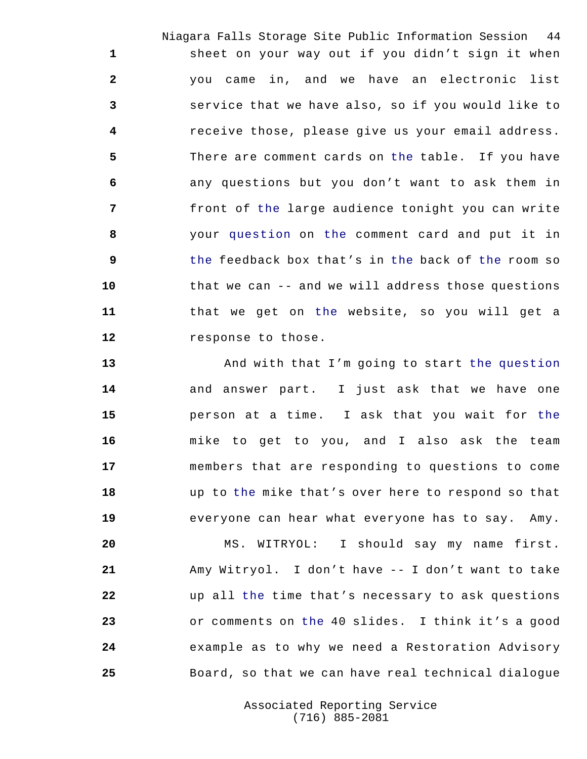sheet on your way out if you didn't sign it when you came in, and we have an electronic list service that we have also, so if you would like to receive those, please give us your email address. There are comment cards on the table. If you have any questions but you don't want to ask them in front of the large audience tonight you can write your question on the comment card and put it in the feedback box that's in the back of the room so that we can -- and we will address those questions that we get on the website, so you will get a response to those.

And with that I'm going to start the question and answer part. I just ask that we have one person at a time. I ask that you wait for the mike to get to you, and I also ask the team members that are responding to questions to come up to the mike that's over here to respond so that everyone can hear what everyone has to say. Amy.

MS. WITRYOL: I should say my name first. Amy Witryol. I don't have -- I don't want to take up all the time that's necessary to ask questions or comments on the 40 slides. I think it's a good example as to why we need a Restoration Advisory Board, so that we can have real technical dialogue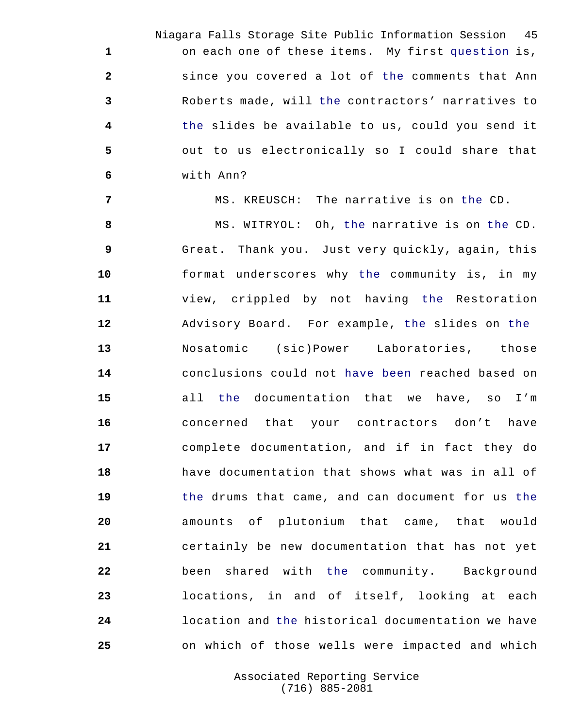on each one of these items. My first question is, since you covered a lot of the comments that Ann Roberts made, will the contractors' narratives to the slides be available to us, could you send it out to us electronically so I could share that with Ann?

MS. KREUSCH: The narrative is on the CD.

MS. WITRYOL: Oh, the narrative is on the CD. Great. Thank you. Just very quickly, again, this format underscores why the community is, in my view, crippled by not having the Restoration Advisory Board. For example, the slides on the Nosatomic (sic)Power Laboratories, those conclusions could not have been reached based on all the documentation that we have, so I'm concerned that your contractors don't have complete documentation, and if in fact they do have documentation that shows what was in all of the drums that came, and can document for us the amounts of plutonium that came, that would certainly be new documentation that has not yet been shared with the community. Background locations, in and of itself, looking at each location and the historical documentation we have on which of those wells were impacted and which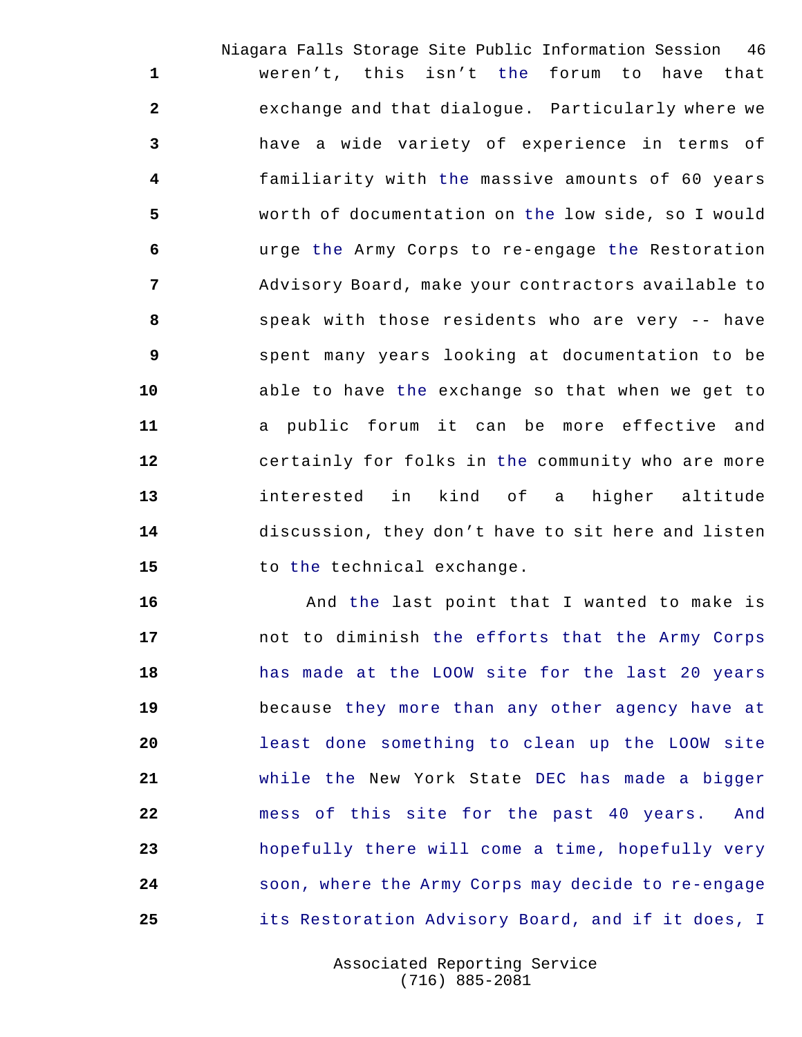weren't, this isn't the forum to have that exchange and that dialogue. Particularly where we have a wide variety of experience in terms of familiarity with the massive amounts of 60 years worth of documentation on the low side, so I would urge the Army Corps to re-engage the Restoration Advisory Board, make your contractors available to speak with those residents who are very -- have spent many years looking at documentation to be able to have the exchange so that when we get to a public forum it can be more effective and certainly for folks in the community who are more interested in kind of a higher altitude discussion, they don't have to sit here and listen to the technical exchange.

And the last point that I wanted to make is not to diminish the efforts that the Army Corps has made at the LOOW site for the last 20 years because they more than any other agency have at least done something to clean up the LOOW site while the New York State DEC has made a bigger mess of this site for the past 40 years. And hopefully there will come a time, hopefully very soon, where the Army Corps may decide to re-engage its Restoration Advisory Board, and if it does, I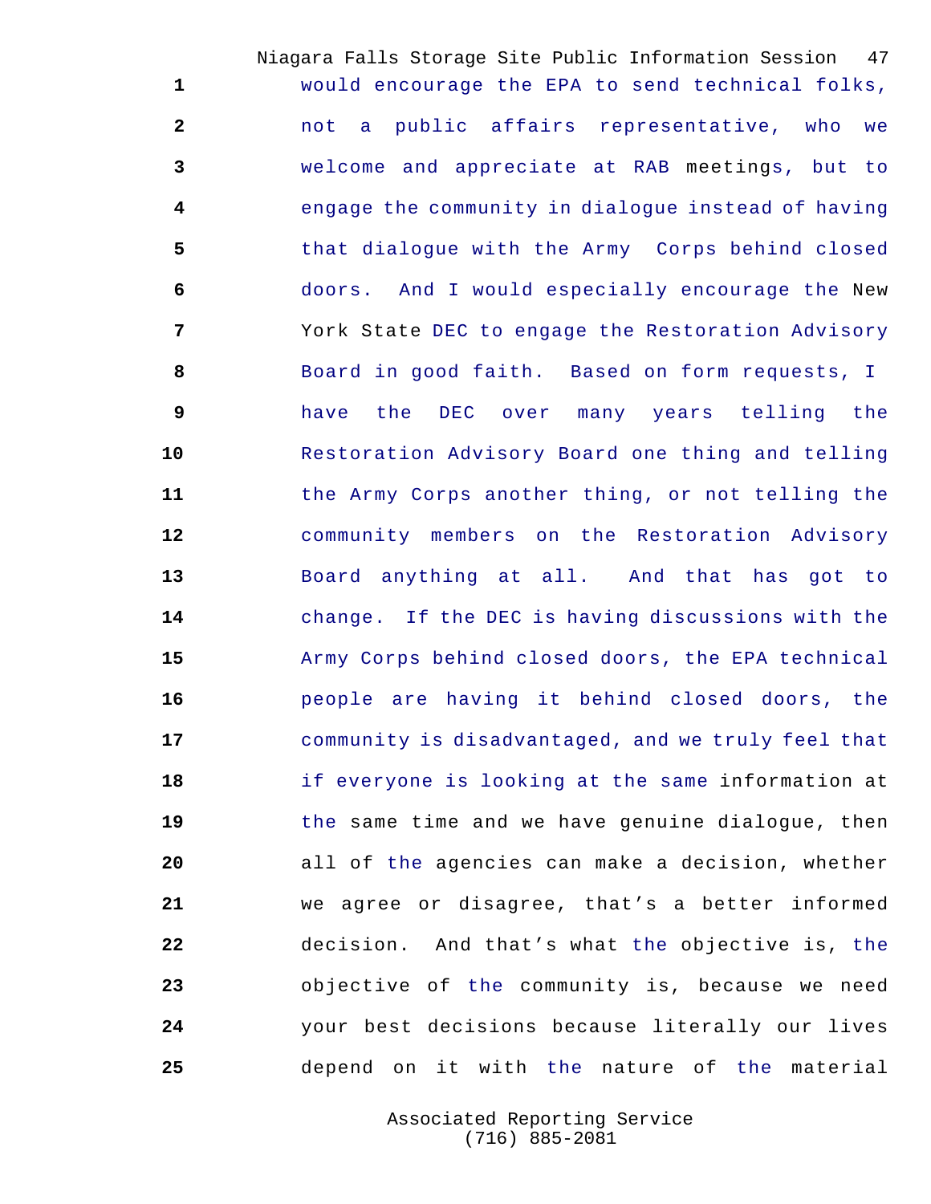would encourage the EPA to send technical folks, not a public affairs representative, who we welcome and appreciate at RAB meetings, but to engage the community in dialogue instead of having that dialogue with the Army Corps behind closed doors. And I would especially encourage the New York State DEC to engage the Restoration Advisory Board in good faith. Based on form requests, I have the DEC over many years telling the Restoration Advisory Board one thing and telling the Army Corps another thing, or not telling the community members on the Restoration Advisory Board anything at all. And that has got to change. If the DEC is having discussions with the Army Corps behind closed doors, the EPA technical people are having it behind closed doors, the community is disadvantaged, and we truly feel that if everyone is looking at the same information at the same time and we have genuine dialogue, then all of the agencies can make a decision, whether we agree or disagree, that's a better informed decision. And that's what the objective is, the objective of the community is, because we need your best decisions because literally our lives depend on it with the nature of the material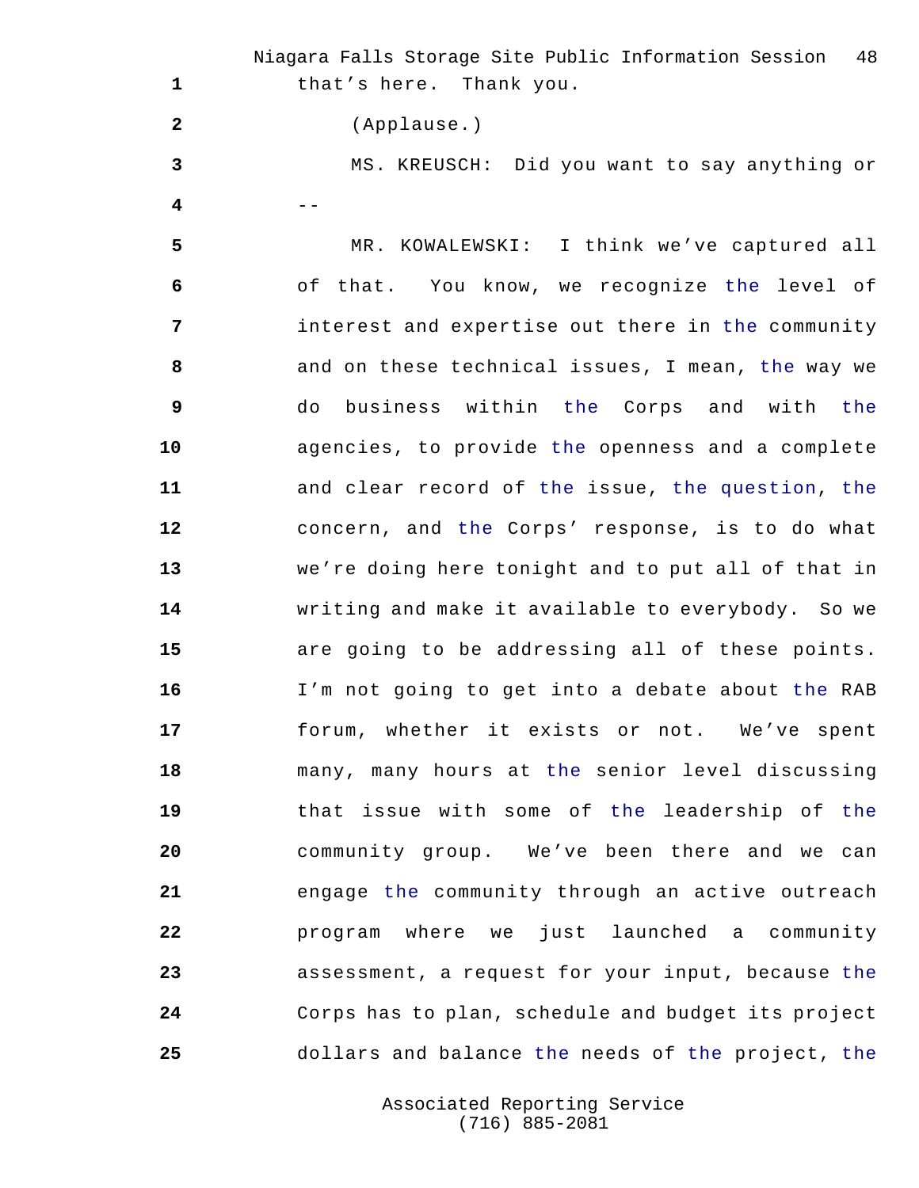that's here. Thank you.

(Applause.)

MS. KREUSCH: Did you want to say anything or --

MR. KOWALEWSKI: I think we've captured all of that. You know, we recognize the level of interest and expertise out there in the community and on these technical issues, I mean, the way we do business within the Corps and with the agencies, to provide the openness and a complete and clear record of the issue, the question, the concern, and the Corps' response, is to do what we're doing here tonight and to put all of that in writing and make it available to everybody. So we are going to be addressing all of these points. I'm not going to get into a debate about the RAB forum, whether it exists or not. We've spent many, many hours at the senior level discussing that issue with some of the leadership of the community group. We've been there and we can engage the community through an active outreach program where we just launched a community assessment, a request for your input, because the Corps has to plan, schedule and budget its project dollars and balance the needs of the project, the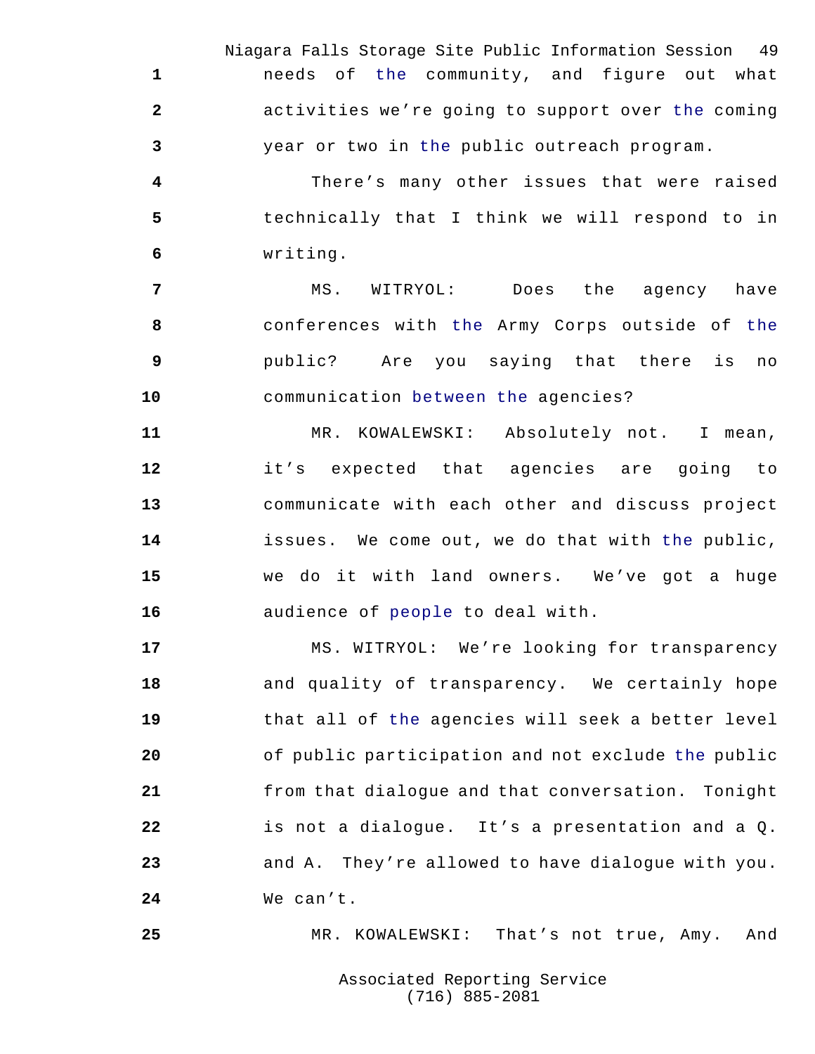needs of the community, and figure out what activities we're going to support over the coming year or two in the public outreach program.

There's many other issues that were raised technically that I think we will respond to in writing.

MS. WITRYOL: Does the agency have conferences with the Army Corps outside of the public? Are you saying that there is no communication between the agencies?

MR. KOWALEWSKI: Absolutely not. I mean, it's expected that agencies are going to communicate with each other and discuss project issues. We come out, we do that with the public, we do it with land owners. We've got a huge audience of people to deal with.

MS. WITRYOL: We're looking for transparency and quality of transparency. We certainly hope that all of the agencies will seek a better level of public participation and not exclude the public from that dialogue and that conversation. Tonight is not a dialogue. It's a presentation and a Q. and A. They're allowed to have dialogue with you. We can't.

MR. KOWALEWSKI: That's not true, Amy. And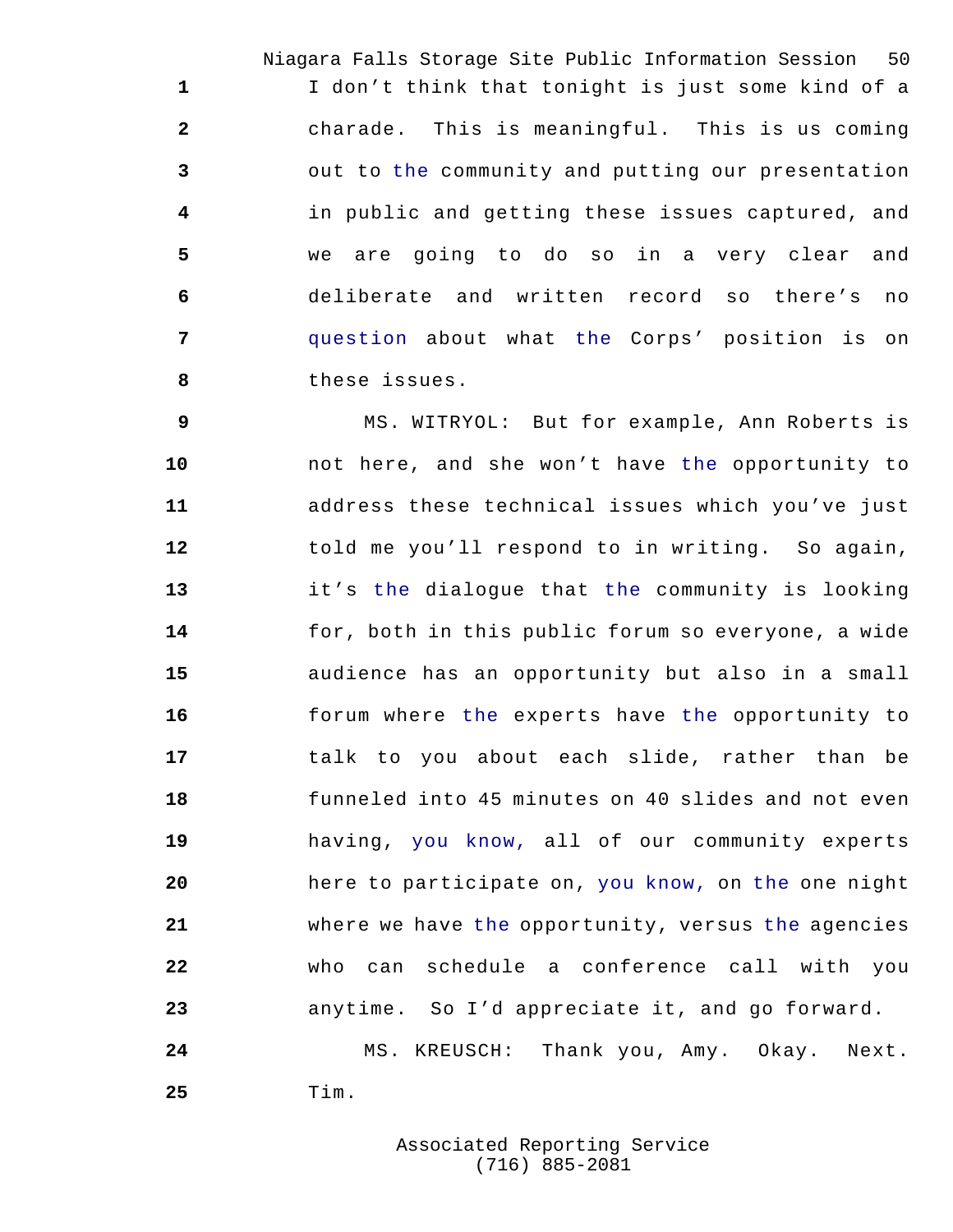I don't think that tonight is just some kind of a charade. This is meaningful. This is us coming out to the community and putting our presentation in public and getting these issues captured, and we are going to do so in a very clear and deliberate and written record so there's no question about what the Corps' position is on these issues.

MS. WITRYOL: But for example, Ann Roberts is not here, and she won't have the opportunity to address these technical issues which you've just told me you'll respond to in writing. So again, it's the dialogue that the community is looking for, both in this public forum so everyone, a wide audience has an opportunity but also in a small forum where the experts have the opportunity to talk to you about each slide, rather than be funneled into 45 minutes on 40 slides and not even having, you know, all of our community experts here to participate on, you know, on the one night where we have the opportunity, versus the agencies who can schedule a conference call with you anytime. So I'd appreciate it, and go forward.

MS. KREUSCH: Thank you, Amy. Okay. Next. Tim.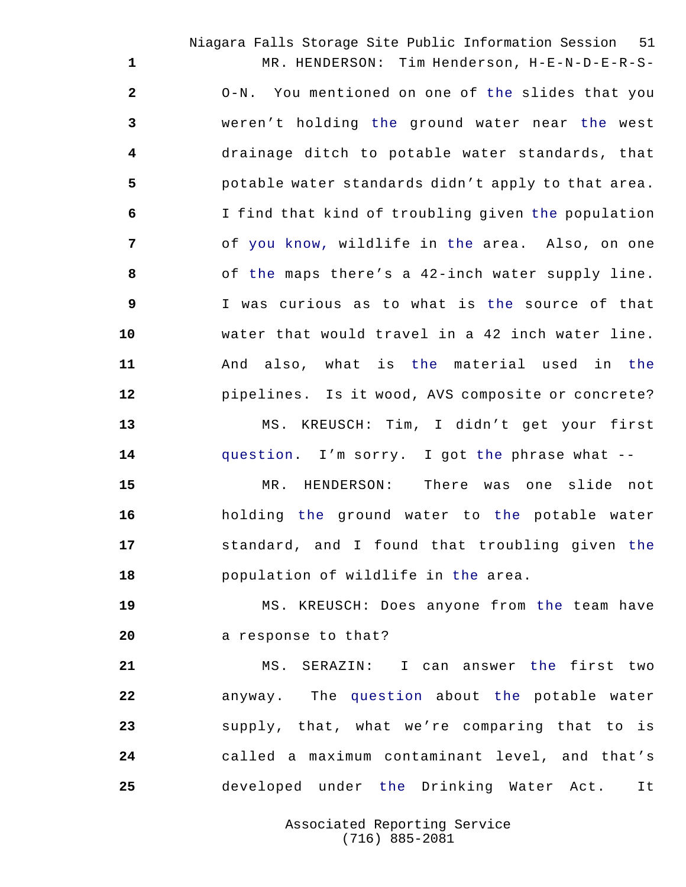MR. HENDERSON: Tim Henderson, H-E-N-D-E-R-S-O-N. You mentioned on one of the slides that you weren't holding the ground water near the west drainage ditch to potable water standards, that potable water standards didn't apply to that area. I find that kind of troubling given the population of you know, wildlife in the area. Also, on one of the maps there's a 42-inch water supply line. I was curious as to what is the source of that water that would travel in a 42 inch water line. And also, what is the material used in the pipelines. Is it wood, AVS composite or concrete?

MS. KREUSCH: Tim, I didn't get your first question. I'm sorry. I got the phrase what --

MR. HENDERSON: There was one slide not holding the ground water to the potable water standard, and I found that troubling given the population of wildlife in the area.

MS. KREUSCH: Does anyone from the team have a response to that?

MS. SERAZIN: I can answer the first two anyway. The question about the potable water supply, that, what we're comparing that to is called a maximum contaminant level, and that's developed under the Drinking Water Act. It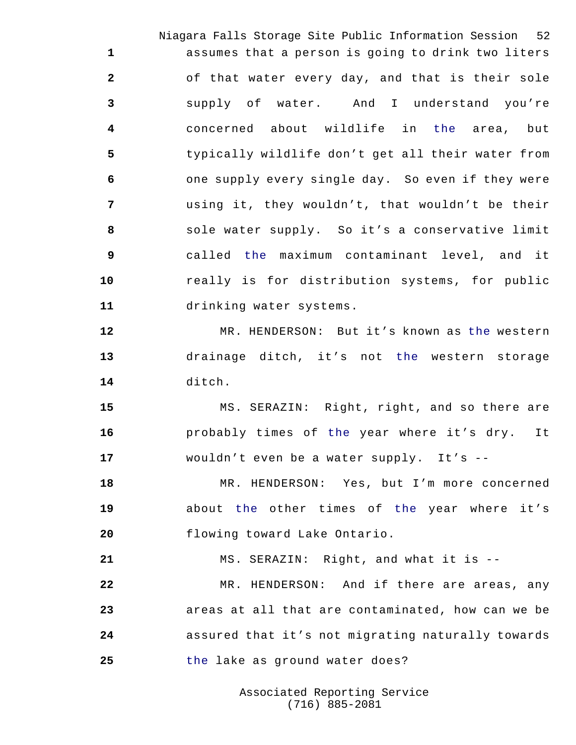assumes that a person is going to drink two liters of that water every day, and that is their sole supply of water. And I understand you're concerned about wildlife in the area, but typically wildlife don't get all their water from one supply every single day. So even if they were using it, they wouldn't, that wouldn't be their sole water supply. So it's a conservative limit called the maximum contaminant level, and it really is for distribution systems, for public drinking water systems.

MR. HENDERSON: But it's known as the western drainage ditch, it's not the western storage ditch.

MS. SERAZIN: Right, right, and so there are probably times of the year where it's dry. It wouldn't even be a water supply. It's --

MR. HENDERSON: Yes, but I'm more concerned about the other times of the year where it's flowing toward Lake Ontario.

MS. SERAZIN: Right, and what it is --

MR. HENDERSON: And if there are areas, any areas at all that are contaminated, how can we be assured that it's not migrating naturally towards the lake as ground water does?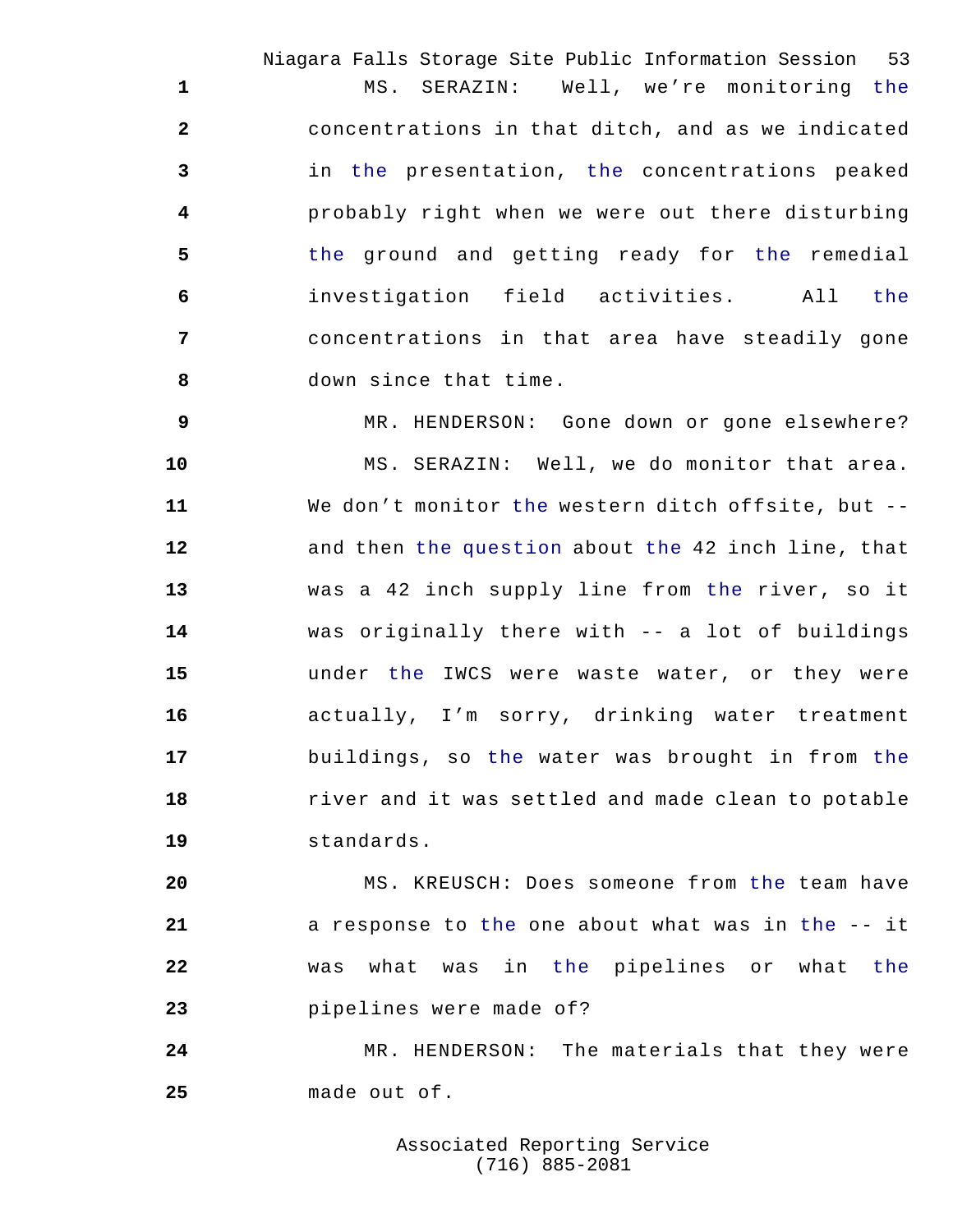MS. SERAZIN: Well, we're monitoring the concentrations in that ditch, and as we indicated in the presentation, the concentrations peaked probably right when we were out there disturbing the ground and getting ready for the remedial investigation field activities. All the concentrations in that area have steadily gone down since that time.

MR. HENDERSON: Gone down or gone elsewhere?

MS. SERAZIN: Well, we do monitor that area. We don't monitor the western ditch offsite, but -- and then the question about the 42 inch line, that was a 42 inch supply line from the river, so it was originally there with -- a lot of buildings under the IWCS were waste water, or they were actually, I'm sorry, drinking water treatment buildings, so the water was brought in from the river and it was settled and made clean to potable standards.

MS. KREUSCH: Does someone from the team have a response to the one about what was in the -- it was what was in the pipelines or what the pipelines were made of?

MR. HENDERSON: The materials that they were made out of.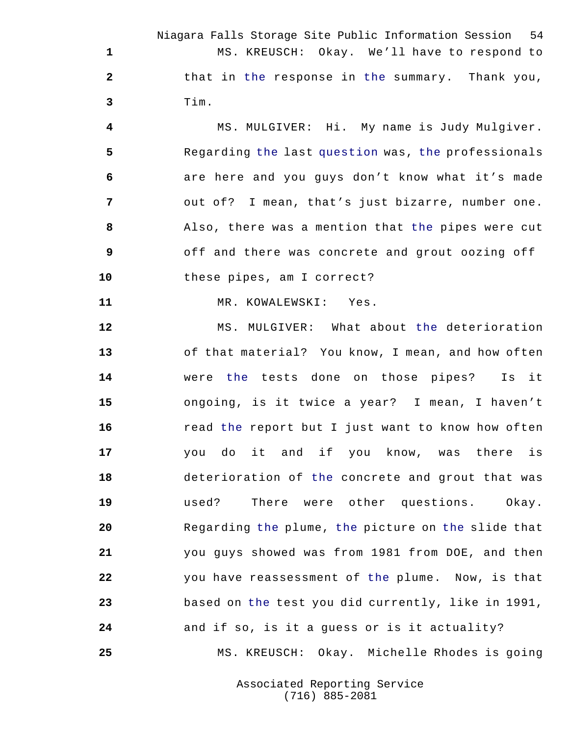MS. KREUSCH: Okay. We'll have to respond to that in the response in the summary. Thank you, Tim.

MS. MULGIVER: Hi. My name is Judy Mulgiver. Regarding the last question was, the professionals are here and you guys don't know what it's made out of? I mean, that's just bizarre, number one. Also, there was a mention that the pipes were cut off and there was concrete and grout oozing off these pipes, am I correct?

MR. KOWALEWSKI: Yes.

MS. MULGIVER: What about the deterioration of that material? You know, I mean, and how often were the tests done on those pipes? Is it ongoing, is it twice a year? I mean, I haven't read the report but I just want to know how often you do it and if you know, was there is deterioration of the concrete and grout that was used? There were other questions. Okay. Regarding the plume, the picture on the slide that you guys showed was from 1981 from DOE, and then you have reassessment of the plume. Now, is that based on the test you did currently, like in 1991, and if so, is it a guess or is it actuality?

MS. KREUSCH: Okay. Michelle Rhodes is going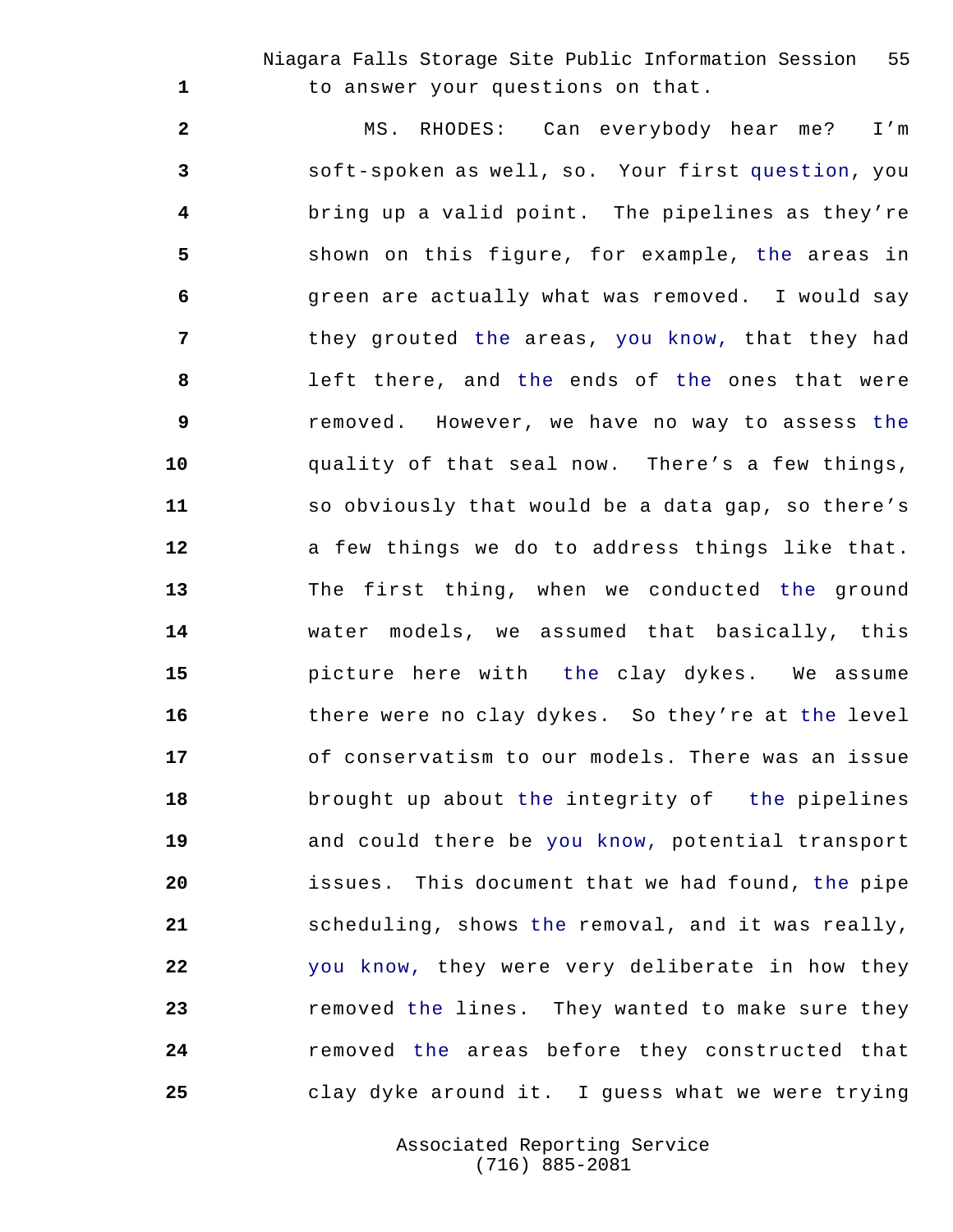to answer your questions on that.

MS. RHODES: Can everybody hear me? I'm soft-spoken as well, so. Your first question, you bring up a valid point. The pipelines as they're shown on this figure, for example, the areas in green are actually what was removed. I would say they grouted the areas, you know, that they had left there, and the ends of the ones that were removed. However, we have no way to assess the quality of that seal now. There's a few things, so obviously that would be a data gap, so there's a few things we do to address things like that. The first thing, when we conducted the ground water models, we assumed that basically, this picture here with the clay dykes. We assume there were no clay dykes. So they're at the level of conservatism to our models. There was an issue brought up about the integrity of the pipelines and could there be you know, potential transport issues. This document that we had found, the pipe scheduling, shows the removal, and it was really, you know, they were very deliberate in how they removed the lines. They wanted to make sure they removed the areas before they constructed that clay dyke around it. I guess what we were trying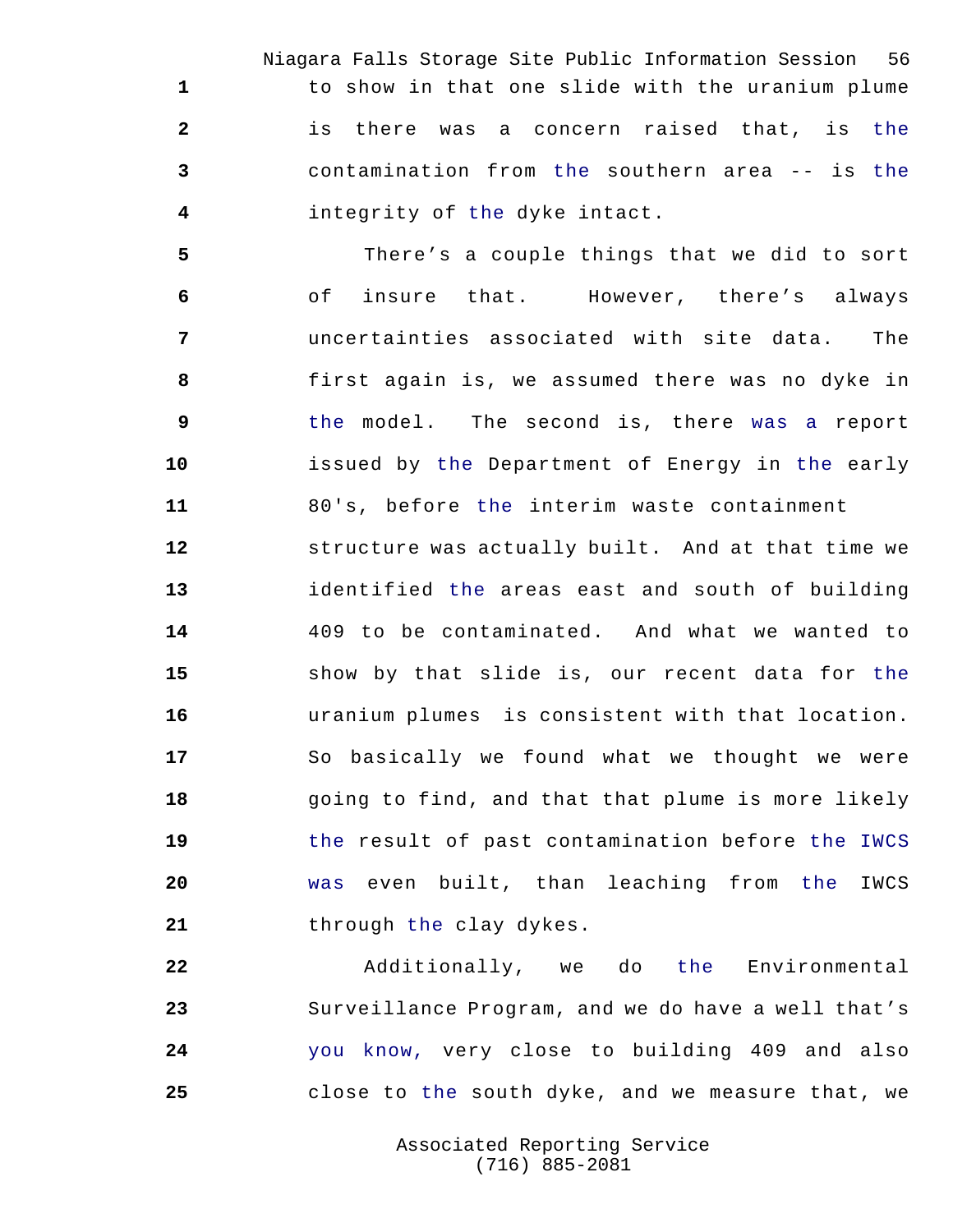to show in that one slide with the uranium plume is there was a concern raised that, is the contamination from the southern area -- is the integrity of the dyke intact.

There's a couple things that we did to sort of insure that. However, there's always uncertainties associated with site data. The first again is, we assumed there was no dyke in the model. The second is, there was a report issued by the Department of Energy in the early 80's, before the interim waste containment structure was actually built. And at that time we identified the areas east and south of building 409 to be contaminated. And what we wanted to show by that slide is, our recent data for the uranium plumes is consistent with that location. So basically we found what we thought we were going to find, and that that plume is more likely the result of past contamination before the IWCS was even built, than leaching from the IWCS through the clay dykes.

Additionally, we do the Environmental Surveillance Program, and we do have a well that's you know, very close to building 409 and also close to the south dyke, and we measure that, we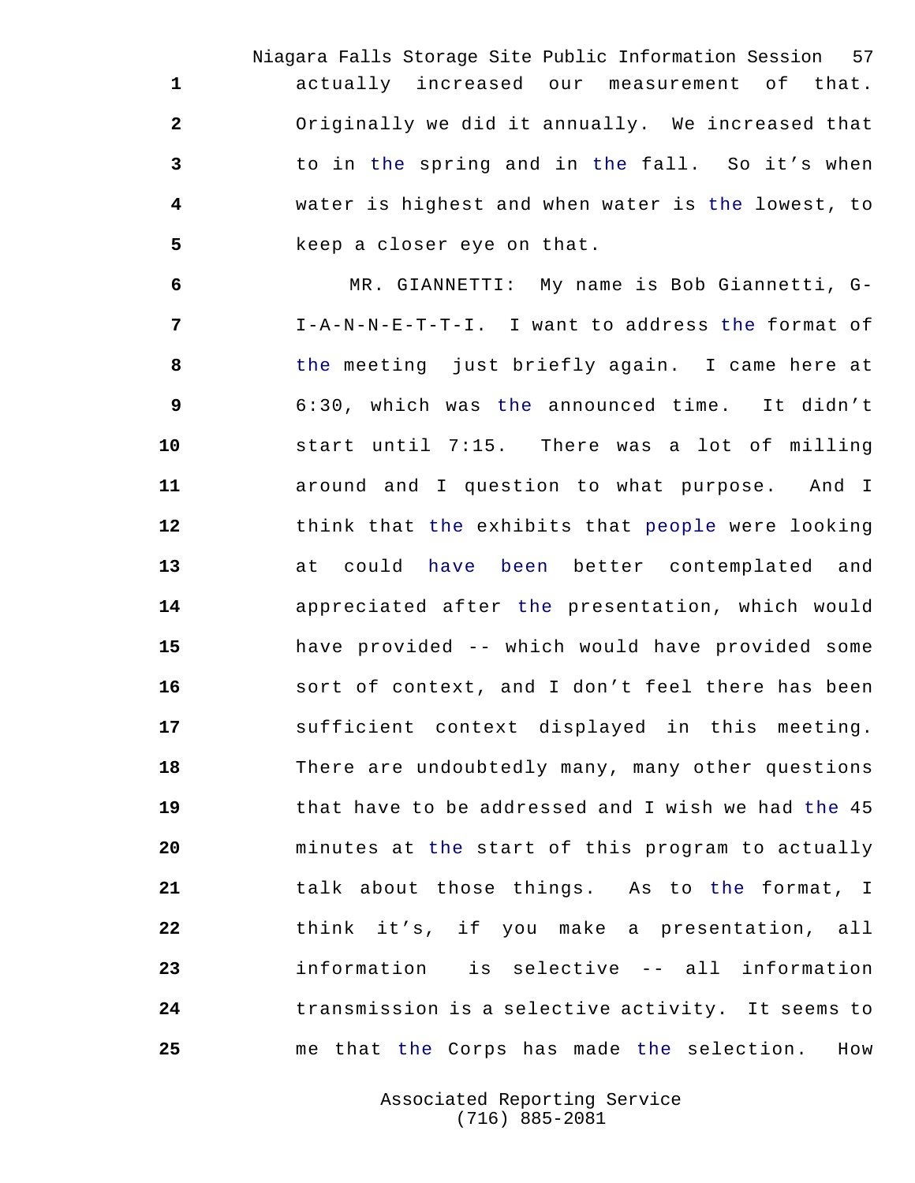actually increased our measurement of that. Originally we did it annually. We increased that to in the spring and in the fall. So it's when water is highest and when water is the lowest, to keep a closer eye on that.

MR. GIANNETTI: My name is Bob Giannetti, G-I-A-N-N-E-T-T-I. I want to address the format of the meeting just briefly again. I came here at 6:30, which was the announced time. It didn't start until 7:15. There was a lot of milling around and I question to what purpose. And I think that the exhibits that people were looking at could have been better contemplated and appreciated after the presentation, which would have provided -- which would have provided some sort of context, and I don't feel there has been sufficient context displayed in this meeting. There are undoubtedly many, many other questions that have to be addressed and I wish we had the 45 minutes at the start of this program to actually talk about those things. As to the format, I think it's, if you make a presentation, all information is selective -- all information transmission is a selective activity. It seems to me that the Corps has made the selection. How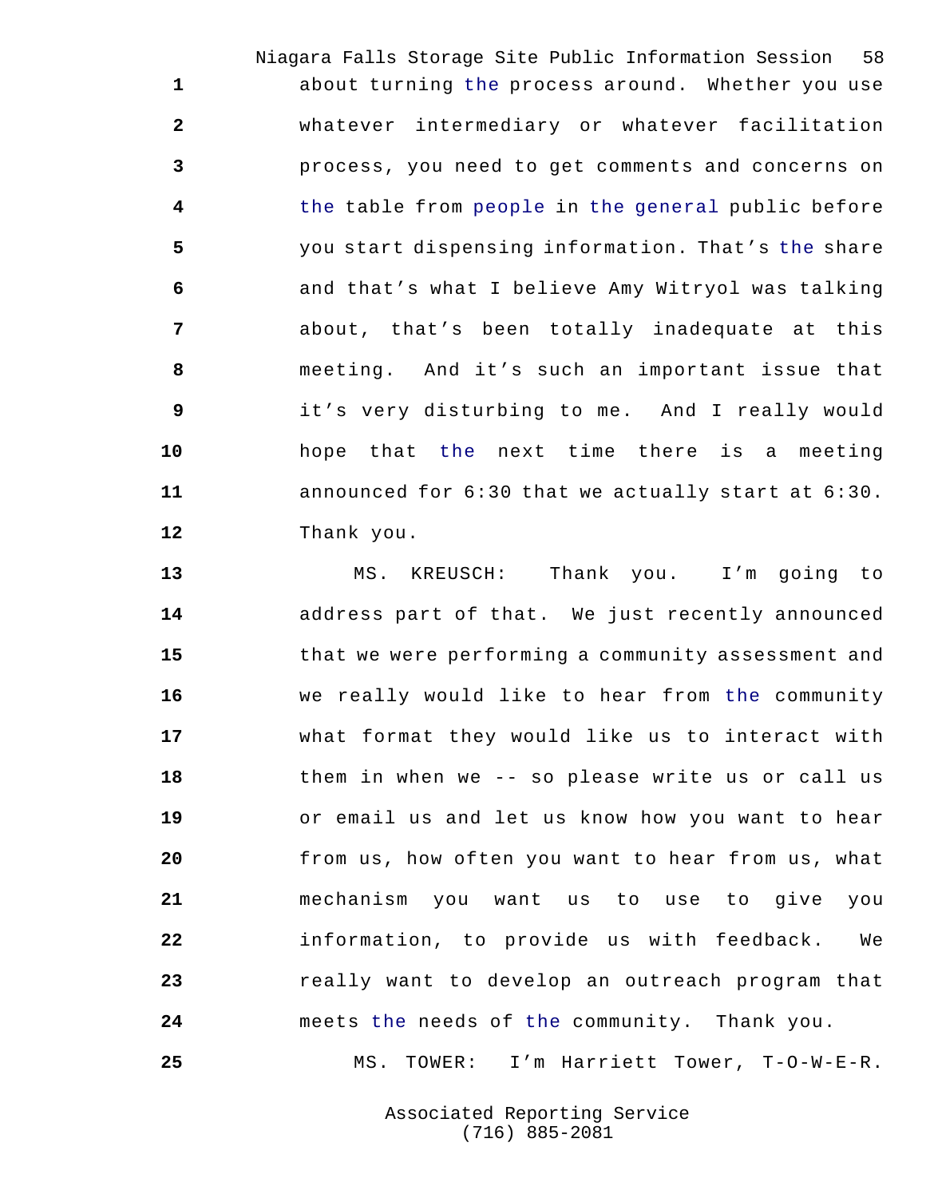about turning the process around. Whether you use whatever intermediary or whatever facilitation process, you need to get comments and concerns on the table from people in the general public before you start dispensing information. That's the share and that's what I believe Amy Witryol was talking about, that's been totally inadequate at this meeting. And it's such an important issue that it's very disturbing to me. And I really would hope that the next time there is a meeting announced for 6:30 that we actually start at 6:30. Thank you.

MS. KREUSCH: Thank you. I'm going to address part of that. We just recently announced that we were performing a community assessment and we really would like to hear from the community what format they would like us to interact with them in when we -- so please write us or call us or email us and let us know how you want to hear from us, how often you want to hear from us, what mechanism you want us to use to give you information, to provide us with feedback. We really want to develop an outreach program that meets the needs of the community. Thank you.

MS. TOWER: I'm Harriett Tower, T-O-W-E-R.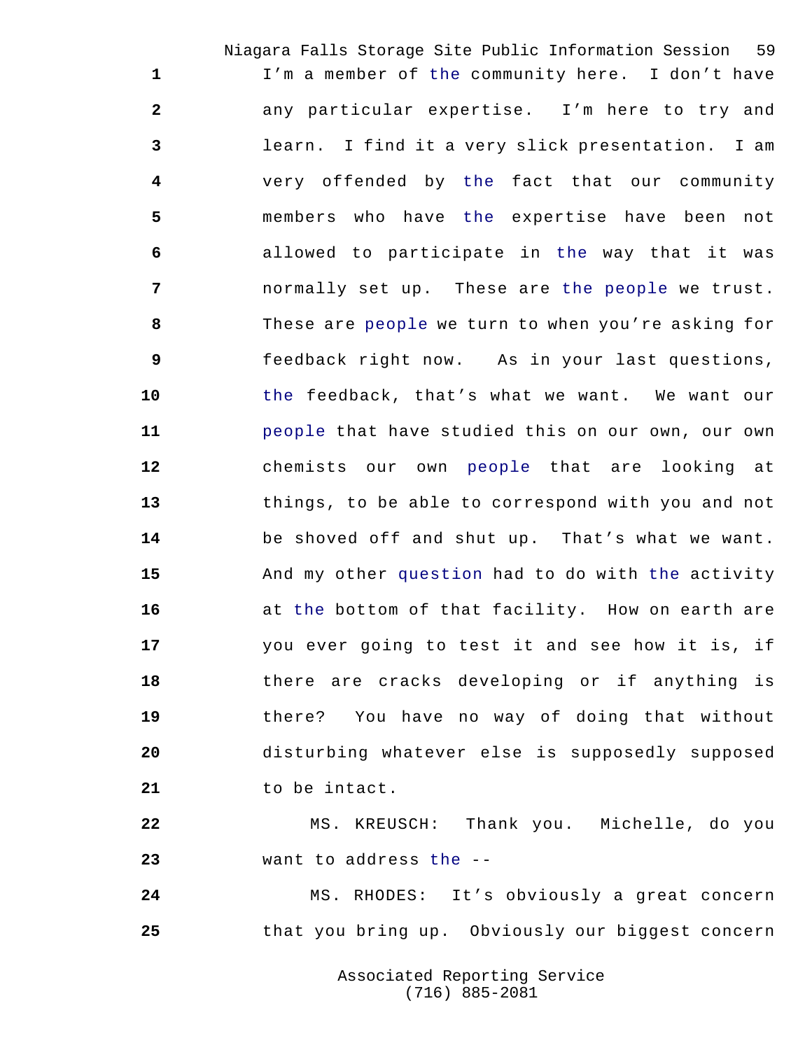I'm a member of the community here. I don't have any particular expertise. I'm here to try and learn. I find it a very slick presentation. I am very offended by the fact that our community members who have the expertise have been not allowed to participate in the way that it was normally set up. These are the people we trust. These are people we turn to when you're asking for feedback right now. As in your last questions, the feedback, that's what we want. We want our people that have studied this on our own, our own chemists our own people that are looking at things, to be able to correspond with you and not be shoved off and shut up. That's what we want. And my other question had to do with the activity at the bottom of that facility. How on earth are you ever going to test it and see how it is, if there are cracks developing or if anything is there? You have no way of doing that without disturbing whatever else is supposedly supposed to be intact.

MS. KREUSCH: Thank you. Michelle, do you want to address the --

MS. RHODES: It's obviously a great concern that you bring up. Obviously our biggest concern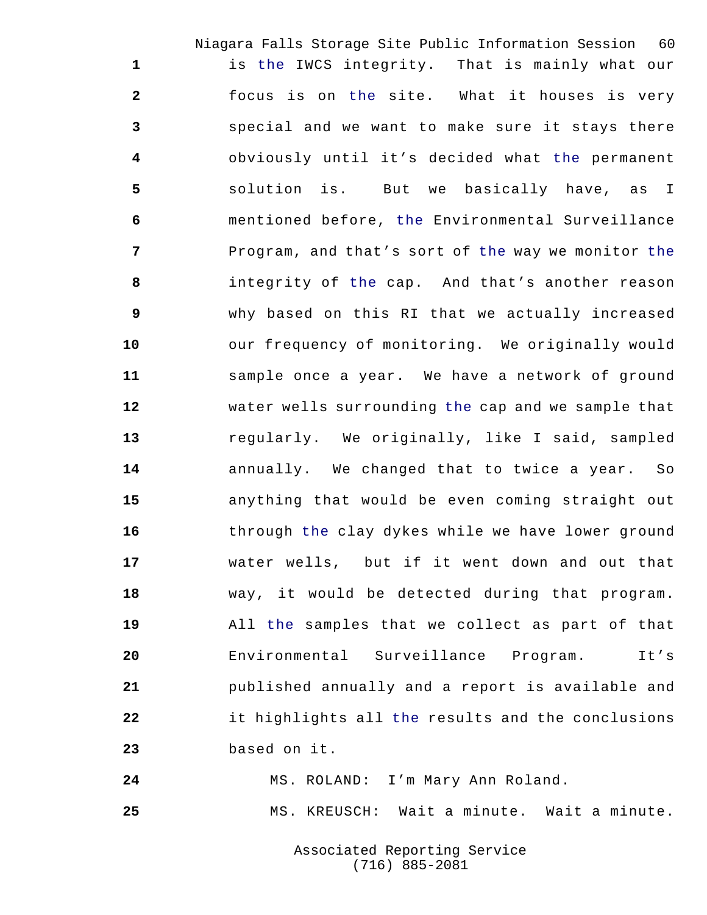is the IWCS integrity. That is mainly what our focus is on the site. What it houses is very special and we want to make sure it stays there obviously until it's decided what the permanent solution is. But we basically have, as I mentioned before, the Environmental Surveillance Program, and that's sort of the way we monitor the integrity of the cap. And that's another reason why based on this RI that we actually increased our frequency of monitoring. We originally would sample once a year. We have a network of ground water wells surrounding the cap and we sample that regularly. We originally, like I said, sampled annually. We changed that to twice a year. So anything that would be even coming straight out through the clay dykes while we have lower ground water wells, but if it went down and out that way, it would be detected during that program. All the samples that we collect as part of that Environmental Surveillance Program. It's published annually and a report is available and it highlights all the results and the conclusions based on it.

MS. ROLAND: I'm Mary Ann Roland.

MS. KREUSCH: Wait a minute. Wait a minute.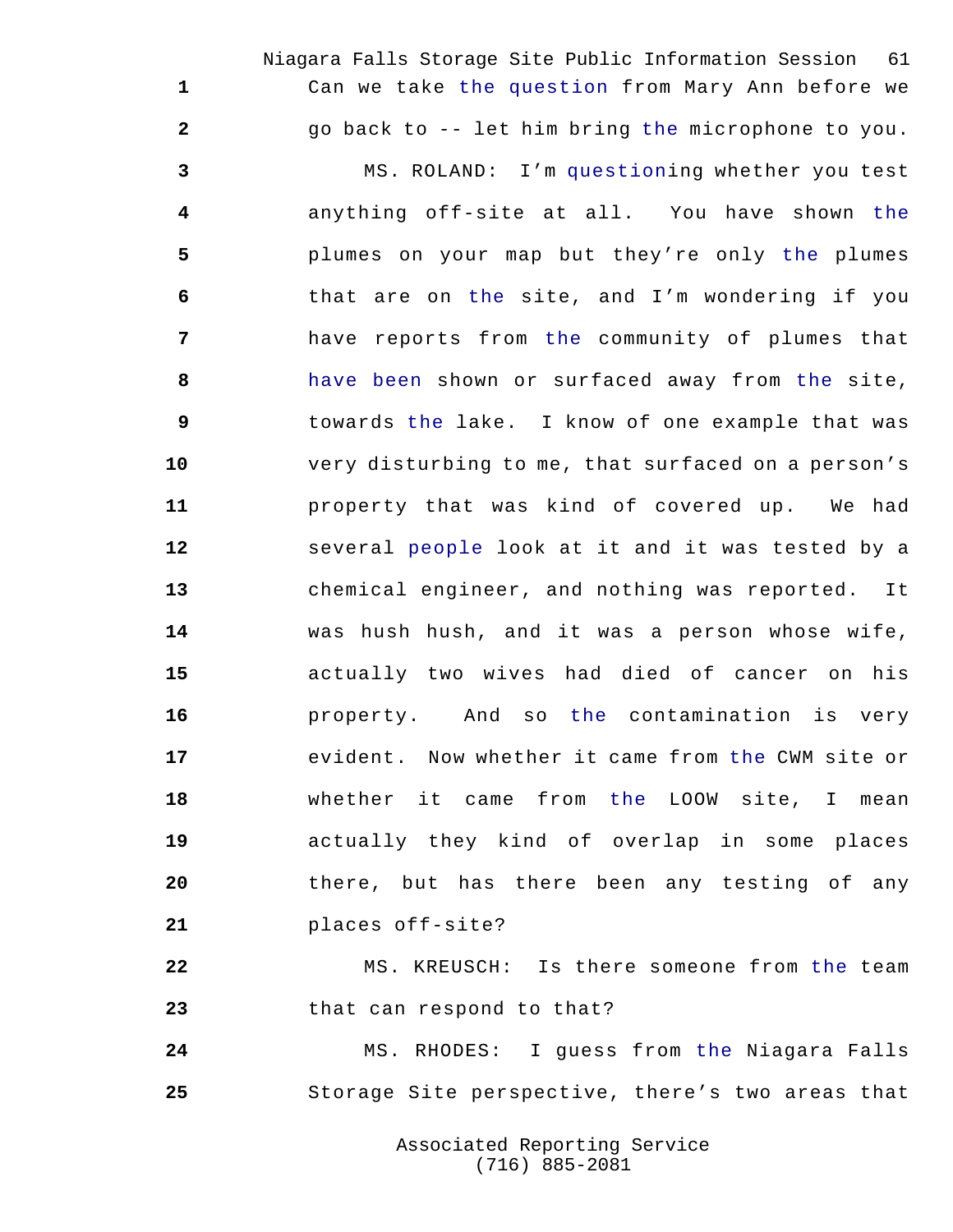Can we take the question from Mary Ann before we go back to -- let him bring the microphone to you.

MS. ROLAND: I'm questioning whether you test anything off-site at all. You have shown the plumes on your map but they're only the plumes that are on the site, and I'm wondering if you have reports from the community of plumes that have been shown or surfaced away from the site, towards the lake. I know of one example that was very disturbing to me, that surfaced on a person's property that was kind of covered up. We had several people look at it and it was tested by a chemical engineer, and nothing was reported. It was hush hush, and it was a person whose wife, actually two wives had died of cancer on his property. And so the contamination is very evident. Now whether it came from the CWM site or whether it came from the LOOW site, I mean actually they kind of overlap in some places there, but has there been any testing of any places off-site?

MS. KREUSCH: Is there someone from the team that can respond to that?

MS. RHODES: I guess from the Niagara Falls Storage Site perspective, there's two areas that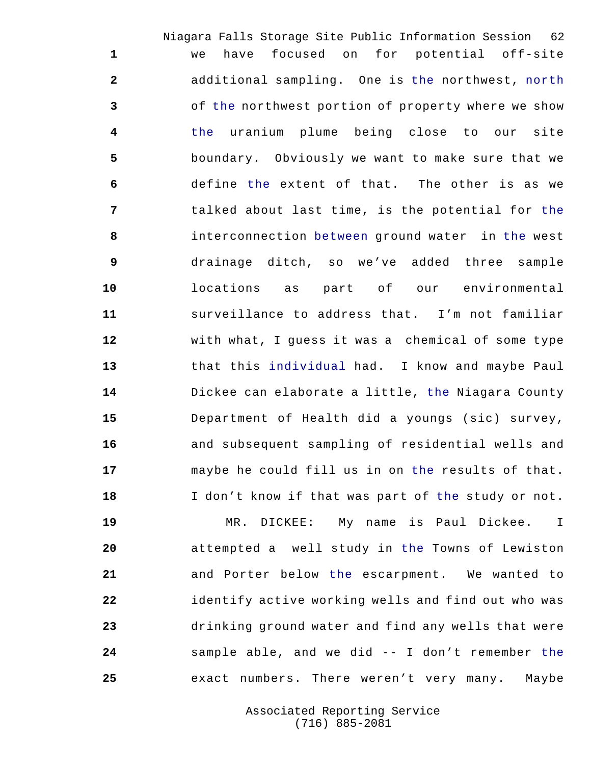we have focused on for potential off-site additional sampling. One is the northwest, north of the northwest portion of property where we show the uranium plume being close to our site boundary. Obviously we want to make sure that we define the extent of that. The other is as we talked about last time, is the potential for the interconnection between ground water in the west drainage ditch, so we've added three sample locations as part of our environmental surveillance to address that. I'm not familiar with what, I guess it was a chemical of some type that this individual had. I know and maybe Paul Dickee can elaborate a little, the Niagara County Department of Health did a youngs (sic) survey, and subsequent sampling of residential wells and maybe he could fill us in on the results of that. I don't know if that was part of the study or not.

MR. DICKEE: My name is Paul Dickee. I attempted a well study in the Towns of Lewiston and Porter below the escarpment. We wanted to identify active working wells and find out who was drinking ground water and find any wells that were sample able, and we did -- I don't remember the exact numbers. There weren't very many. Maybe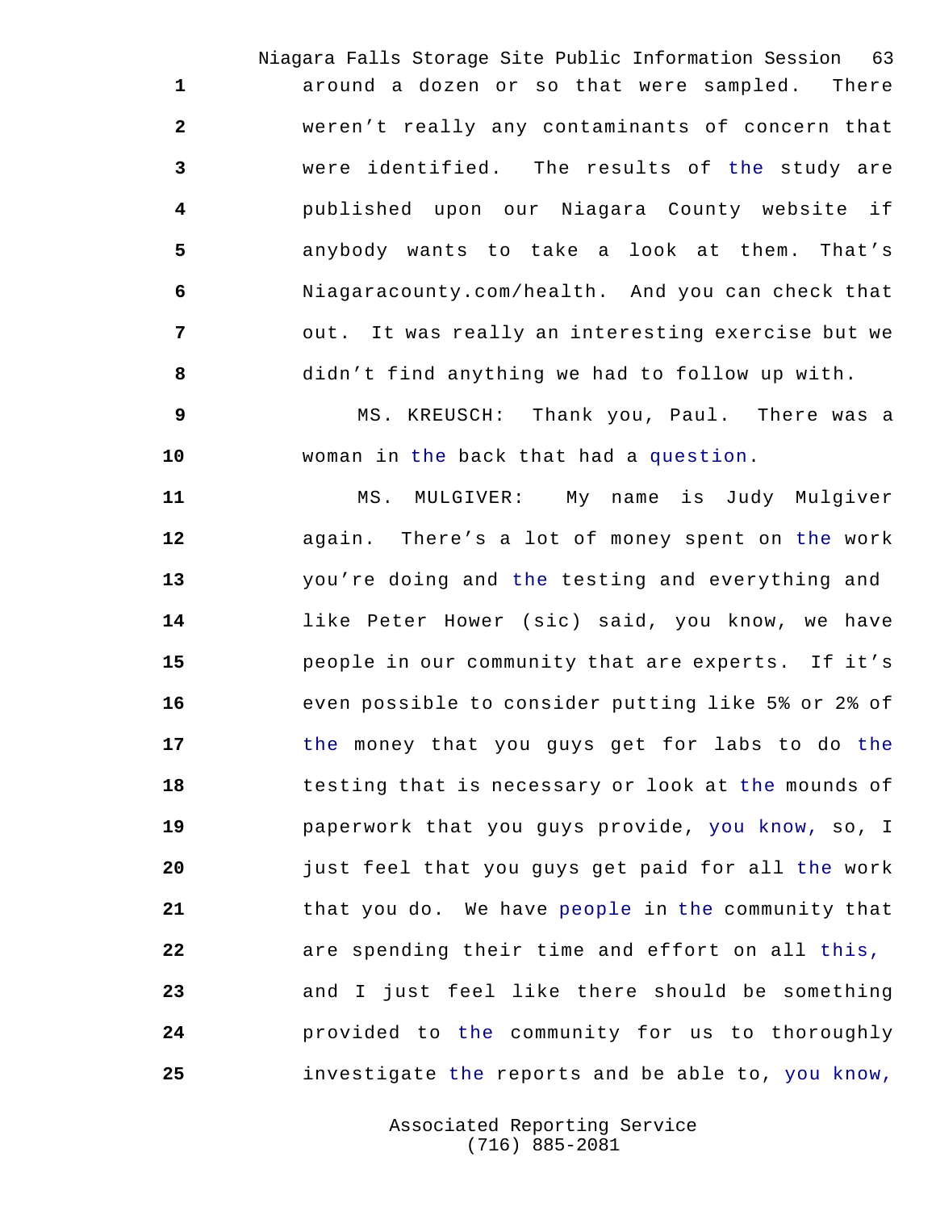around a dozen or so that were sampled. There weren't really any contaminants of concern that were identified. The results of the study are published upon our Niagara County website if anybody wants to take a look at them. That's Niagaracounty.com/health. And you can check that out. It was really an interesting exercise but we didn't find anything we had to follow up with.

MS. KREUSCH: Thank you, Paul. There was a woman in the back that had a question.

MS. MULGIVER: My name is Judy Mulgiver again. There's a lot of money spent on the work you're doing and the testing and everything and like Peter Hower (sic) said, you know, we have people in our community that are experts. If it's even possible to consider putting like 5% or 2% of the money that you guys get for labs to do the testing that is necessary or look at the mounds of paperwork that you guys provide, you know, so, I just feel that you guys get paid for all the work that you do. We have people in the community that are spending their time and effort on all this, and I just feel like there should be something provided to the community for us to thoroughly investigate the reports and be able to, you know,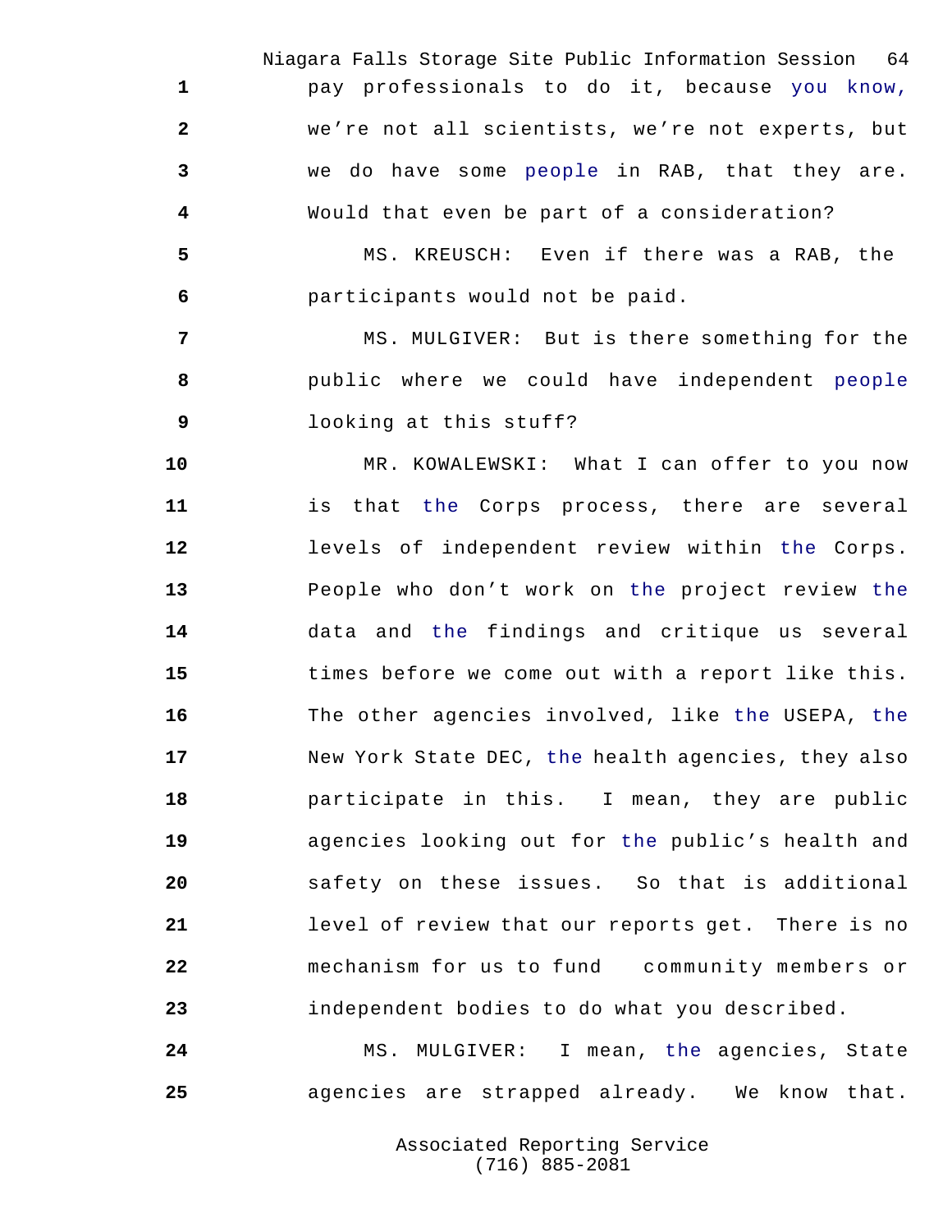pay professionals to do it, because you know, we're not all scientists, we're not experts, but we do have some people in RAB, that they are. Would that even be part of a consideration?

MS. KREUSCH: Even if there was a RAB, the participants would not be paid.

MS. MULGIVER: But is there something for the public where we could have independent people looking at this stuff?

MR. KOWALEWSKI: What I can offer to you now is that the Corps process, there are several levels of independent review within the Corps. People who don't work on the project review the data and the findings and critique us several times before we come out with a report like this. The other agencies involved, like the USEPA, the New York State DEC, the health agencies, they also participate in this. I mean, they are public agencies looking out for the public's health and safety on these issues. So that is additional level of review that our reports get. There is no mechanism for us to fund community members or independent bodies to do what you described.

MS. MULGIVER: I mean, the agencies, State agencies are strapped already. We know that.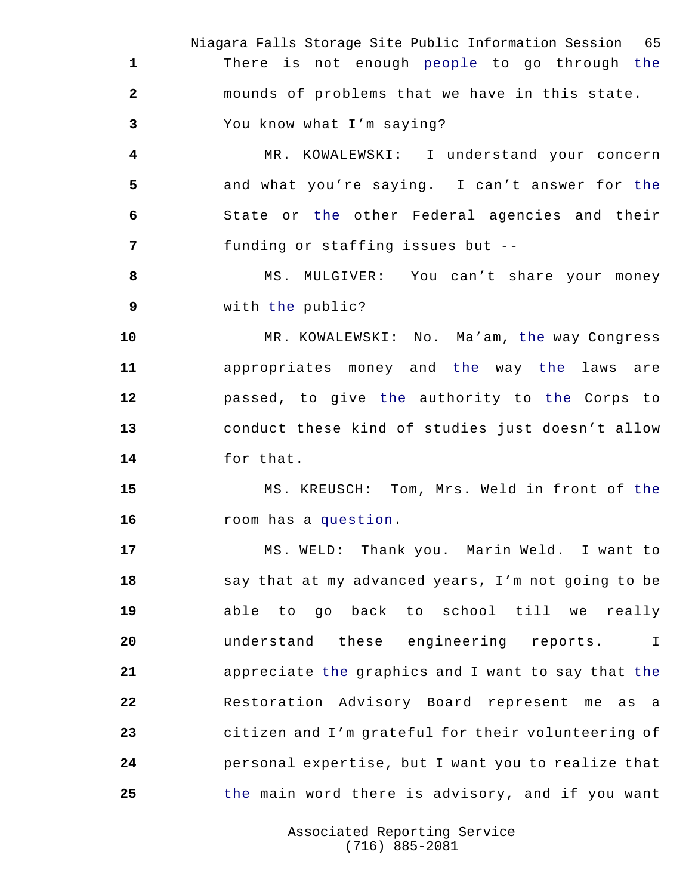1 There is not enough people to go through the

2 mounds of problems that we have in this state.

3 You know what I'm saying?

4 MR. KOWALEWSKI: I understand your concern

5 and what you're saying. I can't answer for the

6 State or the other Federal agencies and their

7 funding or staffing issues but --

8 MS. MULGIVER: You can't share your money

9 with the public?

10 MR. KOWALEWSKI: No. Ma'am, the way Congress

11 appropriates money and the way the laws are

12 passed, to give the authority to the Corps to

13 conduct these kind of studies just doesn't allow

14 for that.

15 MS. KREUSCH: Tom, Mrs. Weld in front of the

16 room has a question.

17 MS. WELD: Thank you. Marin Weld. I want to

18 say that at my advanced years, I'm not going to be

19 able to go back to school till we really

20 understand these engineering reports. I

21 appreciate the graphics and I want to say that the

22 Restoration Advisory Board represent me as a

23 citizen and I'm grateful for their volunteering of

24 personal expertise, but I want you to realize that

25 the main word there is advisory, and if you want

Associated Reporting Service
(716) 885-2081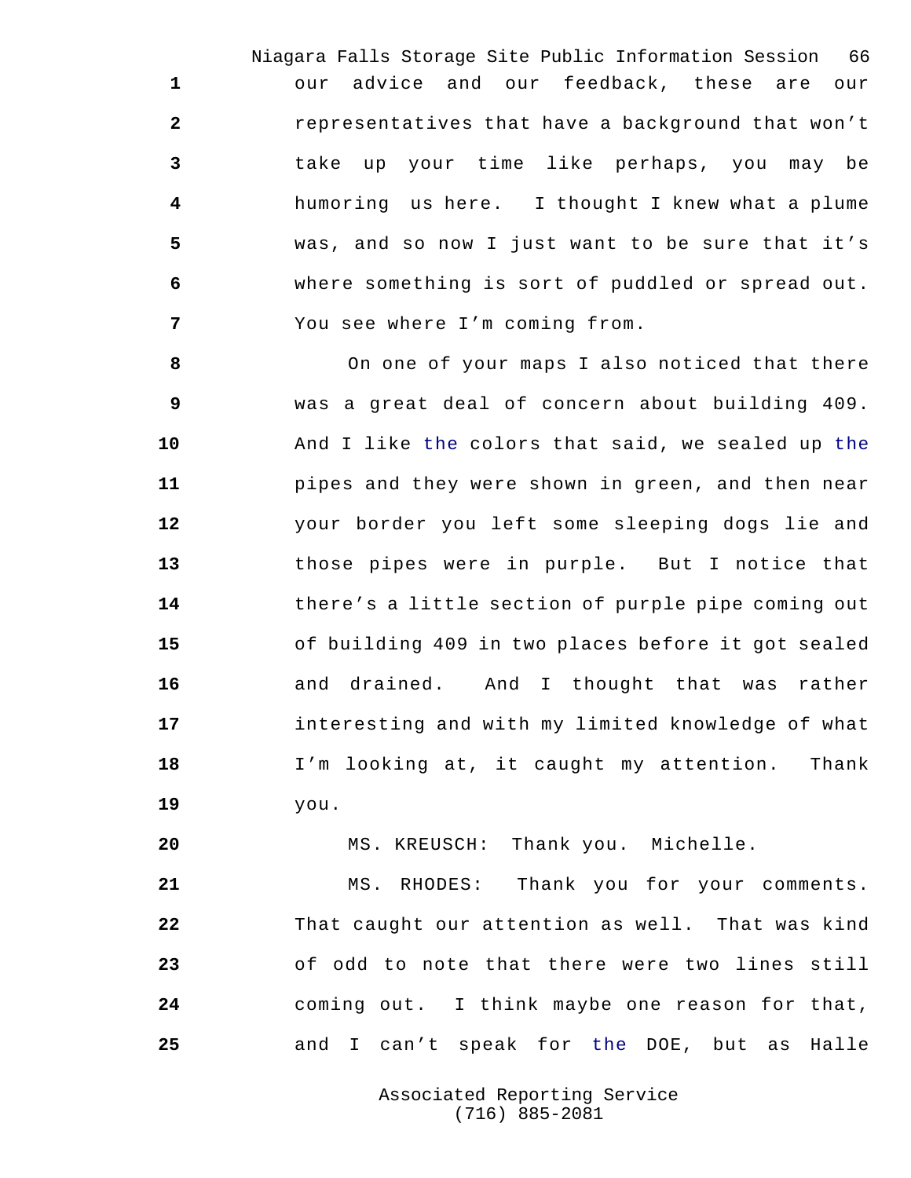our advice and our feedback, these are our representatives that have a background that won't take up your time like perhaps, you may be humoring us here. I thought I knew what a plume was, and so now I just want to be sure that it's where something is sort of puddled or spread out. You see where I'm coming from.

On one of your maps I also noticed that there was a great deal of concern about building 409. And I like the colors that said, we sealed up the pipes and they were shown in green, and then near your border you left some sleeping dogs lie and those pipes were in purple. But I notice that there's a little section of purple pipe coming out of building 409 in two places before it got sealed and drained. And I thought that was rather interesting and with my limited knowledge of what I'm looking at, it caught my attention. Thank you.

MS. KREUSCH: Thank you. Michelle.

MS. RHODES: Thank you for your comments. That caught our attention as well. That was kind of odd to note that there were two lines still coming out. I think maybe one reason for that, and I can't speak for the DOE, but as Halle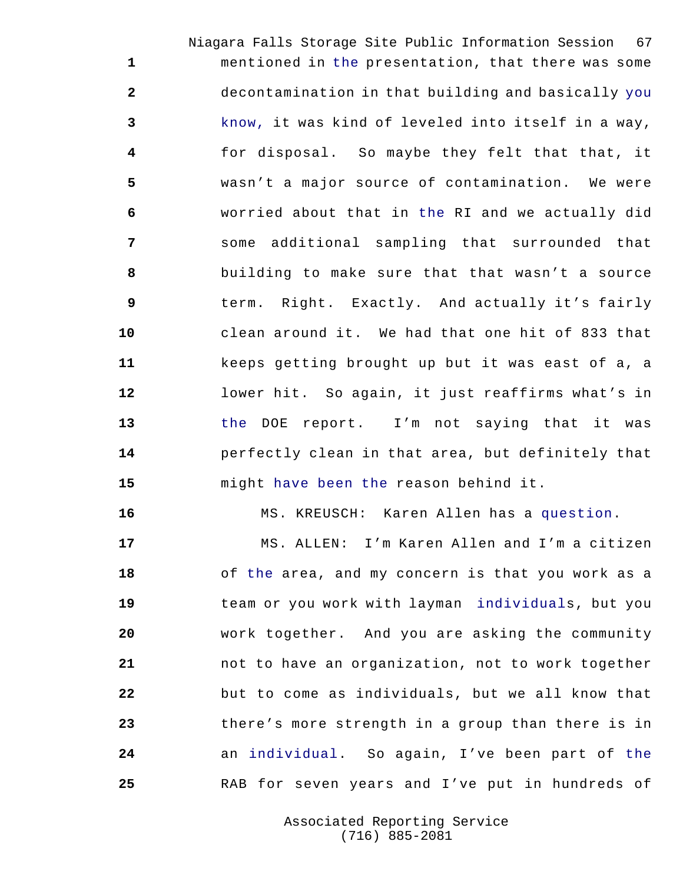mentioned in the presentation, that there was some decontamination in that building and basically you know, it was kind of leveled into itself in a way, for disposal. So maybe they felt that that, it wasn't a major source of contamination. We were worried about that in the RI and we actually did some additional sampling that surrounded that building to make sure that that wasn't a source term. Right. Exactly. And actually it's fairly clean around it. We had that one hit of 833 that keeps getting brought up but it was east of a, a lower hit. So again, it just reaffirms what's in the DOE report. I'm not saying that it was perfectly clean in that area, but definitely that might have been the reason behind it.

MS. KREUSCH: Karen Allen has a question.

MS. ALLEN: I'm Karen Allen and I'm a citizen of the area, and my concern is that you work as a team or you work with layman individuals, but you work together. And you are asking the community not to have an organization, not to work together but to come as individuals, but we all know that there's more strength in a group than there is in an individual. So again, I've been part of the RAB for seven years and I've put in hundreds of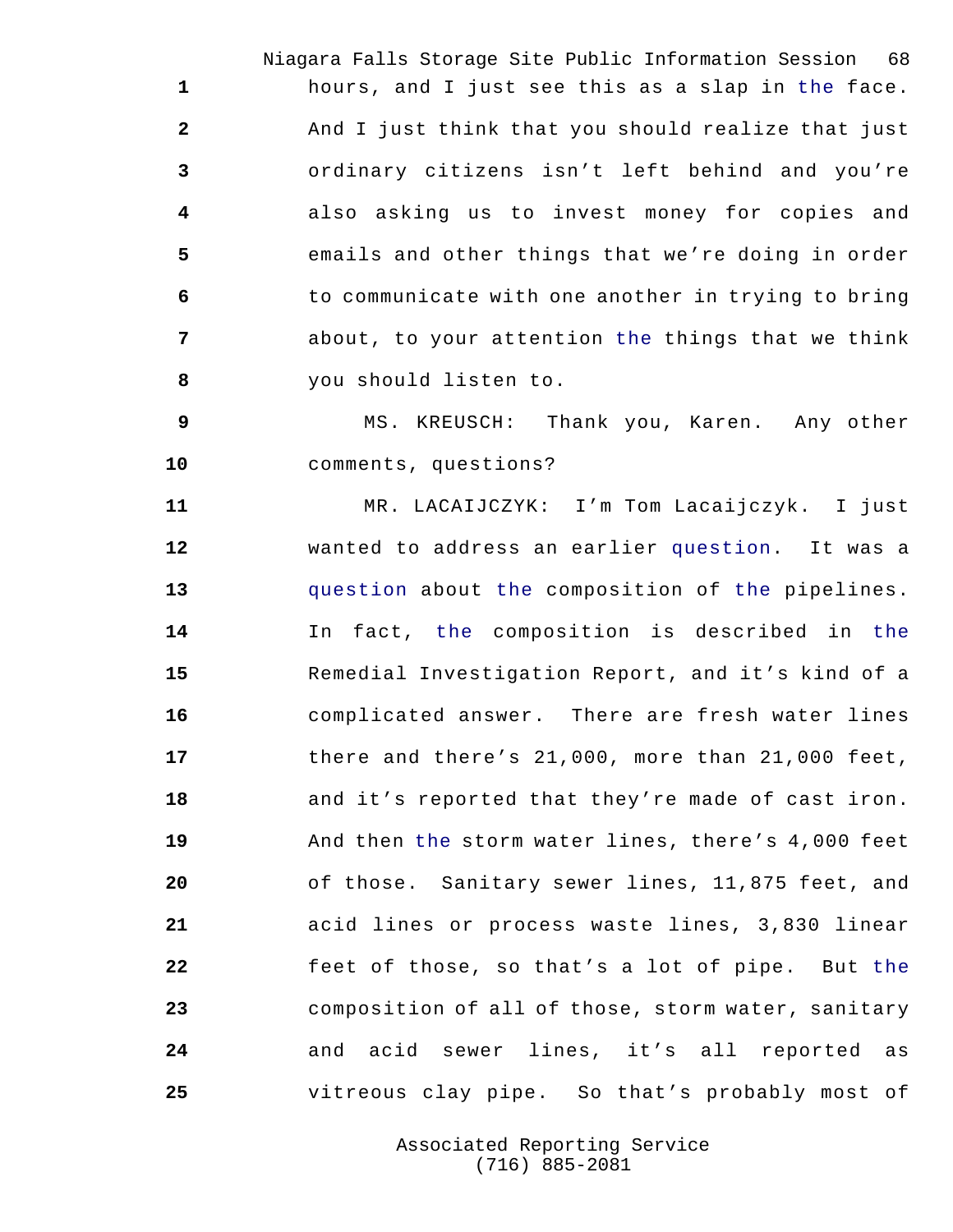hours, and I just see this as a slap in the face. And I just think that you should realize that just ordinary citizens isn't left behind and you're also asking us to invest money for copies and emails and other things that we're doing in order to communicate with one another in trying to bring about, to your attention the things that we think you should listen to.

MS. KREUSCH: Thank you, Karen. Any other comments, questions?

MR. LACAIJCZYK: I'm Tom Lacaijczyk. I just wanted to address an earlier question. It was a question about the composition of the pipelines. In fact, the composition is described in the Remedial Investigation Report, and it's kind of a complicated answer. There are fresh water lines there and there's 21,000, more than 21,000 feet, and it's reported that they're made of cast iron. And then the storm water lines, there's 4,000 feet of those. Sanitary sewer lines, 11,875 feet, and acid lines or process waste lines, 3,830 linear feet of those, so that's a lot of pipe. But the composition of all of those, storm water, sanitary and acid sewer lines, it's all reported as vitreous clay pipe. So that's probably most of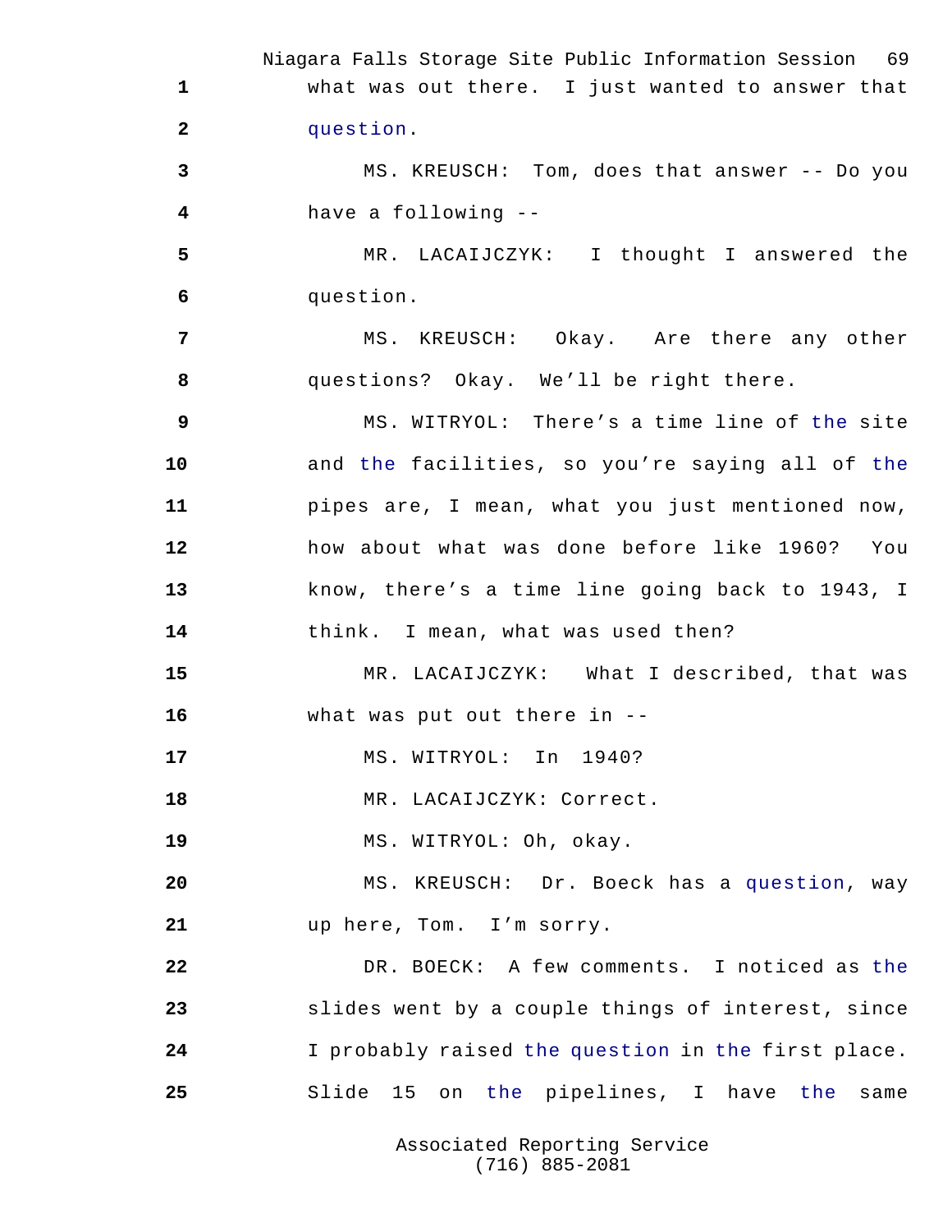what was out there. I just wanted to answer that question.

MS. KREUSCH: Tom, does that answer -- Do you have a following --

MR. LACAIJCZYK: I thought I answered the question.

MS. KREUSCH: Okay. Are there any other questions? Okay. We'll be right there.

MS. WITRYOL: There's a time line of the site and the facilities, so you're saying all of the pipes are, I mean, what you just mentioned now, how about what was done before like 1960? You know, there's a time line going back to 1943, I think. I mean, what was used then?

MR. LACAIJCZYK: What I described, that was what was put out there in --

MS. WITRYOL: In 1940?

MR. LACAIJCZYK: Correct.

MS. WITRYOL: Oh, okay.

MS. KREUSCH: Dr. Boeck has a question, way up here, Tom. I'm sorry.

DR. BOECK: A few comments. I noticed as the slides went by a couple things of interest, since I probably raised the question in the first place. Slide 15 on the pipelines, I have the same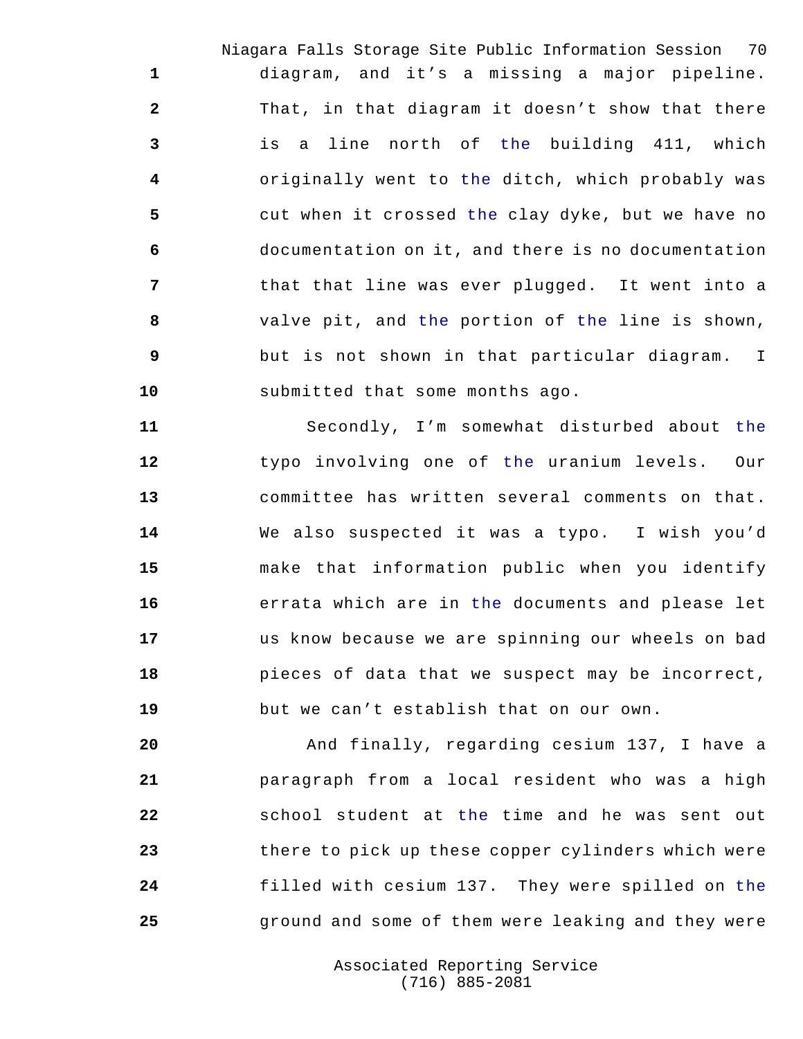diagram, and it's a missing a major pipeline. That, in that diagram it doesn't show that there is a line north of the building 411, which originally went to the ditch, which probably was cut when it crossed the clay dyke, but we have no documentation on it, and there is no documentation that that line was ever plugged. It went into a valve pit, and the portion of the line is shown, but is not shown in that particular diagram. I submitted that some months ago.

Secondly, I'm somewhat disturbed about the typo involving one of the uranium levels. Our committee has written several comments on that. We also suspected it was a typo. I wish you'd make that information public when you identify errata which are in the documents and please let us know because we are spinning our wheels on bad pieces of data that we suspect may be incorrect, but we can't establish that on our own.

And finally, regarding cesium 137, I have a paragraph from a local resident who was a high school student at the time and he was sent out there to pick up these copper cylinders which were filled with cesium 137. They were spilled on the ground and some of them were leaking and they were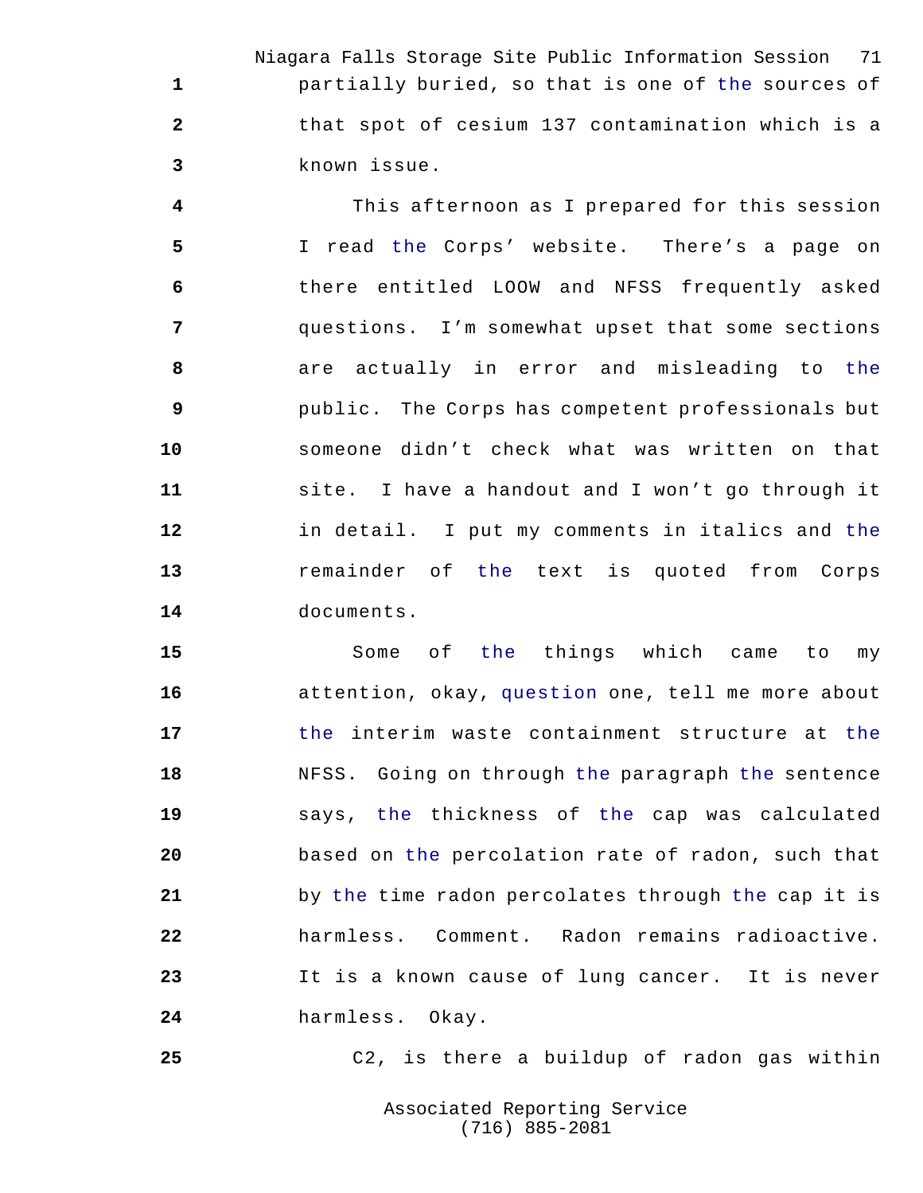partially buried, so that is one of the sources of that spot of cesium 137 contamination which is a known issue.

This afternoon as I prepared for this session I read the Corps' website. There's a page on there entitled LOOW and NFSS frequently asked questions. I'm somewhat upset that some sections are actually in error and misleading to the public. The Corps has competent professionals but someone didn't check what was written on that site. I have a handout and I won't go through it in detail. I put my comments in italics and the remainder of the text is quoted from Corps documents.

Some of the things which came to my attention, okay, question one, tell me more about the interim waste containment structure at the NFSS. Going on through the paragraph the sentence says, the thickness of the cap was calculated based on the percolation rate of radon, such that by the time radon percolates through the cap it is harmless. Comment. Radon remains radioactive. It is a known cause of lung cancer. It is never harmless. Okay.

C2, is there a buildup of radon gas within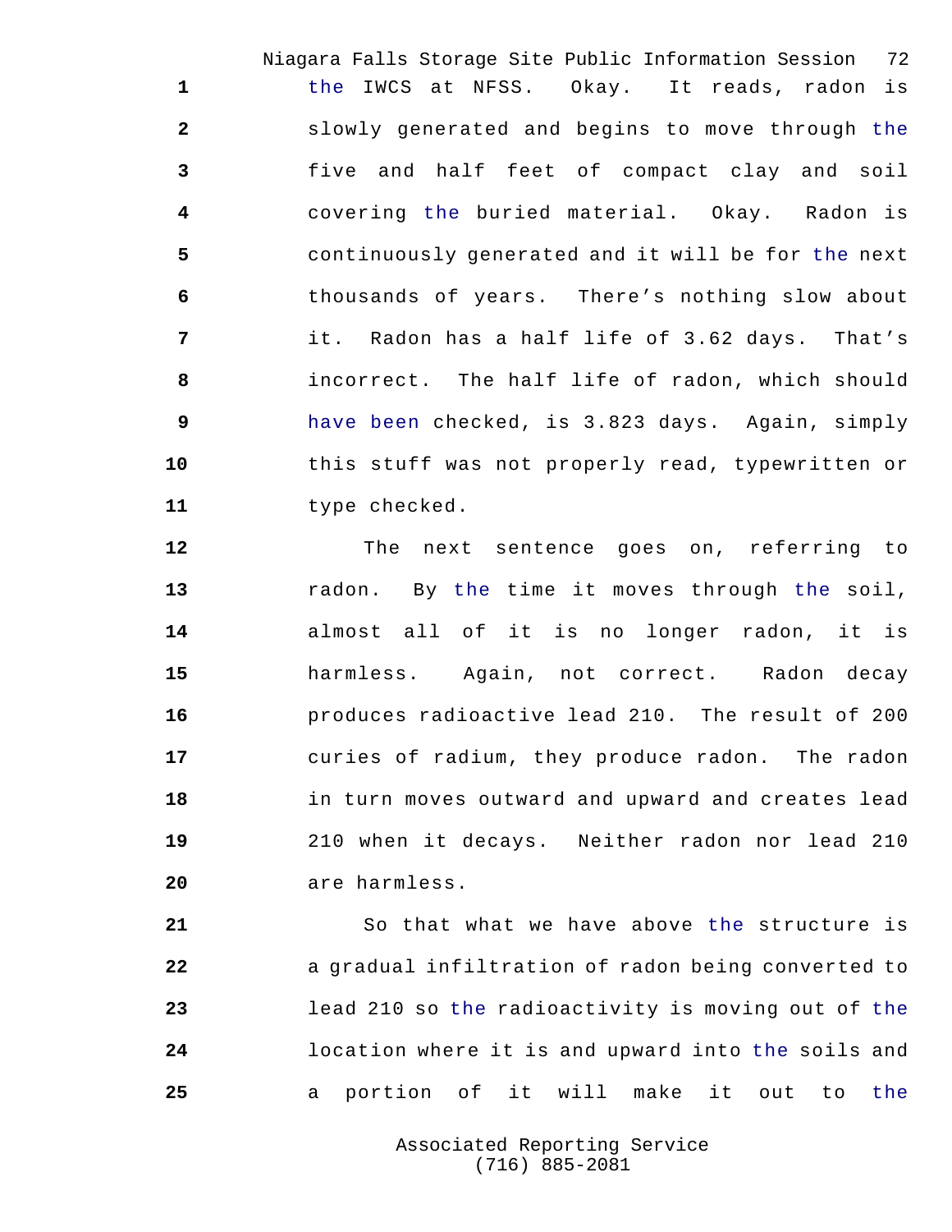the IWCS at NFSS. Okay. It reads, radon is slowly generated and begins to move through the five and half feet of compact clay and soil covering the buried material. Okay. Radon is continuously generated and it will be for the next thousands of years. There's nothing slow about it. Radon has a half life of 3.62 days. That's incorrect. The half life of radon, which should have been checked, is 3.823 days. Again, simply this stuff was not properly read, typewritten or type checked.

The next sentence goes on, referring to radon. By the time it moves through the soil, almost all of it is no longer radon, it is harmless. Again, not correct. Radon decay produces radioactive lead 210. The result of 200 curies of radium, they produce radon. The radon in turn moves outward and upward and creates lead 210 when it decays. Neither radon nor lead 210 are harmless.

So that what we have above the structure is a gradual infiltration of radon being converted to lead 210 so the radioactivity is moving out of the location where it is and upward into the soils and a portion of it will make it out to the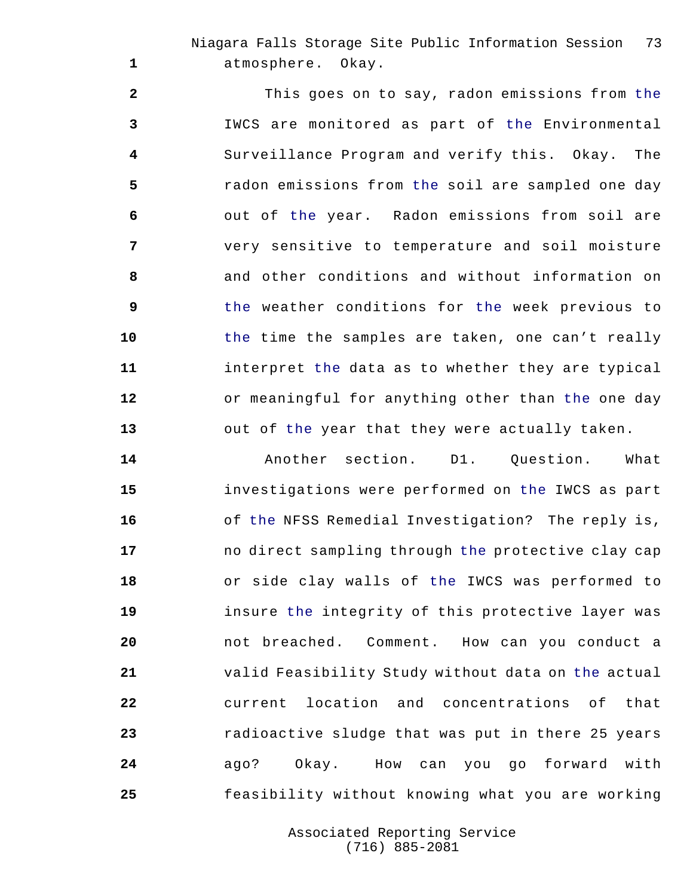atmosphere. Okay.

This goes on to say, radon emissions from the IWCS are monitored as part of the Environmental Surveillance Program and verify this. Okay. The radon emissions from the soil are sampled one day out of the year. Radon emissions from soil are very sensitive to temperature and soil moisture and other conditions and without information on the weather conditions for the week previous to the time the samples are taken, one can't really interpret the data as to whether they are typical or meaningful for anything other than the one day out of the year that they were actually taken.

Another section. D1. Question. What investigations were performed on the IWCS as part of the NFSS Remedial Investigation? The reply is, no direct sampling through the protective clay cap or side clay walls of the IWCS was performed to insure the integrity of this protective layer was not breached. Comment. How can you conduct a valid Feasibility Study without data on the actual current location and concentrations of that radioactive sludge that was put in there 25 years ago? Okay. How can you go forward with feasibility without knowing what you are working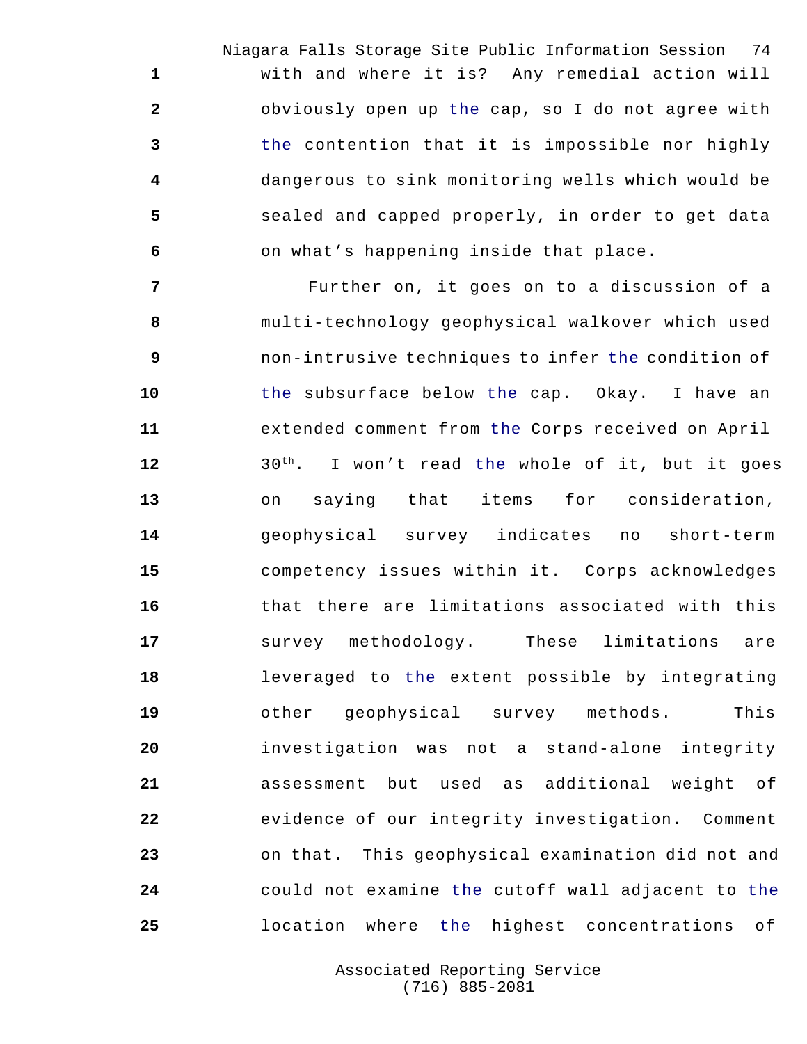with and where it is? Any remedial action will obviously open up the cap, so I do not agree with the contention that it is impossible nor highly dangerous to sink monitoring wells which would be sealed and capped properly, in order to get data on what's happening inside that place.

Further on, it goes on to a discussion of a multi-technology geophysical walkover which used non-intrusive techniques to infer the condition of the subsurface below the cap. Okay. I have an extended comment from the Corps received on April 30th. I won't read the whole of it, but it goes on saying that items for consideration, geophysical survey indicates no short-term competency issues within it. Corps acknowledges that there are limitations associated with this survey methodology. These limitations are leveraged to the extent possible by integrating other geophysical survey methods. This investigation was not a stand-alone integrity assessment but used as additional weight of evidence of our integrity investigation. Comment on that. This geophysical examination did not and could not examine the cutoff wall adjacent to the location where the highest concentrations of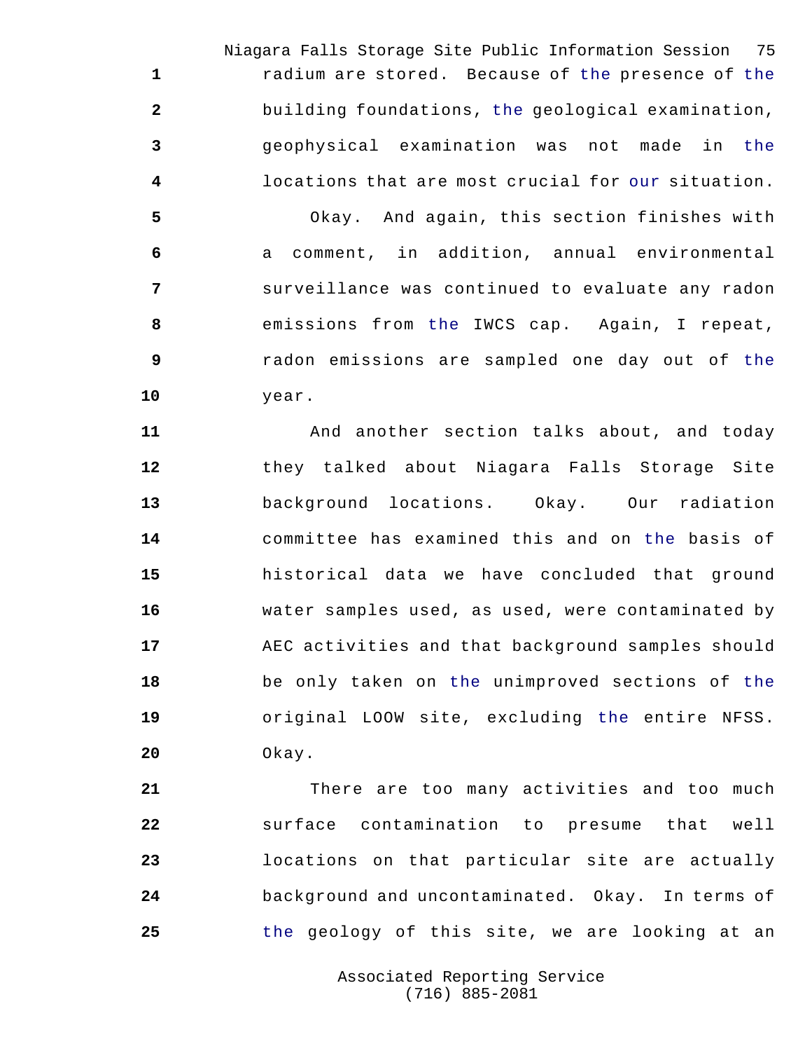radium are stored. Because of the presence of the building foundations, the geological examination, geophysical examination was not made in the locations that are most crucial for our situation.

Okay. And again, this section finishes with a comment, in addition, annual environmental surveillance was continued to evaluate any radon emissions from the IWCS cap. Again, I repeat, radon emissions are sampled one day out of the year.

And another section talks about, and today they talked about Niagara Falls Storage Site background locations. Okay. Our radiation committee has examined this and on the basis of historical data we have concluded that ground water samples used, as used, were contaminated by AEC activities and that background samples should be only taken on the unimproved sections of the original LOOW site, excluding the entire NFSS. Okay.

There are too many activities and too much surface contamination to presume that well locations on that particular site are actually background and uncontaminated. Okay. In terms of the geology of this site, we are looking at an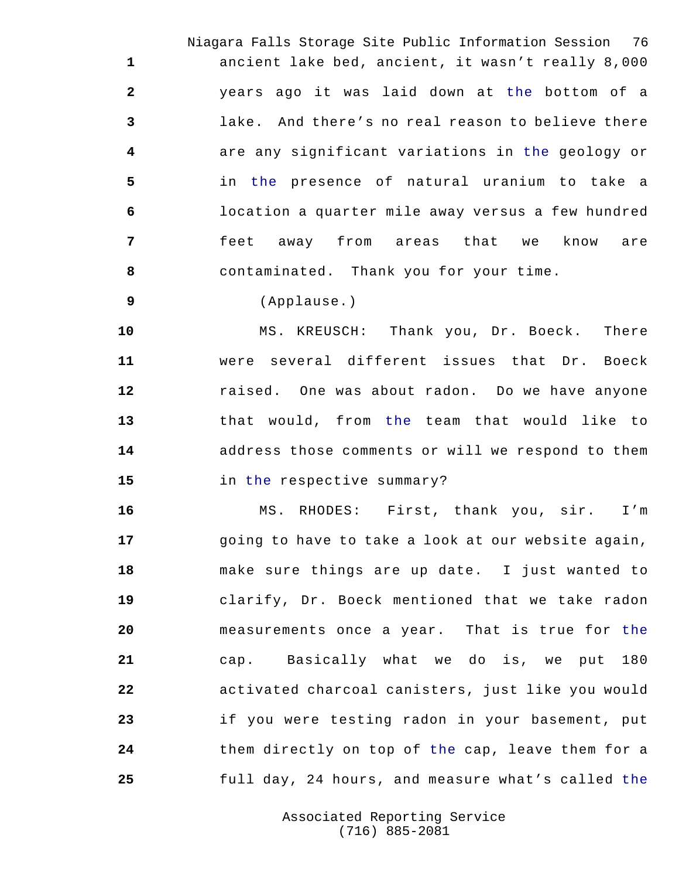ancient lake bed, ancient, it wasn't really 8,000 years ago it was laid down at the bottom of a lake. And there's no real reason to believe there are any significant variations in the geology or in the presence of natural uranium to take a location a quarter mile away versus a few hundred feet away from areas that we know are contaminated. Thank you for your time.

(Applause.)

MS. KREUSCH: Thank you, Dr. Boeck. There were several different issues that Dr. Boeck raised. One was about radon. Do we have anyone that would, from the team that would like to address those comments or will we respond to them in the respective summary?

MS. RHODES: First, thank you, sir. I'm going to have to take a look at our website again, make sure things are up date. I just wanted to clarify, Dr. Boeck mentioned that we take radon measurements once a year. That is true for the cap. Basically what we do is, we put 180 activated charcoal canisters, just like you would if you were testing radon in your basement, put them directly on top of the cap, leave them for a full day, 24 hours, and measure what's called the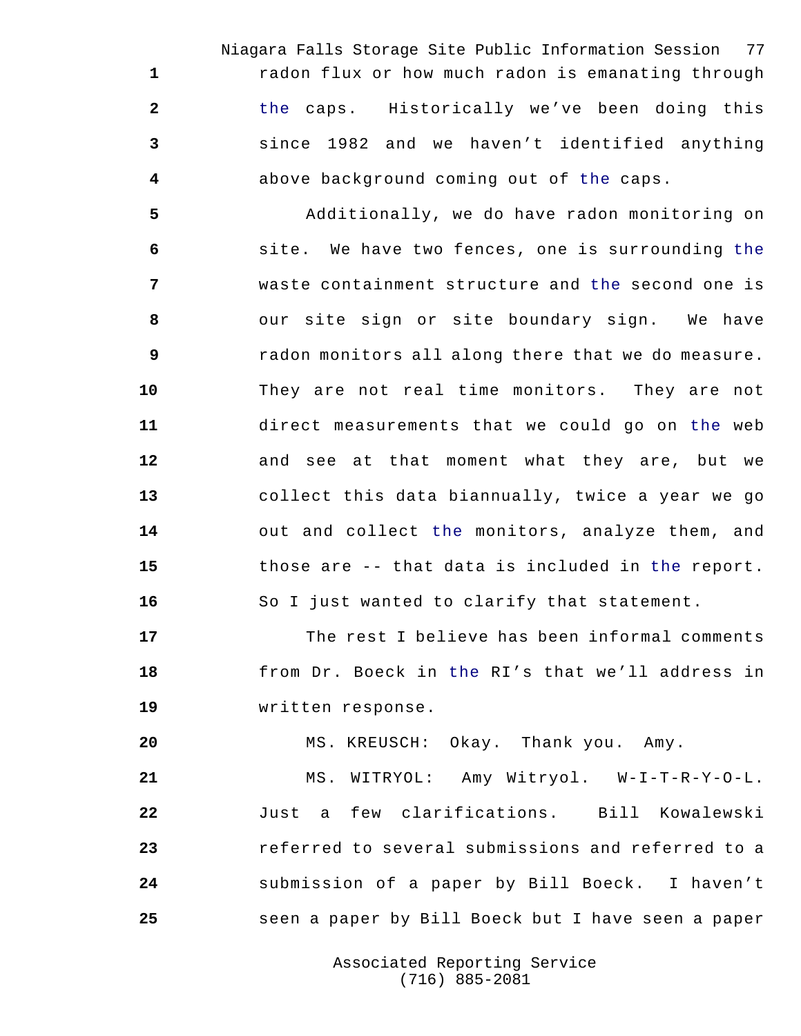radon flux or how much radon is emanating through the caps. Historically we've been doing this since 1982 and we haven't identified anything above background coming out of the caps.

Additionally, we do have radon monitoring on site. We have two fences, one is surrounding the waste containment structure and the second one is our site sign or site boundary sign. We have radon monitors all along there that we do measure. They are not real time monitors. They are not direct measurements that we could go on the web and see at that moment what they are, but we collect this data biannually, twice a year we go out and collect the monitors, analyze them, and those are -- that data is included in the report. So I just wanted to clarify that statement.

The rest I believe has been informal comments from Dr. Boeck in the RI's that we'll address in written response.

MS. KREUSCH: Okay. Thank you. Amy.

MS. WITRYOL: Amy Witryol. W-I-T-R-Y-O-L. Just a few clarifications. Bill Kowalewski referred to several submissions and referred to a submission of a paper by Bill Boeck. I haven't seen a paper by Bill Boeck but I have seen a paper

Associated Reporting Service
(716) 885-2081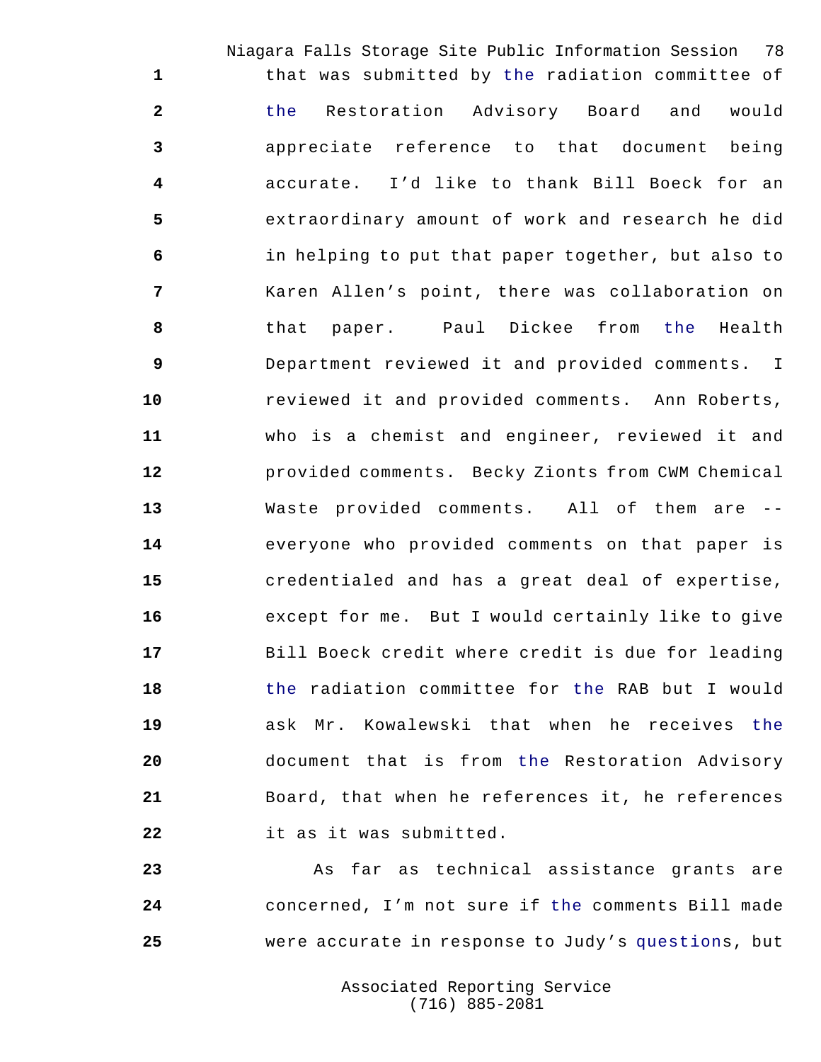that was submitted by the radiation committee of the Restoration Advisory Board and would appreciate reference to that document being accurate. I'd like to thank Bill Boeck for an extraordinary amount of work and research he did in helping to put that paper together, but also to Karen Allen's point, there was collaboration on that paper. Paul Dickee from the Health Department reviewed it and provided comments. I reviewed it and provided comments. Ann Roberts, who is a chemist and engineer, reviewed it and provided comments. Becky Zionts from CWM Chemical Waste provided comments. All of them are -- everyone who provided comments on that paper is credentialed and has a great deal of expertise, except for me. But I would certainly like to give Bill Boeck credit where credit is due for leading the radiation committee for the RAB but I would ask Mr. Kowalewski that when he receives the document that is from the Restoration Advisory Board, that when he references it, he references it as it was submitted.

As far as technical assistance grants are concerned, I'm not sure if the comments Bill made were accurate in response to Judy's questions, but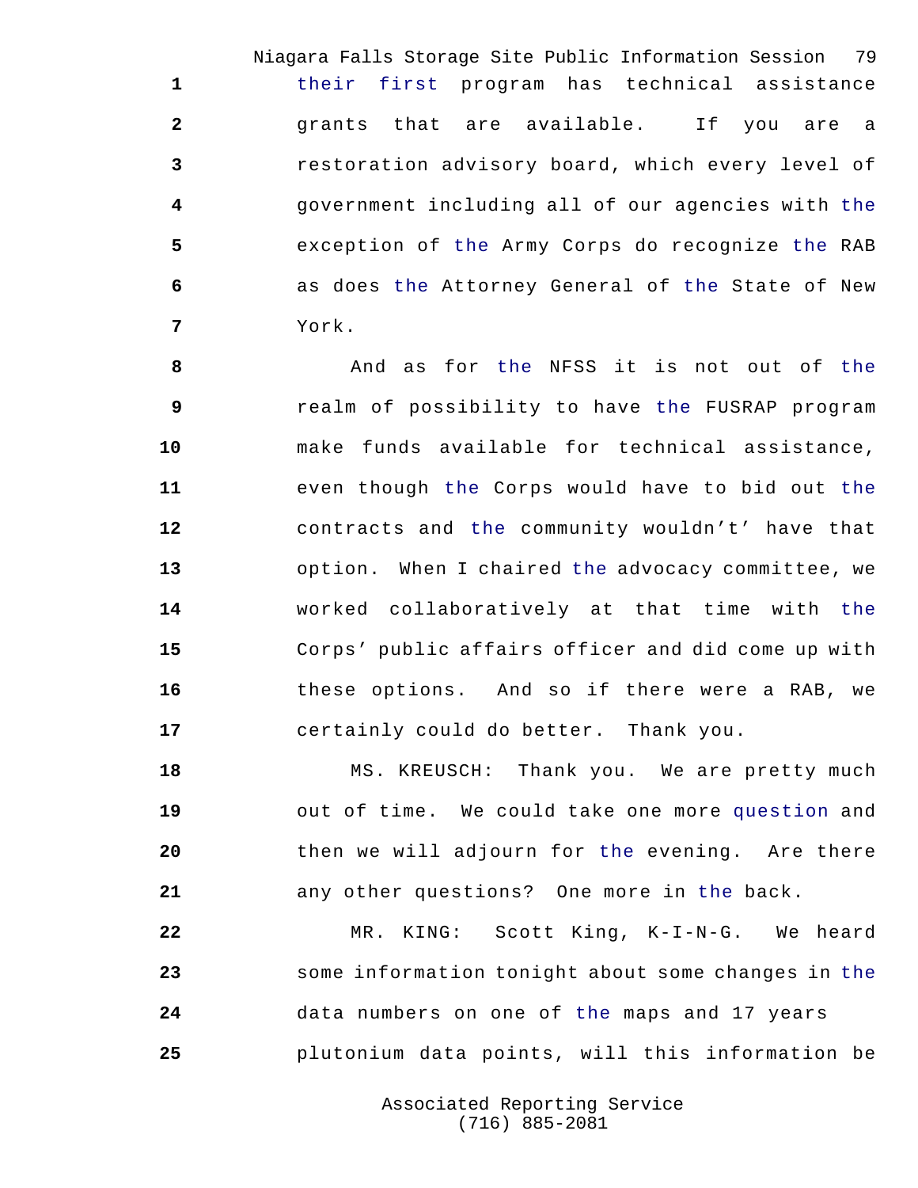their first program has technical assistance grants that are available. If you are a restoration advisory board, which every level of government including all of our agencies with the exception of the Army Corps do recognize the RAB as does the Attorney General of the State of New York.

And as for the NFSS it is not out of the realm of possibility to have the FUSRAP program make funds available for technical assistance, even though the Corps would have to bid out the contracts and the community wouldn't' have that option. When I chaired the advocacy committee, we worked collaboratively at that time with the Corps' public affairs officer and did come up with these options. And so if there were a RAB, we certainly could do better. Thank you.

MS. KREUSCH: Thank you. We are pretty much out of time. We could take one more question and then we will adjourn for the evening. Are there any other questions? One more in the back.

MR. KING: Scott King, K-I-N-G. We heard some information tonight about some changes in the data numbers on one of the maps and 17 years plutonium data points, will this information be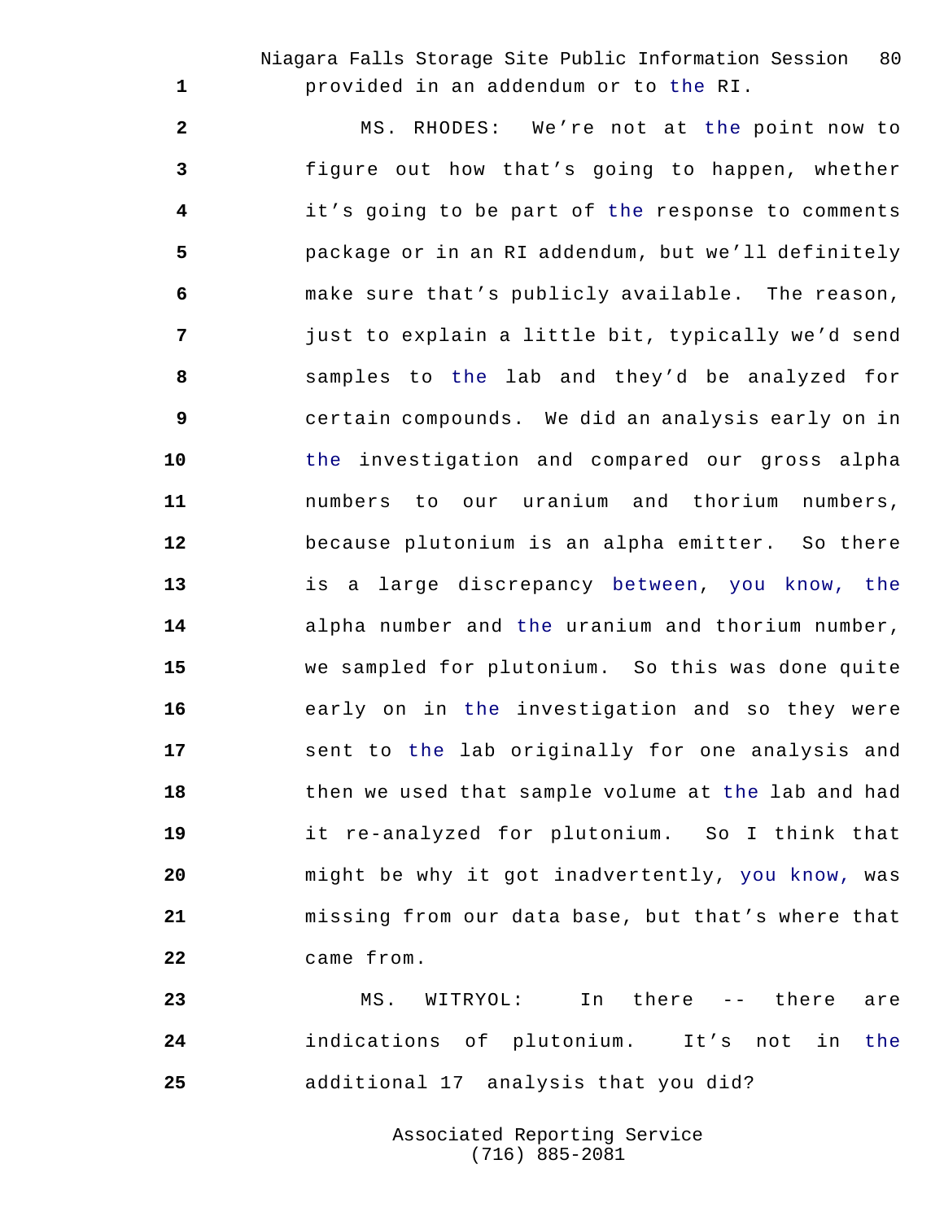provided in an addendum or to the RI.

MS. RHODES: We're not at the point now to figure out how that's going to happen, whether it's going to be part of the response to comments package or in an RI addendum, but we'll definitely make sure that's publicly available. The reason, just to explain a little bit, typically we'd send samples to the lab and they'd be analyzed for certain compounds. We did an analysis early on in the investigation and compared our gross alpha numbers to our uranium and thorium numbers, because plutonium is an alpha emitter. So there is a large discrepancy between, you know, the alpha number and the uranium and thorium number, we sampled for plutonium. So this was done quite early on in the investigation and so they were sent to the lab originally for one analysis and then we used that sample volume at the lab and had it re-analyzed for plutonium. So I think that might be why it got inadvertently, you know, was missing from our data base, but that's where that came from.

MS. WITRYOL: In there -- there are indications of plutonium. It's not in the additional 17 analysis that you did?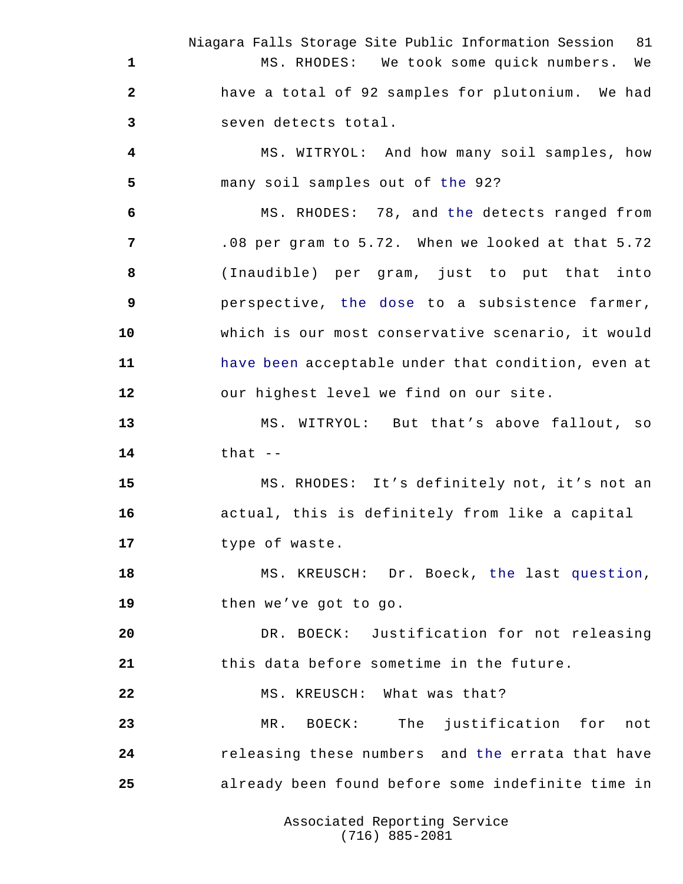MS. RHODES: We took some quick numbers. We have a total of 92 samples for plutonium. We had seven detects total.

MS. WITRYOL: And how many soil samples, how many soil samples out of the 92?

MS. RHODES: 78, and the detects ranged from .08 per gram to 5.72. When we looked at that 5.72 (Inaudible) per gram, just to put that into perspective, the dose to a subsistence farmer, which is our most conservative scenario, it would have been acceptable under that condition, even at our highest level we find on our site.

MS. WITRYOL: But that's above fallout, so that --

MS. RHODES: It's definitely not, it's not an actual, this is definitely from like a capital type of waste.

MS. KREUSCH: Dr. Boeck, the last question, then we've got to go.

DR. BOECK: Justification for not releasing this data before sometime in the future.

MS. KREUSCH: What was that?

MR. BOECK: The justification for not releasing these numbers and the errata that have already been found before some indefinite time in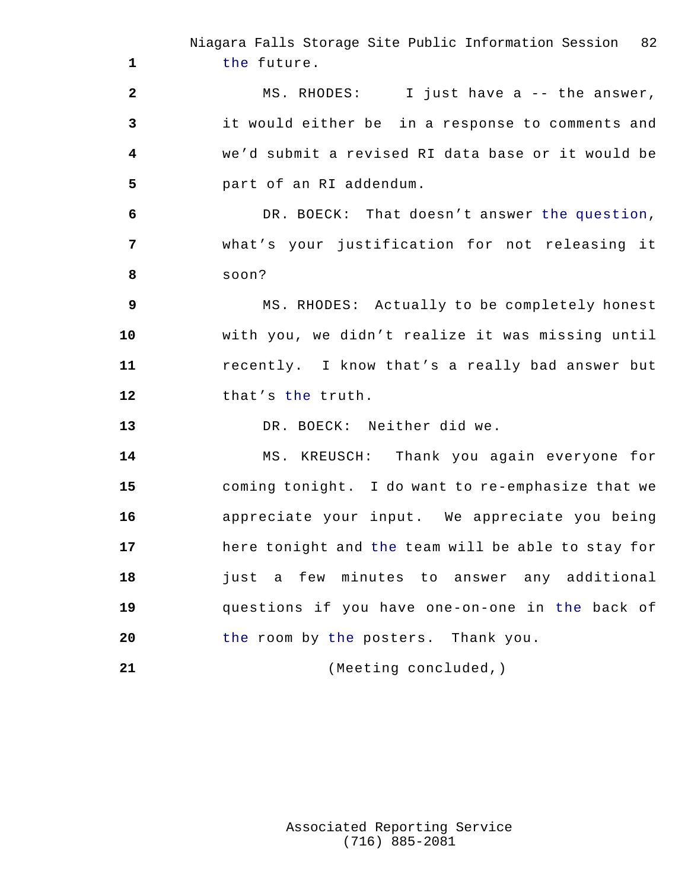the future.

MS. RHODES: I just have a -- the answer, it would either be in a response to comments and we'd submit a revised RI data base or it would be part of an RI addendum.

DR. BOECK: That doesn't answer the question, what's your justification for not releasing it soon?

MS. RHODES: Actually to be completely honest with you, we didn't realize it was missing until recently. I know that's a really bad answer but that's the truth.

DR. BOECK: Neither did we.

MS. KREUSCH: Thank you again everyone for coming tonight. I do want to re-emphasize that we appreciate your input. We appreciate you being here tonight and the team will be able to stay for just a few minutes to answer any additional questions if you have one-on-one in the back of the room by the posters. Thank you.

(Meeting concluded,)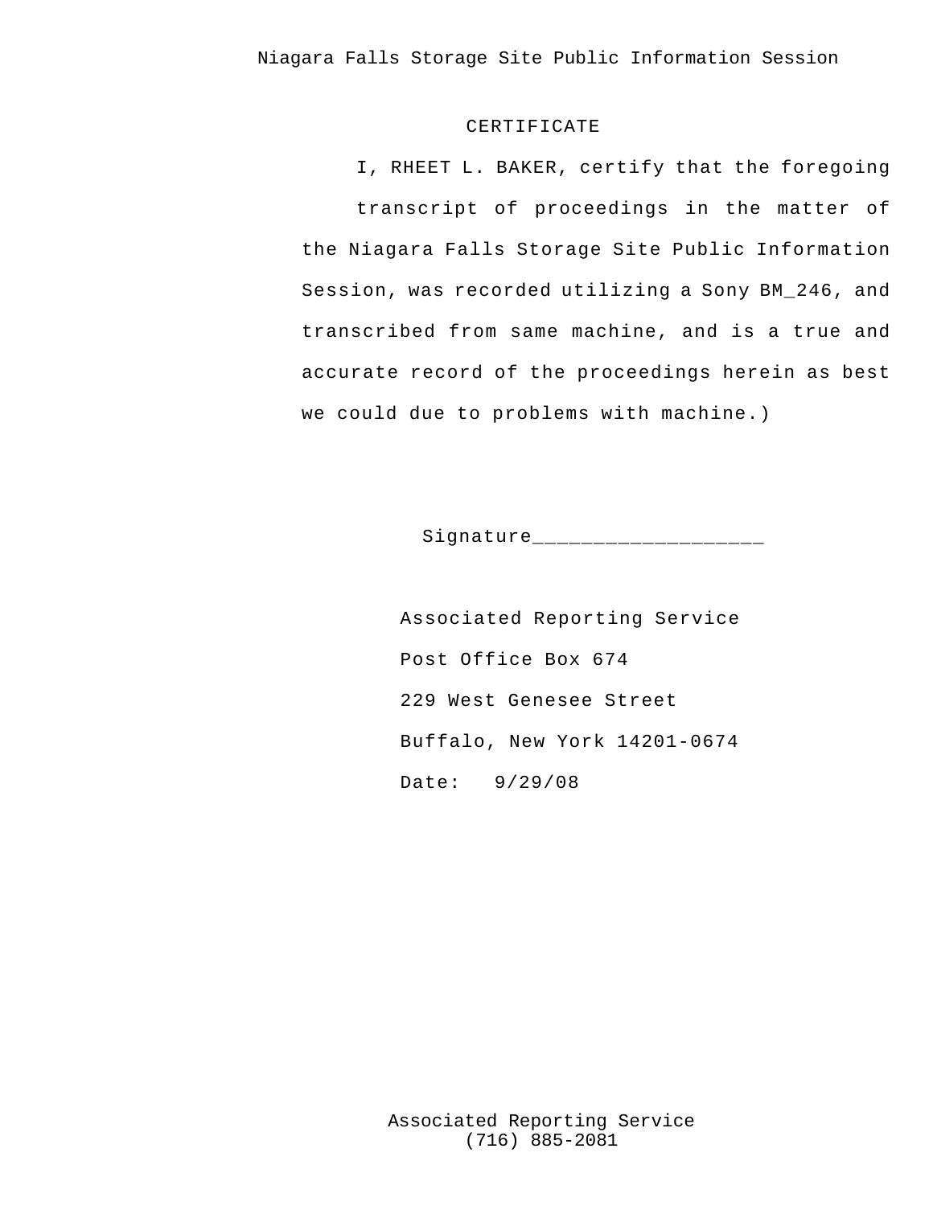# CERTIFICATE

I, RHEET L. BAKER, certify that the foregoing transcript of proceedings in the matter of the Niagara Falls Storage Site Public Information Session, was recorded utilizing a Sony BM_246, and transcribed from same machine, and is a true and accurate record of the proceedings herein as best we could due to problems with machine.)

Signature___________________

Associated Reporting Service
Post Office Box 674
229 West Genesee Street
Buffalo, New York 14201-0674
Date: 9/29/08